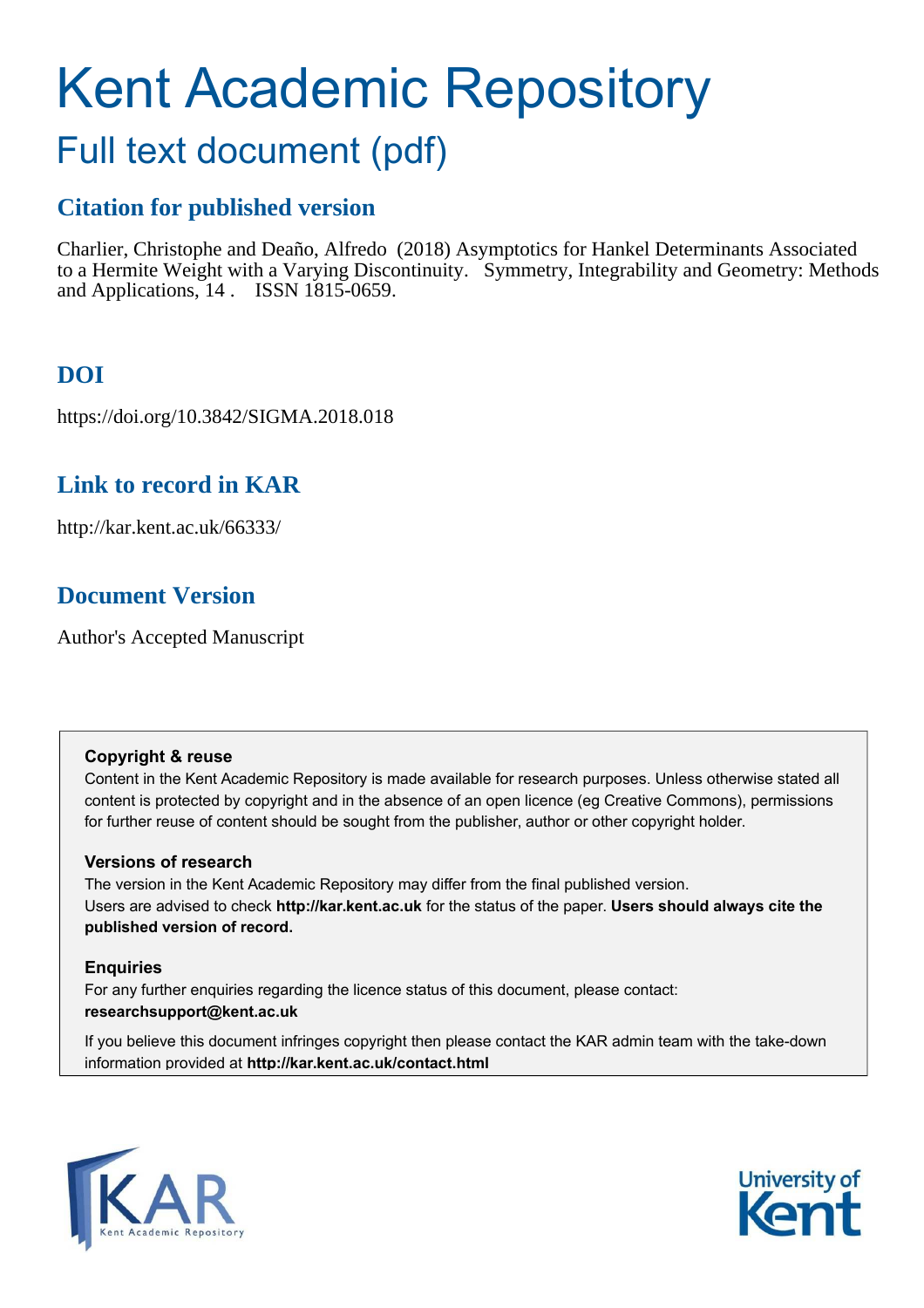# Kent Academic Repository

## Full text document (pdf)

### Citation for published version

Charlier, Christophe and Deaño, Alfredo (2018) Asymptotics for Hankel Determinants Associated to a Hermite Weight with a Varying Discontinuity. Symmetry, Integrability and Geometry: Methods and Applications, 14 . ISSN 1815-0659.

### DOI

https://doi.org/10.3842/SIGMA.2018.018

### Link to record in KAR

http://kar.kent.ac.uk/66333/

### Document Version

Author's Accepted Manuscript

**Copyright & reuse**

Content in the Kent Academic Repository is made available for research purposes. Unless otherwise stated all content is protected by copyright and in the absence of an open licence (eg Creative Commons), permissions for further reuse of content should be sought from the publisher, author or other copyright holder.

**Versions of research**

The version in the Kent Academic Repository may differ from the final published version.
Users are advised to check **http://kar.kent.ac.uk** for the status of the paper. **Users should always cite the published version of record.**

**Enquiries**

For any further enquiries regarding the licence status of this document, please contact:
**researchsupport@kent.ac.uk**

If you believe this document infringes copyright then please contact the KAR admin team with the take-down information provided at **http://kar.kent.ac.uk/contact.html**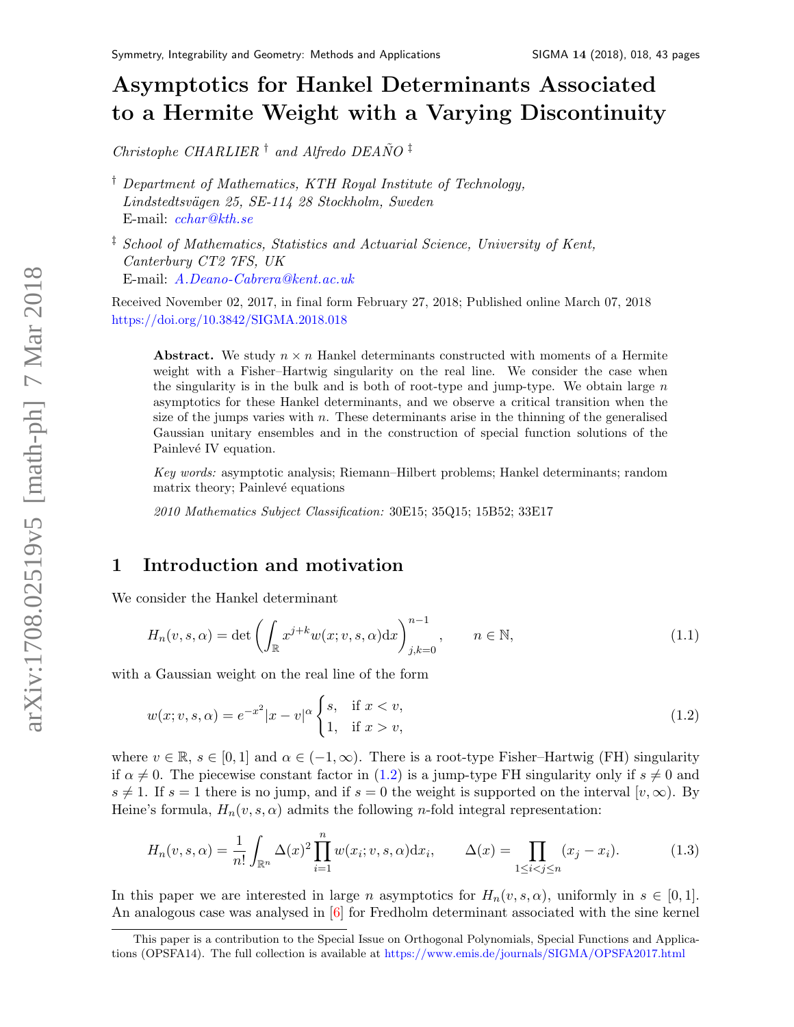# Asymptotics for Hankel Determinants Associated to a Hermite Weight with a Varying Discontinuity

*Christophe CHARLIER* [†] *and Alfredo DEAÑO* [‡]

[†] *Department of Mathematics, KTH Royal Institute of Technology, Lindstedtsvägen 25, SE-114 28 Stockholm, Sweden*
E-mail: *cchar@kth.se*

[‡] *School of Mathematics, Statistics and Actuarial Science, University of Kent, Canterbury CT2 7FS, UK*
E-mail: *A.Deano-Cabrera@kent.ac.uk*

Received November 02, 2017, in final form February 27, 2018; Published online March 07, 2018
https://doi.org/10.3842/SIGMA.2018.018

> **Abstract.** We study $n \times n$ Hankel determinants constructed with moments of a Hermite weight with a Fisher–Hartwig singularity on the real line. We consider the case when the singularity is in the bulk and is both of root-type and jump-type. We obtain large $n$ asymptotics for these Hankel determinants, and we observe a critical transition when the size of the jumps varies with $n$. These determinants arise in the thinning of the generalised Gaussian unitary ensembles and in the construction of special function solutions of the Painlevé IV equation.
>
> *Key words:* asymptotic analysis; Riemann–Hilbert problems; Hankel determinants; random matrix theory; Painlevé equations
>
> *2010 Mathematics Subject Classification:* 30E15; 35Q15; 15B52; 33E17

## 1 Introduction and motivation

We consider the Hankel determinant

$$H_n(v,s,\alpha) = \det\left(\int_{\mathbb{R}} x^{j+k} w(x;v,s,\alpha)\mathrm{d}x\right)_{j,k=0}^{n-1}, \qquad n \in \mathbb{N}, \tag{1.1}$$

with a Gaussian weight on the real line of the form

$$w(x;v,s,\alpha) = e^{-x^2}|x-v|^{\alpha}\begin{cases} s, & \text{if } x<v, \\ 1, & \text{if } x>v, \end{cases} \tag{1.2}$$

where $v \in \mathbb{R}$, $s \in [0,1]$ and $\alpha \in (-1,\infty)$. There is a root-type Fisher–Hartwig (FH) singularity if $\alpha \neq 0$. The piecewise constant factor in (1.2) is a jump-type FH singularity only if $s \neq 0$ and $s \neq 1$. If $s=1$ there is no jump, and if $s=0$ the weight is supported on the interval $[v,\infty)$. By Heine's formula, $H_n(v,s,\alpha)$ admits the following $n$-fold integral representation:

$$H_n(v,s,\alpha) = \frac{1}{n!}\int_{\mathbb{R}^n} \Delta(x)^2 \prod_{i=1}^{n} w(x_i;v,s,\alpha)\mathrm{d}x_i, \qquad \Delta(x) = \prod_{1\le i<j\le n}(x_j-x_i). \tag{1.3}$$

In this paper we are interested in large $n$ asymptotics for $H_n(v,s,\alpha)$, uniformly in $s \in [0,1]$. An analogous case was analysed in [6] for Fredholm determinant associated with the sine kernel

This paper is a contribution to the Special Issue on Orthogonal Polynomials, Special Functions and Applications (OPSFA14). The full collection is available at https://www.emis.de/journals/SIGMA/OPSFA2017.html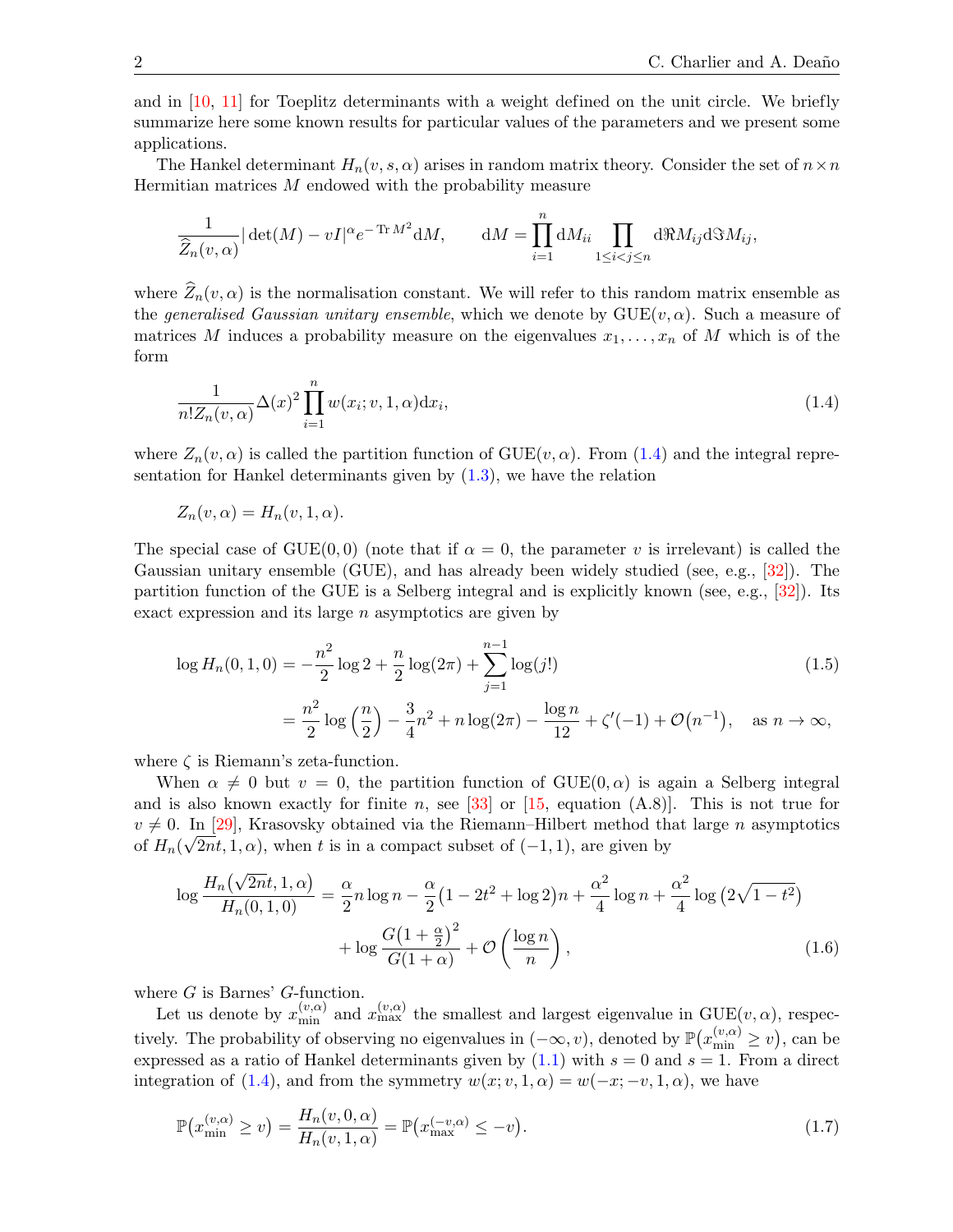and in [10, 11] for Toeplitz determinants with a weight defined on the unit circle. We briefly summarize here some known results for particular values of the parameters and we present some applications.

The Hankel determinant $H_n(v,s,\alpha)$ arises in random matrix theory. Consider the set of $n\times n$ Hermitian matrices $M$ endowed with the probability measure

$$\frac{1}{\widehat{Z}_n(v,\alpha)}|\det(M)-vI|^{\alpha}e^{-\operatorname{Tr}M^2}\mathrm{d}M, \qquad \mathrm{d}M=\prod_{i=1}^{n}\mathrm{d}M_{ii}\prod_{1\le i<j\le n}\mathrm{d}\Re M_{ij}\mathrm{d}\Im M_{ij},$$

where $\widehat{Z}_n(v,\alpha)$ is the normalisation constant. We will refer to this random matrix ensemble as the *generalised Gaussian unitary ensemble*, which we denote by $\mathrm{GUE}(v,\alpha)$. Such a measure of matrices $M$ induces a probability measure on the eigenvalues $x_1,\dots,x_n$ of $M$ which is of the form

$$\frac{1}{n!Z_n(v,\alpha)}\Delta(x)^2\prod_{i=1}^{n}w(x_i;v,1,\alpha)\mathrm{d}x_i, \tag{1.4}$$

where $Z_n(v,\alpha)$ is called the partition function of $\mathrm{GUE}(v,\alpha)$. From (1.4) and the integral representation for Hankel determinants given by (1.3), we have the relation

$$Z_n(v,\alpha)=H_n(v,1,\alpha).$$

The special case of $\mathrm{GUE}(0,0)$ (note that if $\alpha=0$, the parameter $v$ is irrelevant) is called the Gaussian unitary ensemble (GUE), and has already been widely studied (see, e.g., [32]). The partition function of the GUE is a Selberg integral and is explicitly known (see, e.g., [32]). Its exact expression and its large $n$ asymptotics are given by

$$\begin{aligned}\log H_n(0,1,0)&=-\frac{n^2}{2}\log 2+\frac{n}{2}\log(2\pi)+\sum_{j=1}^{n-1}\log(j!) \\ &=\frac{n^2}{2}\log\left(\frac{n}{2}\right)-\frac{3}{4}n^2+n\log(2\pi)-\frac{\log n}{12}+\zeta'(-1)+\mathcal{O}\big(n^{-1}\big), \quad \text{as } n\to\infty,\end{aligned} \tag{1.5}$$

where $\zeta$ is Riemann's zeta-function.

When $\alpha\neq 0$ but $v=0$, the partition function of $\mathrm{GUE}(0,\alpha)$ is again a Selberg integral and is also known exactly for finite $n$, see [33] or [15, equation (A.8)]. This is not true for $v\neq 0$. In [29], Krasovsky obtained via the Riemann–Hilbert method that large $n$ asymptotics of $H_n(\sqrt{2n}t,1,\alpha)$, when $t$ is in a compact subset of $(-1,1)$, are given by

$$\begin{aligned}\log\frac{H_n\big(\sqrt{2n}t,1,\alpha\big)}{H_n(0,1,0)}&=\frac{\alpha}{2}n\log n-\frac{\alpha}{2}\big(1-2t^2+\log 2\big)n+\frac{\alpha^2}{4}\log n+\frac{\alpha^2}{4}\log\big(2\sqrt{1-t^2}\big) \\ &\quad+\log\frac{G\big(1+\frac{\alpha}{2}\big)^2}{G(1+\alpha)}+\mathcal{O}\left(\frac{\log n}{n}\right),\end{aligned} \tag{1.6}$$

where $G$ is Barnes' $G$-function.

Let us denote by $x_{\min}^{(v,\alpha)}$ and $x_{\max}^{(v,\alpha)}$ the smallest and largest eigenvalue in $\mathrm{GUE}(v,\alpha)$, respectively. The probability of observing no eigenvalues in $(-\infty,v)$, denoted by $\mathbb{P}\big(x_{\min}^{(v,\alpha)}\ge v\big)$, can be expressed as a ratio of Hankel determinants given by (1.1) with $s=0$ and $s=1$. From a direct integration of (1.4), and from the symmetry $w(x;v,1,\alpha)=w(-x;-v,1,\alpha)$, we have

$$\mathbb{P}\big(x_{\min}^{(v,\alpha)}\ge v\big)=\frac{H_n(v,0,\alpha)}{H_n(v,1,\alpha)}=\mathbb{P}\big(x_{\max}^{(-v,\alpha)}\le -v\big). \tag{1.7}$$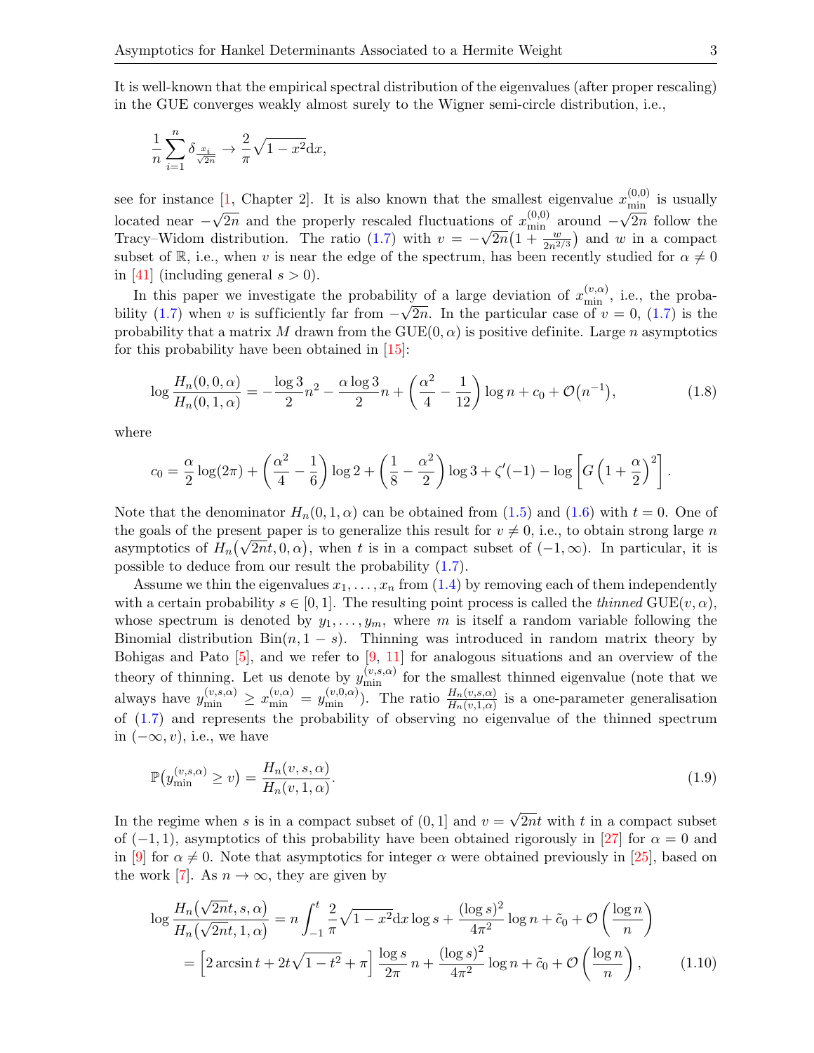It is well-known that the empirical spectral distribution of the eigenvalues (after proper rescaling) in the GUE converges weakly almost surely to the Wigner semi-circle distribution, i.e.,

$$\frac{1}{n}\sum_{i=1}^{n}\delta_{\frac{x_i}{\sqrt{2n}}} \to \frac{2}{\pi}\sqrt{1-x^2}\mathrm{d}x,$$

see for instance [1, Chapter 2]. It is also known that the smallest eigenvalue $x_{\min}^{(0,0)}$ is usually located near $-\sqrt{2n}$ and the properly rescaled fluctuations of $x_{\min}^{(0,0)}$ around $-\sqrt{2n}$ follow the Tracy–Widom distribution. The ratio (1.7) with $v = -\sqrt{2n}\big(1+\frac{w}{2n^{2/3}}\big)$ and $w$ in a compact subset of $\mathbb{R}$, i.e., when $v$ is near the edge of the spectrum, has been recently studied for $\alpha \neq 0$ in [41] (including general $s > 0$).

In this paper we investigate the probability of a large deviation of $x_{\min}^{(v,\alpha)}$, i.e., the probability (1.7) when $v$ is sufficiently far from $-\sqrt{2n}$. In the particular case of $v = 0$, (1.7) is the probability that a matrix $M$ drawn from the $\mathrm{GUE}(0,\alpha)$ is positive definite. Large $n$ asymptotics for this probability have been obtained in [15]:

$$\log\frac{H_n(0,0,\alpha)}{H_n(0,1,\alpha)} = -\frac{\log 3}{2}n^2 - \frac{\alpha\log 3}{2}n + \left(\frac{\alpha^2}{4}-\frac{1}{12}\right)\log n + c_0 + \mathcal{O}(n^{-1}), \tag{1.8}$$

where

$$c_0 = \frac{\alpha}{2}\log(2\pi) + \left(\frac{\alpha^2}{4}-\frac{1}{6}\right)\log 2 + \left(\frac{1}{8}-\frac{\alpha^2}{2}\right)\log 3 + \zeta'(-1) - \log\left[G\left(1+\frac{\alpha}{2}\right)^2\right].$$

Note that the denominator $H_n(0,1,\alpha)$ can be obtained from (1.5) and (1.6) with $t = 0$. One of the goals of the present paper is to generalize this result for $v \neq 0$, i.e., to obtain strong large $n$ asymptotics of $H_n\big(\sqrt{2n}t,0,\alpha\big)$, when $t$ is in a compact subset of $(-1,\infty)$. In particular, it is possible to deduce from our result the probability (1.7).

Assume we thin the eigenvalues $x_1,\ldots,x_n$ from (1.4) by removing each of them independently with a certain probability $s \in [0,1]$. The resulting point process is called the *thinned* $\mathrm{GUE}(v,\alpha)$, whose spectrum is denoted by $y_1,\ldots,y_m$, where $m$ is itself a random variable following the Binomial distribution $\mathrm{Bin}(n,1-s)$. Thinning was introduced in random matrix theory by Bohigas and Pato [5], and we refer to [9, 11] for analogous situations and an overview of the theory of thinning. Let us denote by $y_{\min}^{(v,s,\alpha)}$ for the smallest thinned eigenvalue (note that we always have $y_{\min}^{(v,s,\alpha)} \geq x_{\min}^{(v,\alpha)} = y_{\min}^{(v,0,\alpha)}$). The ratio $\frac{H_n(v,s,\alpha)}{H_n(v,1,\alpha)}$ is a one-parameter generalisation of (1.7) and represents the probability of observing no eigenvalue of the thinned spectrum in $(-\infty,v)$, i.e., we have

$$\mathbb{P}\big(y_{\min}^{(v,s,\alpha)} \geq v\big) = \frac{H_n(v,s,\alpha)}{H_n(v,1,\alpha)}. \tag{1.9}$$

In the regime when $s$ is in a compact subset of $(0,1]$ and $v = \sqrt{2n}t$ with $t$ in a compact subset of $(-1,1)$, asymptotics of this probability have been obtained rigorously in [27] for $\alpha = 0$ and in [9] for $\alpha \neq 0$. Note that asymptotics for integer $\alpha$ were obtained previously in [25], based on the work [7]. As $n \to \infty$, they are given by

$$\begin{aligned}\log\frac{H_n\big(\sqrt{2n}t,s,\alpha\big)}{H_n\big(\sqrt{2n}t,1,\alpha\big)} &= n\int_{-1}^{t}\frac{2}{\pi}\sqrt{1-x^2}\mathrm{d}x\log s + \frac{(\log s)^2}{4\pi^2}\log n + \tilde{c}_0 + \mathcal{O}\left(\frac{\log n}{n}\right)\\ &= \left[2\arcsin t + 2t\sqrt{1-t^2}+\pi\right]\frac{\log s}{2\pi}n + \frac{(\log s)^2}{4\pi^2}\log n + \tilde{c}_0 + \mathcal{O}\left(\frac{\log n}{n}\right),\end{aligned} \tag{1.10}$$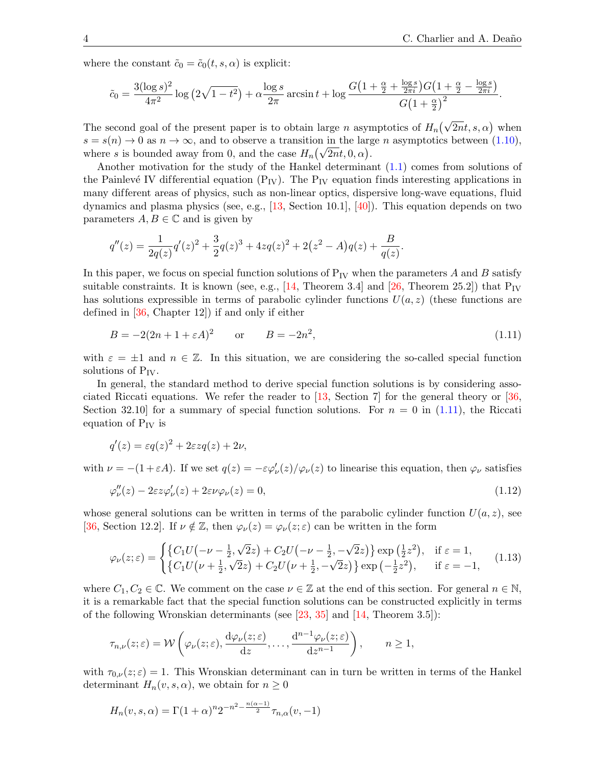where the constant $\tilde{c}_0 = \tilde{c}_0(t, s, \alpha)$ is explicit:

$$\tilde{c}_0 = \frac{3(\log s)^2}{4\pi^2} \log\left(2\sqrt{1-t^2}\right) + \alpha \frac{\log s}{2\pi} \arcsin t + \log \frac{G\left(1 + \frac{\alpha}{2} + \frac{\log s}{2\pi i}\right) G\left(1 + \frac{\alpha}{2} - \frac{\log s}{2\pi i}\right)}{G\left(1 + \frac{\alpha}{2}\right)^2}.$$

The second goal of the present paper is to obtain large $n$ asymptotics of $H_n\left(\sqrt{2n}t, s, \alpha\right)$ when $s = s(n) \to 0$ as $n \to \infty$, and to observe a transition in the large $n$ asymptotics between (1.10), where $s$ is bounded away from 0, and the case $H_n\left(\sqrt{2n}t, 0, \alpha\right)$.

Another motivation for the study of the Hankel determinant (1.1) comes from solutions of the Painlevé IV differential equation ($\mathrm{P_{IV}}$). The $\mathrm{P_{IV}}$ equation finds interesting applications in many different areas of physics, such as non-linear optics, dispersive long-wave equations, fluid dynamics and plasma physics (see, e.g., [13, Section 10.1], [40]). This equation depends on two parameters $A, B \in \mathbb{C}$ and is given by

$$q''(z) = \frac{1}{2q(z)} q'(z)^2 + \frac{3}{2} q(z)^3 + 4z q(z)^2 + 2\left(z^2 - A\right) q(z) + \frac{B}{q(z)}.$$

In this paper, we focus on special function solutions of $\mathrm{P_{IV}}$ when the parameters $A$ and $B$ satisfy suitable constraints. It is known (see, e.g., [14, Theorem 3.4] and [26, Theorem 25.2]) that $\mathrm{P_{IV}}$ has solutions expressible in terms of parabolic cylinder functions $U(a, z)$ (these functions are defined in [36, Chapter 12]) if and only if either

$$B = -2(2n + 1 + \varepsilon A)^2 \qquad \text{or} \qquad B = -2n^2, \tag{1.11}$$

with $\varepsilon = \pm 1$ and $n \in \mathbb{Z}$. In this situation, we are considering the so-called special function solutions of $\mathrm{P_{IV}}$.

In general, the standard method to derive special function solutions is by considering associated Riccati equations. We refer the reader to [13, Section 7] for the general theory or [36, Section 32.10] for a summary of special function solutions. For $n = 0$ in (1.11), the Riccati equation of $\mathrm{P_{IV}}$ is

$$q'(z) = \varepsilon q(z)^2 + 2\varepsilon z q(z) + 2\nu,$$

with $\nu = -(1 + \varepsilon A)$. If we set $q(z) = -\varepsilon \varphi_\nu'(z)/\varphi_\nu(z)$ to linearise this equation, then $\varphi_\nu$ satisfies

$$\varphi_\nu''(z) - 2\varepsilon z \varphi_\nu'(z) + 2\varepsilon \nu \varphi_\nu(z) = 0, \tag{1.12}$$

whose general solutions can be written in terms of the parabolic cylinder function $U(a, z)$, see [36, Section 12.2]. If $\nu \notin \mathbb{Z}$, then $\varphi_\nu(z) = \varphi_\nu(z; \varepsilon)$ can be written in the form

$$\varphi_\nu(z; \varepsilon) = \begin{cases} \left\{C_1 U\left(-\nu - \frac{1}{2}, \sqrt{2}z\right) + C_2 U\left(-\nu - \frac{1}{2}, -\sqrt{2}z\right)\right\} \exp\left(\frac{1}{2}z^2\right), & \text{if } \varepsilon = 1, \\ \left\{C_1 U\left(\nu + \frac{1}{2}, \sqrt{2}z\right) + C_2 U\left(\nu + \frac{1}{2}, -\sqrt{2}z\right)\right\} \exp\left(-\frac{1}{2}z^2\right), & \text{if } \varepsilon = -1, \end{cases} \tag{1.13}$$

where $C_1, C_2 \in \mathbb{C}$. We comment on the case $\nu \in \mathbb{Z}$ at the end of this section. For general $n \in \mathbb{N}$, it is a remarkable fact that the special function solutions can be constructed explicitly in terms of the following Wronskian determinants (see [23, 35] and [14, Theorem 3.5]):

$$\tau_{n,\nu}(z; \varepsilon) = \mathcal{W}\left(\varphi_\nu(z; \varepsilon), \frac{\mathrm{d}\varphi_\nu(z; \varepsilon)}{\mathrm{d}z}, \dots, \frac{\mathrm{d}^{n-1}\varphi_\nu(z; \varepsilon)}{\mathrm{d}z^{n-1}}\right), \qquad n \geq 1,$$

with $\tau_{0,\nu}(z; \varepsilon) = 1$. This Wronskian determinant can in turn be written in terms of the Hankel determinant $H_n(v, s, \alpha)$, we obtain for $n \geq 0$

$$H_n(v, s, \alpha) = \Gamma(1 + \alpha)^n 2^{-n^2 - \frac{n(\alpha - 1)}{2}} \tau_{n,\alpha}(v, -1)$$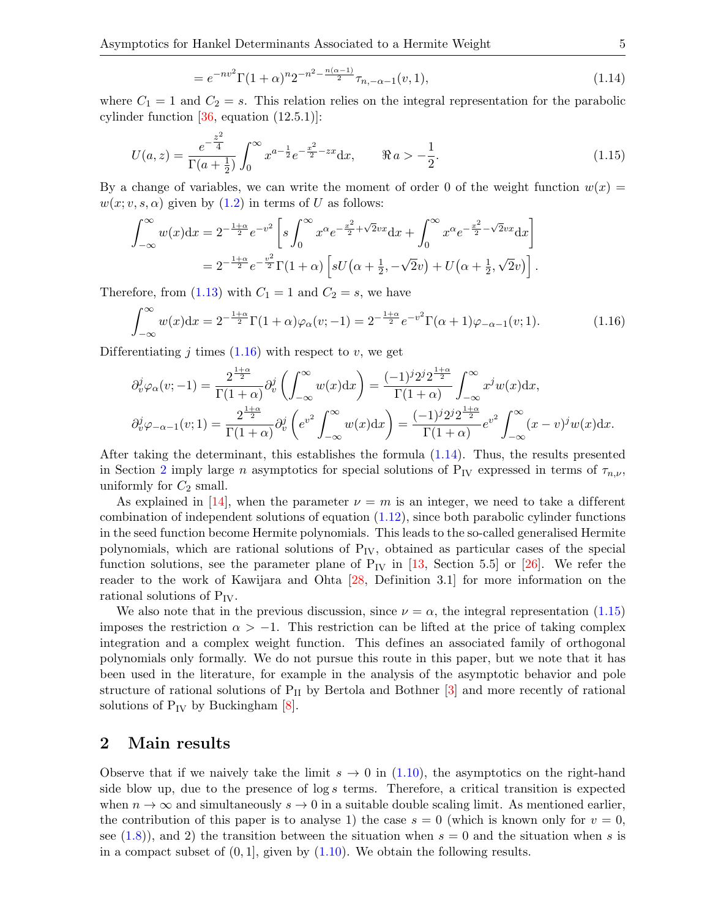$$= e^{-nv^2}\Gamma(1+\alpha)^n 2^{-n^2-\frac{n(\alpha-1)}{2}}\tau_{n,-\alpha-1}(v,1), \tag{1.14}$$

where $C_1 = 1$ and $C_2 = s$. This relation relies on the integral representation for the parabolic cylinder function [36, equation (12.5.1)]:

$$U(a,z) = \frac{e^{-\frac{z^2}{4}}}{\Gamma(a+\frac{1}{2})}\int_0^\infty x^{a-\frac{1}{2}}e^{-\frac{x^2}{2}-zx}\mathrm{d}x, \qquad \Re a > -\frac{1}{2}. \tag{1.15}$$

By a change of variables, we can write the moment of order 0 of the weight function $w(x) = w(x;v,s,\alpha)$ given by (1.2) in terms of $U$ as follows:

$$\begin{aligned}\int_{-\infty}^\infty w(x)\mathrm{d}x &= 2^{-\frac{1+\alpha}{2}}e^{-v^2}\left[s\int_0^\infty x^\alpha e^{-\frac{x^2}{2}+\sqrt{2}vx}\mathrm{d}x + \int_0^\infty x^\alpha e^{-\frac{x^2}{2}-\sqrt{2}vx}\mathrm{d}x\right]\\ &= 2^{-\frac{1+\alpha}{2}}e^{-\frac{v^2}{2}}\Gamma(1+\alpha)\left[sU\big(\alpha+\tfrac{1}{2},-\sqrt{2}v\big) + U\big(\alpha+\tfrac{1}{2},\sqrt{2}v\big)\right].\end{aligned}$$

Therefore, from (1.13) with $C_1 = 1$ and $C_2 = s$, we have

$$\int_{-\infty}^\infty w(x)\mathrm{d}x = 2^{-\frac{1+\alpha}{2}}\Gamma(1+\alpha)\varphi_\alpha(v;-1) = 2^{-\frac{1+\alpha}{2}}e^{-v^2}\Gamma(\alpha+1)\varphi_{-\alpha-1}(v;1). \tag{1.16}$$

Differentiating $j$ times (1.16) with respect to $v$, we get

$$\begin{aligned}\partial_v^j\varphi_\alpha(v;-1) &= \frac{2^{\frac{1+\alpha}{2}}}{\Gamma(1+\alpha)}\partial_v^j\left(\int_{-\infty}^\infty w(x)\mathrm{d}x\right) = \frac{(-1)^j 2^j 2^{\frac{1+\alpha}{2}}}{\Gamma(1+\alpha)}\int_{-\infty}^\infty x^j w(x)\mathrm{d}x,\\ \partial_v^j\varphi_{-\alpha-1}(v;1) &= \frac{2^{\frac{1+\alpha}{2}}}{\Gamma(1+\alpha)}\partial_v^j\left(e^{v^2}\int_{-\infty}^\infty w(x)\mathrm{d}x\right) = \frac{(-1)^j 2^j 2^{\frac{1+\alpha}{2}}}{\Gamma(1+\alpha)}e^{v^2}\int_{-\infty}^\infty (x-v)^j w(x)\mathrm{d}x.\end{aligned}$$

After taking the determinant, this establishes the formula (1.14). Thus, the results presented in Section 2 imply large $n$ asymptotics for special solutions of $\mathrm{P_{IV}}$ expressed in terms of $\tau_{n,\nu}$, uniformly for $C_2$ small.

As explained in [14], when the parameter $\nu = m$ is an integer, we need to take a different combination of independent solutions of equation (1.12), since both parabolic cylinder functions in the seed function become Hermite polynomials. This leads to the so-called generalised Hermite polynomials, which are rational solutions of $\mathrm{P_{IV}}$, obtained as particular cases of the special function solutions, see the parameter plane of $\mathrm{P_{IV}}$ in [13, Section 5.5] or [26]. We refer the reader to the work of Kawijara and Ohta [28, Definition 3.1] for more information on the rational solutions of $\mathrm{P_{IV}}$.

We also note that in the previous discussion, since $\nu = \alpha$, the integral representation (1.15) imposes the restriction $\alpha > -1$. This restriction can be lifted at the price of taking complex integration and a complex weight function. This defines an associated family of orthogonal polynomials only formally. We do not pursue this route in this paper, but we note that it has been used in the literature, for example in the analysis of the asymptotic behavior and pole structure of rational solutions of $\mathrm{P_{II}}$ by Bertola and Bothner [3] and more recently of rational solutions of $\mathrm{P_{IV}}$ by Buckingham [8].

## 2 Main results

Observe that if we naively take the limit $s \to 0$ in (1.10), the asymptotics on the right-hand side blow up, due to the presence of $\log s$ terms. Therefore, a critical transition is expected when $n \to \infty$ and simultaneously $s \to 0$ in a suitable double scaling limit. As mentioned earlier, the contribution of this paper is to analyse 1) the case $s = 0$ (which is known only for $v = 0$, see (1.8)), and 2) the transition between the situation when $s = 0$ and the situation when $s$ is in a compact subset of $(0, 1]$, given by (1.10). We obtain the following results.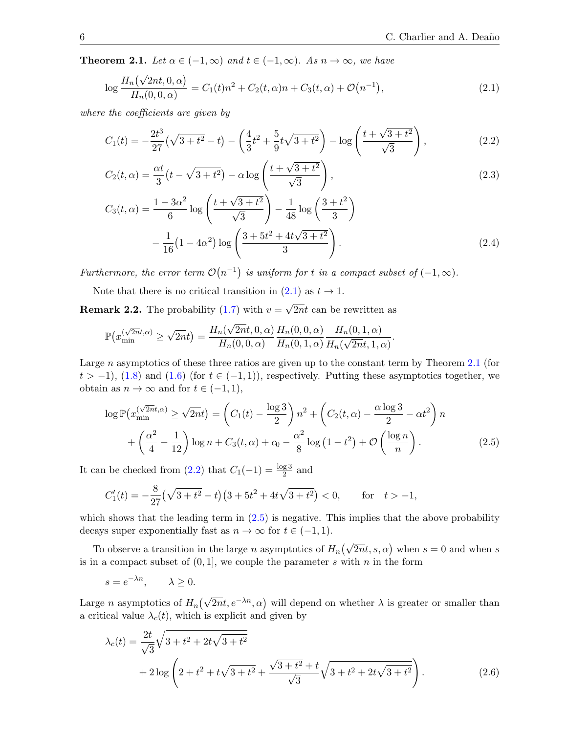**Theorem 2.1.** *Let $\alpha \in (-1, \infty)$ and $t \in (-1, \infty)$. As $n \to \infty$, we have*

$$\log \frac{H_n(\sqrt{2n}t, 0, \alpha)}{H_n(0, 0, \alpha)} = C_1(t)n^2 + C_2(t, \alpha)n + C_3(t, \alpha) + \mathcal{O}(n^{-1}), \tag{2.1}$$

*where the coefficients are given by*

$$C_1(t) = -\frac{2t^3}{27}\left(\sqrt{3+t^2} - t\right) - \left(\frac{4}{3}t^2 + \frac{5}{9}t\sqrt{3+t^2}\right) - \log\left(\frac{t + \sqrt{3+t^2}}{\sqrt{3}}\right), \tag{2.2}$$

$$C_2(t, \alpha) = \frac{\alpha t}{3}\left(t - \sqrt{3+t^2}\right) - \alpha \log\left(\frac{t + \sqrt{3+t^2}}{\sqrt{3}}\right), \tag{2.3}$$

$$C_3(t, \alpha) = \frac{1 - 3\alpha^2}{6} \log\left(\frac{t + \sqrt{3+t^2}}{\sqrt{3}}\right) - \frac{1}{48}\log\left(\frac{3+t^2}{3}\right) - \frac{1}{16}\left(1 - 4\alpha^2\right)\log\left(\frac{3 + 5t^2 + 4t\sqrt{3+t^2}}{3}\right). \tag{2.4}$$

*Furthermore, the error term $\mathcal{O}(n^{-1})$ is uniform for $t$ in a compact subset of $(-1, \infty)$.*

Note that there is no critical transition in (2.1) as $t \to 1$.

**Remark 2.2.** The probability (1.7) with $v = \sqrt{2n}t$ can be rewritten as

$$\mathbb{P}\big(x_{\min}^{(\sqrt{2n}t, \alpha)} \geq \sqrt{2n}t\big) = \frac{H_n(\sqrt{2n}t, 0, \alpha)}{H_n(0, 0, \alpha)} \frac{H_n(0, 0, \alpha)}{H_n(0, 1, \alpha)} \frac{H_n(0, 1, \alpha)}{H_n(\sqrt{2n}t, 1, \alpha)}.$$

Large $n$ asymptotics of these three ratios are given up to the constant term by Theorem 2.1 (for $t > -1$), (1.8) and (1.6) (for $t \in (-1, 1)$), respectively. Putting these asymptotics together, we obtain as $n \to \infty$ and for $t \in (-1, 1)$,

$$\log \mathbb{P}\big(x_{\min}^{(\sqrt{2n}t, \alpha)} \geq \sqrt{2n}t\big) = \left(C_1(t) - \frac{\log 3}{2}\right)n^2 + \left(C_2(t, \alpha) - \frac{\alpha \log 3}{2} - \alpha t^2\right)n + \left(\frac{\alpha^2}{4} - \frac{1}{12}\right)\log n + C_3(t, \alpha) + c_0 - \frac{\alpha^2}{8}\log\left(1 - t^2\right) + \mathcal{O}\left(\frac{\log n}{n}\right). \tag{2.5}$$

It can be checked from (2.2) that $C_1(-1) = \frac{\log 3}{2}$ and

$$C_1'(t) = -\frac{8}{27}\left(\sqrt{3+t^2} - t\right)\left(3 + 5t^2 + 4t\sqrt{3+t^2}\right) < 0, \qquad \text{for} \quad t > -1,$$

which shows that the leading term in (2.5) is negative. This implies that the above probability decays super exponentially fast as $n \to \infty$ for $t \in (-1, 1)$.

To observe a transition in the large $n$ asymptotics of $H_n(\sqrt{2n}t, s, \alpha)$ when $s = 0$ and when $s$ is in a compact subset of $(0, 1]$, we couple the parameter $s$ with $n$ in the form

$$s = e^{-\lambda n}, \qquad \lambda \geq 0.$$

Large $n$ asymptotics of $H_n(\sqrt{2n}t, e^{-\lambda n}, \alpha)$ will depend on whether $\lambda$ is greater or smaller than a critical value $\lambda_c(t)$, which is explicit and given by

$$\lambda_c(t) = \frac{2t}{\sqrt{3}}\sqrt{3 + t^2 + 2t\sqrt{3+t^2}} + 2\log\left(2 + t^2 + t\sqrt{3+t^2} + \frac{\sqrt{3+t^2} + t}{\sqrt{3}}\sqrt{3 + t^2 + 2t\sqrt{3+t^2}}\right). \tag{2.6}$$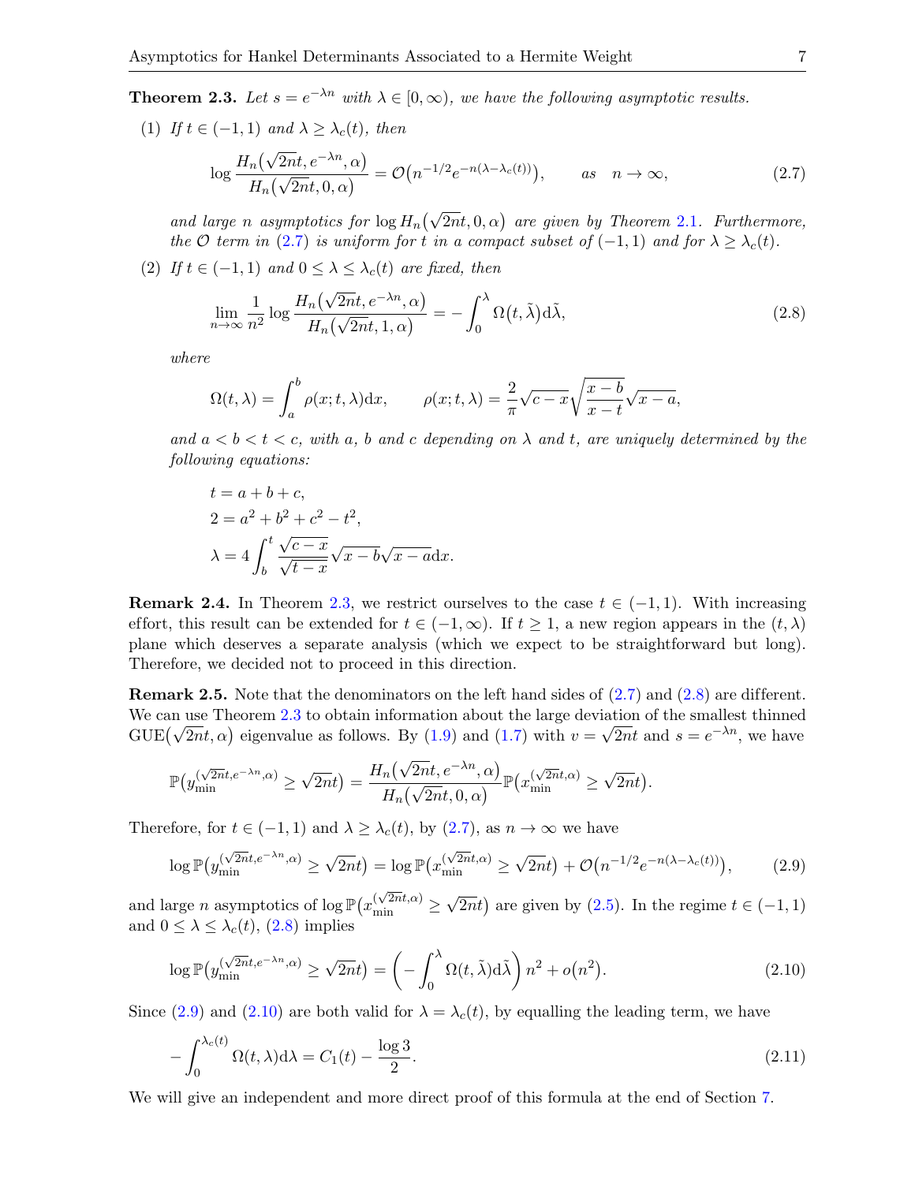**Theorem 2.3.** *Let $s = e^{-\lambda n}$ with $\lambda \in [0, \infty)$, we have the following asymptotic results.*

(1) *If $t \in (-1, 1)$ and $\lambda \geq \lambda_c(t)$, then*

$$\log \frac{H_n\big(\sqrt{2n}t, e^{-\lambda n}, \alpha\big)}{H_n\big(\sqrt{2n}t, 0, \alpha\big)} = \mathcal{O}\big(n^{-1/2} e^{-n(\lambda - \lambda_c(t))}\big), \qquad as \quad n \to \infty, \tag{2.7}$$

*and large $n$ asymptotics for $\log H_n\big(\sqrt{2n}t, 0, \alpha\big)$ are given by Theorem 2.1. Furthermore, the $\mathcal{O}$ term in (2.7) is uniform for $t$ in a compact subset of $(-1, 1)$ and for $\lambda \geq \lambda_c(t)$.*

(2) *If $t \in (-1, 1)$ and $0 \leq \lambda \leq \lambda_c(t)$ are fixed, then*

$$\lim_{n \to \infty} \frac{1}{n^2} \log \frac{H_n\big(\sqrt{2n}t, e^{-\lambda n}, \alpha\big)}{H_n\big(\sqrt{2n}t, 1, \alpha\big)} = -\int_0^\lambda \Omega\big(t, \tilde{\lambda}\big) \mathrm{d}\tilde{\lambda}, \tag{2.8}$$

*where*

$$\Omega(t, \lambda) = \int_a^b \rho(x; t, \lambda) \mathrm{d}x, \qquad \rho(x; t, \lambda) = \frac{2}{\pi} \sqrt{c - x} \sqrt{\frac{x - b}{x - t}} \sqrt{x - a},$$

*and $a < b < t < c$, with $a$, $b$ and $c$ depending on $\lambda$ and $t$, are uniquely determined by the following equations:*

$$t = a + b + c,$$
$$2 = a^2 + b^2 + c^2 - t^2,$$
$$\lambda = 4 \int_b^t \frac{\sqrt{c - x}}{\sqrt{t - x}} \sqrt{x - b} \sqrt{x - a} \mathrm{d}x.$$

**Remark 2.4.** In Theorem 2.3, we restrict ourselves to the case $t \in (-1, 1)$. With increasing effort, this result can be extended for $t \in (-1, \infty)$. If $t \geq 1$, a new region appears in the $(t, \lambda)$ plane which deserves a separate analysis (which we expect to be straightforward but long). Therefore, we decided not to proceed in this direction.

**Remark 2.5.** Note that the denominators on the left hand sides of (2.7) and (2.8) are different. We can use Theorem 2.3 to obtain information about the large deviation of the smallest thinned $\mathrm{GUE}\big(\sqrt{2n}t, \alpha\big)$ eigenvalue as follows. By (1.9) and (1.7) with $v = \sqrt{2n}t$ and $s = e^{-\lambda n}$, we have

$$\mathbb{P}\big(y_{\min}^{(\sqrt{2n}t, e^{-\lambda n}, \alpha)} \geq \sqrt{2n}t\big) = \frac{H_n\big(\sqrt{2n}t, e^{-\lambda n}, \alpha\big)}{H_n\big(\sqrt{2n}t, 0, \alpha\big)} \mathbb{P}\big(x_{\min}^{(\sqrt{2n}t, \alpha)} \geq \sqrt{2n}t\big).$$

Therefore, for $t \in (-1, 1)$ and $\lambda \geq \lambda_c(t)$, by (2.7), as $n \to \infty$ we have

$$\log \mathbb{P}\big(y_{\min}^{(\sqrt{2n}t, e^{-\lambda n}, \alpha)} \geq \sqrt{2n}t\big) = \log \mathbb{P}\big(x_{\min}^{(\sqrt{2n}t, \alpha)} \geq \sqrt{2n}t\big) + \mathcal{O}\big(n^{-1/2} e^{-n(\lambda - \lambda_c(t))}\big), \tag{2.9}$$

and large $n$ asymptotics of $\log \mathbb{P}\big(x_{\min}^{(\sqrt{2n}t, \alpha)} \geq \sqrt{2n}t\big)$ are given by (2.5). In the regime $t \in (-1, 1)$ and $0 \leq \lambda \leq \lambda_c(t)$, (2.8) implies

$$\log \mathbb{P}\big(y_{\min}^{(\sqrt{2n}t, e^{-\lambda n}, \alpha)} \geq \sqrt{2n}t\big) = \left(-\int_0^\lambda \Omega(t, \tilde{\lambda}) \mathrm{d}\tilde{\lambda}\right) n^2 + o\big(n^2\big). \tag{2.10}$$

Since (2.9) and (2.10) are both valid for $\lambda = \lambda_c(t)$, by equalling the leading term, we have

$$-\int_0^{\lambda_c(t)} \Omega(t, \lambda) \mathrm{d}\lambda = C_1(t) - \frac{\log 3}{2}. \tag{2.11}$$

We will give an independent and more direct proof of this formula at the end of Section 7.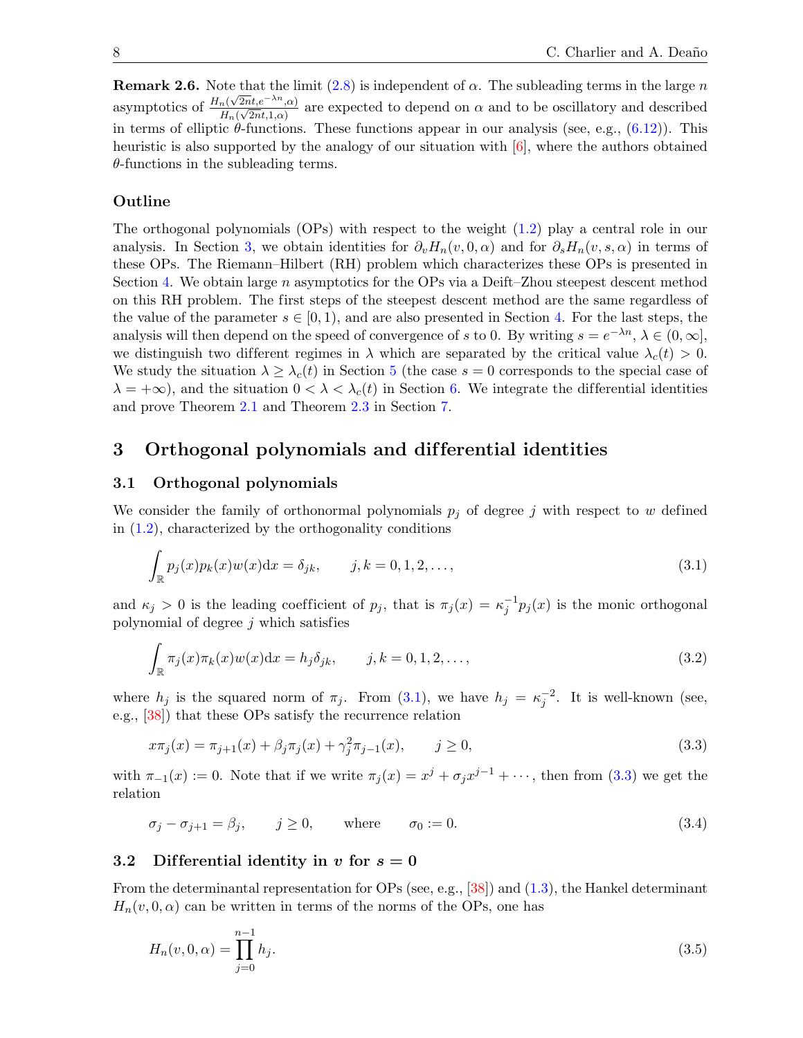**Remark 2.6.** Note that the limit (2.8) is independent of $\alpha$. The subleading terms in the large $n$ asymptotics of $\frac{H_n(\sqrt{2n}t, e^{-\lambda n}, \alpha)}{H_n(\sqrt{2n}t, 1, \alpha)}$ are expected to depend on $\alpha$ and to be oscillatory and described in terms of elliptic $\theta$-functions. These functions appear in our analysis (see, e.g., (6.12)). This heuristic is also supported by the analogy of our situation with [6], where the authors obtained $\theta$-functions in the subleading terms.

### Outline

The orthogonal polynomials (OPs) with respect to the weight (1.2) play a central role in our analysis. In Section 3, we obtain identities for $\partial_v H_n(v, 0, \alpha)$ and for $\partial_s H_n(v, s, \alpha)$ in terms of these OPs. The Riemann–Hilbert (RH) problem which characterizes these OPs is presented in Section 4. We obtain large $n$ asymptotics for the OPs via a Deift–Zhou steepest descent method on this RH problem. The first steps of the steepest descent method are the same regardless of the value of the parameter $s \in [0, 1)$, and are also presented in Section 4. For the last steps, the analysis will then depend on the speed of convergence of $s$ to 0. By writing $s = e^{-\lambda n}$, $\lambda \in (0, \infty]$, we distinguish two different regimes in $\lambda$ which are separated by the critical value $\lambda_c(t) > 0$. We study the situation $\lambda \geq \lambda_c(t)$ in Section 5 (the case $s = 0$ corresponds to the special case of $\lambda = +\infty$), and the situation $0 < \lambda < \lambda_c(t)$ in Section 6. We integrate the differential identities and prove Theorem 2.1 and Theorem 2.3 in Section 7.

## 3 Orthogonal polynomials and differential identities

### 3.1 Orthogonal polynomials

We consider the family of orthonormal polynomials $p_j$ of degree $j$ with respect to $w$ defined in (1.2), characterized by the orthogonality conditions

$$\int_{\mathbb{R}} p_j(x) p_k(x) w(x) \mathrm{d}x = \delta_{jk}, \qquad j, k = 0, 1, 2, \ldots, \tag{3.1}$$

and $\kappa_j > 0$ is the leading coefficient of $p_j$, that is $\pi_j(x) = \kappa_j^{-1} p_j(x)$ is the monic orthogonal polynomial of degree $j$ which satisfies

$$\int_{\mathbb{R}} \pi_j(x) \pi_k(x) w(x) \mathrm{d}x = h_j \delta_{jk}, \qquad j, k = 0, 1, 2, \ldots, \tag{3.2}$$

where $h_j$ is the squared norm of $\pi_j$. From (3.1), we have $h_j = \kappa_j^{-2}$. It is well-known (see, e.g., [38]) that these OPs satisfy the recurrence relation

$$x \pi_j(x) = \pi_{j+1}(x) + \beta_j \pi_j(x) + \gamma_j^2 \pi_{j-1}(x), \qquad j \geq 0, \tag{3.3}$$

with $\pi_{-1}(x) := 0$. Note that if we write $\pi_j(x) = x^j + \sigma_j x^{j-1} + \cdots$, then from (3.3) we get the relation

$$\sigma_j - \sigma_{j+1} = \beta_j, \qquad j \geq 0, \qquad \text{where} \qquad \sigma_0 := 0. \tag{3.4}$$

### 3.2 Differential identity in $v$ for $s = 0$

From the determinantal representation for OPs (see, e.g., [38]) and (1.3), the Hankel determinant $H_n(v, 0, \alpha)$ can be written in terms of the norms of the OPs, one has

$$H_n(v, 0, \alpha) = \prod_{j=0}^{n-1} h_j. \tag{3.5}$$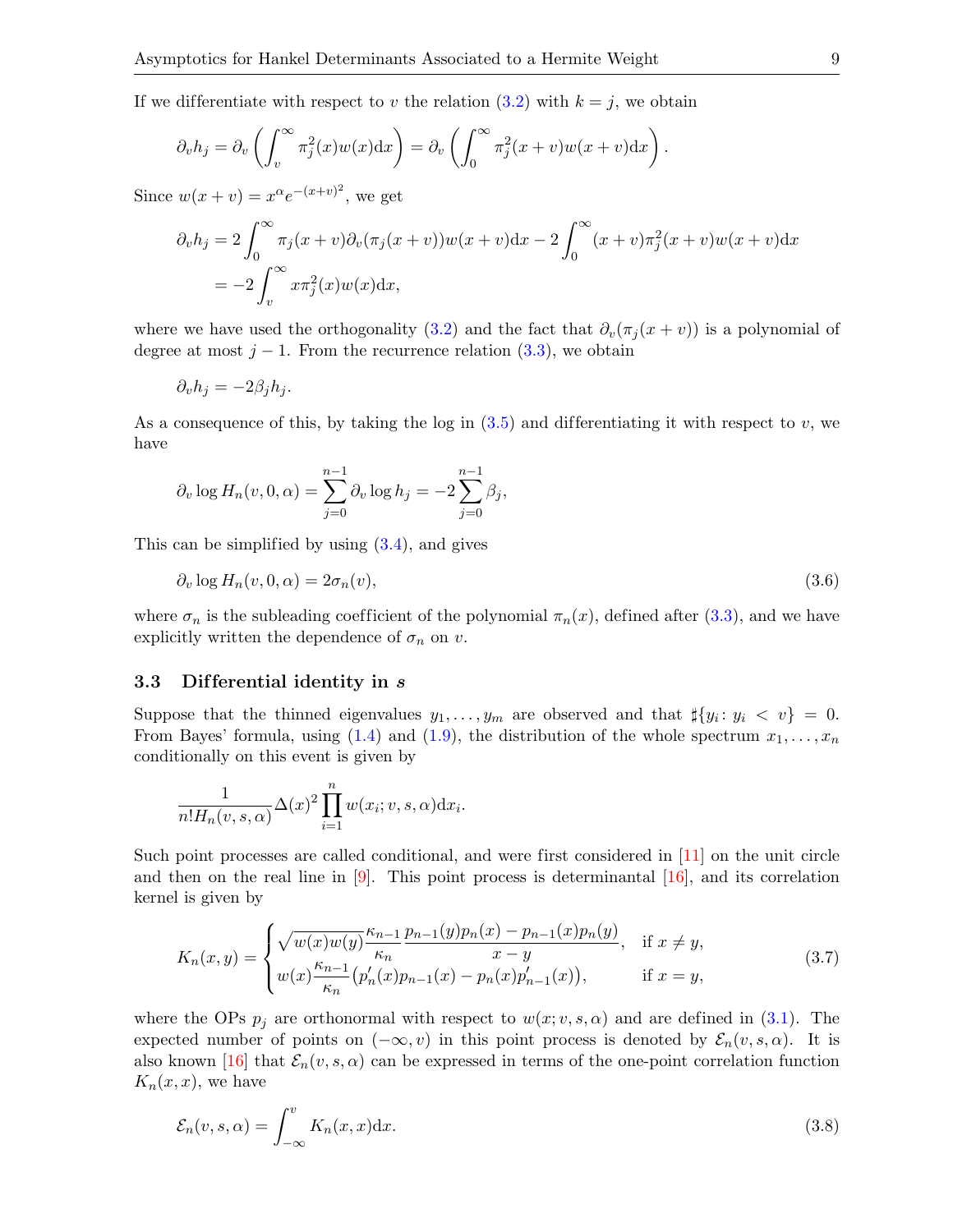If we differentiate with respect to $v$ the relation (3.2) with $k = j$, we obtain

$$\partial_v h_j = \partial_v \left( \int_v^\infty \pi_j^2(x) w(x) \mathrm{d}x \right) = \partial_v \left( \int_0^\infty \pi_j^2(x+v) w(x+v) \mathrm{d}x \right).$$

Since $w(x+v) = x^\alpha e^{-(x+v)^2}$, we get

$$\begin{aligned}
\partial_v h_j &= 2 \int_0^\infty \pi_j(x+v) \partial_v(\pi_j(x+v)) w(x+v) \mathrm{d}x - 2 \int_0^\infty (x+v) \pi_j^2(x+v) w(x+v) \mathrm{d}x \\
&= -2 \int_v^\infty x \pi_j^2(x) w(x) \mathrm{d}x,
\end{aligned}$$

where we have used the orthogonality (3.2) and the fact that $\partial_v(\pi_j(x+v))$ is a polynomial of degree at most $j-1$. From the recurrence relation (3.3), we obtain

$$\partial_v h_j = -2\beta_j h_j.$$

As a consequence of this, by taking the log in (3.5) and differentiating it with respect to $v$, we have

$$\partial_v \log H_n(v, 0, \alpha) = \sum_{j=0}^{n-1} \partial_v \log h_j = -2 \sum_{j=0}^{n-1} \beta_j,$$

This can be simplified by using (3.4), and gives

$$\partial_v \log H_n(v, 0, \alpha) = 2\sigma_n(v), \tag{3.6}$$

where $\sigma_n$ is the subleading coefficient of the polynomial $\pi_n(x)$, defined after (3.3), and we have explicitly written the dependence of $\sigma_n$ on $v$.

### 3.3 Differential identity in $s$

Suppose that the thinned eigenvalues $y_1, \ldots, y_m$ are observed and that $\sharp\{y_i \colon y_i < v\} = 0$. From Bayes' formula, using (1.4) and (1.9), the distribution of the whole spectrum $x_1, \ldots, x_n$ conditionally on this event is given by

$$\frac{1}{n! H_n(v, s, \alpha)} \Delta(x)^2 \prod_{i=1}^n w(x_i; v, s, \alpha) \mathrm{d}x_i.$$

Such point processes are called conditional, and were first considered in [11] on the unit circle and then on the real line in [9]. This point process is determinantal [16], and its correlation kernel is given by

$$K_n(x, y) = \begin{cases} \sqrt{w(x) w(y)} \dfrac{\kappa_{n-1}}{\kappa_n} \dfrac{p_{n-1}(y) p_n(x) - p_{n-1}(x) p_n(y)}{x - y}, & \text{if } x \neq y, \\ w(x) \dfrac{\kappa_{n-1}}{\kappa_n} \big( p_n'(x) p_{n-1}(x) - p_n(x) p_{n-1}'(x) \big), & \text{if } x = y, \end{cases} \tag{3.7}$$

where the OPs $p_j$ are orthonormal with respect to $w(x; v, s, \alpha)$ and are defined in (3.1). The expected number of points on $(-\infty, v)$ in this point process is denoted by $\mathcal{E}_n(v, s, \alpha)$. It is also known [16] that $\mathcal{E}_n(v, s, \alpha)$ can be expressed in terms of the one-point correlation function $K_n(x, x)$, we have

$$\mathcal{E}_n(v, s, \alpha) = \int_{-\infty}^v K_n(x, x) \mathrm{d}x. \tag{3.8}$$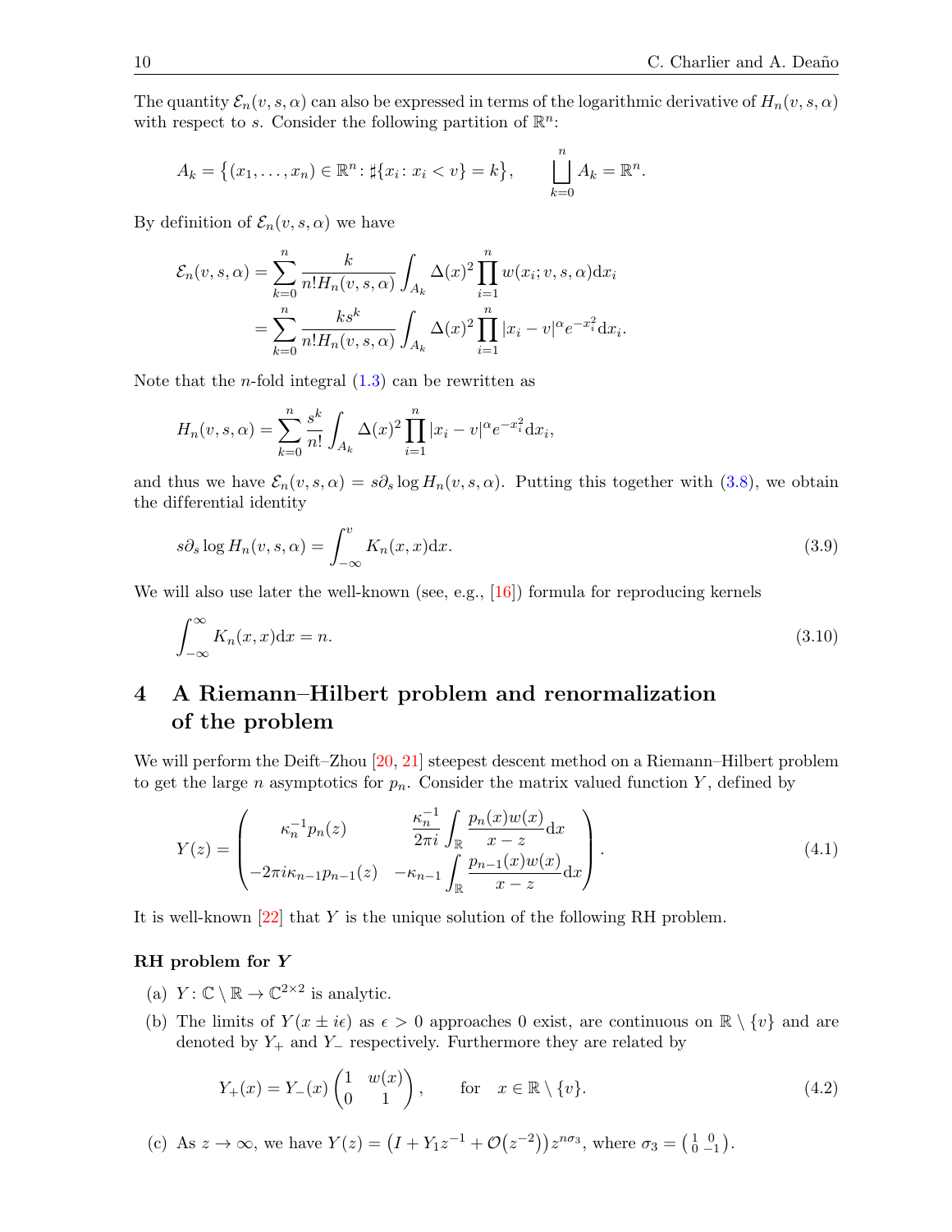The quantity $\mathcal{E}_n(v,s,\alpha)$ can also be expressed in terms of the logarithmic derivative of $H_n(v,s,\alpha)$ with respect to $s$. Consider the following partition of $\mathbb{R}^n$:

$$A_k = \{(x_1,\dots,x_n) \in \mathbb{R}^n \colon \sharp\{x_i \colon x_i < v\} = k\}, \qquad \bigsqcup_{k=0}^{n} A_k = \mathbb{R}^n.$$

By definition of $\mathcal{E}_n(v,s,\alpha)$ we have

$$\begin{aligned}
\mathcal{E}_n(v,s,\alpha) &= \sum_{k=0}^{n} \frac{k}{n! H_n(v,s,\alpha)} \int_{A_k} \Delta(x)^2 \prod_{i=1}^{n} w(x_i; v,s,\alpha) \mathrm{d}x_i \\
&= \sum_{k=0}^{n} \frac{k s^k}{n! H_n(v,s,\alpha)} \int_{A_k} \Delta(x)^2 \prod_{i=1}^{n} |x_i - v|^{\alpha} e^{-x_i^2} \mathrm{d}x_i.
\end{aligned}$$

Note that the $n$-fold integral (1.3) can be rewritten as

$$H_n(v,s,\alpha) = \sum_{k=0}^{n} \frac{s^k}{n!} \int_{A_k} \Delta(x)^2 \prod_{i=1}^{n} |x_i - v|^{\alpha} e^{-x_i^2} \mathrm{d}x_i,$$

and thus we have $\mathcal{E}_n(v,s,\alpha) = s\partial_s \log H_n(v,s,\alpha)$. Putting this together with (3.8), we obtain the differential identity

$$s\partial_s \log H_n(v,s,\alpha) = \int_{-\infty}^{v} K_n(x,x) \mathrm{d}x. \tag{3.9}$$

We will also use later the well-known (see, e.g., [16]) formula for reproducing kernels

$$\int_{-\infty}^{\infty} K_n(x,x) \mathrm{d}x = n. \tag{3.10}$$

# 4 A Riemann–Hilbert problem and renormalization of the problem

We will perform the Deift–Zhou [20, 21] steepest descent method on a Riemann–Hilbert problem to get the large $n$ asymptotics for $p_n$. Consider the matrix valued function $Y$, defined by

$$Y(z) = \begin{pmatrix} \kappa_n^{-1} p_n(z) & \dfrac{\kappa_n^{-1}}{2\pi i} \displaystyle\int_{\mathbb{R}} \frac{p_n(x) w(x)}{x - z} \mathrm{d}x \\ -2\pi i \kappa_{n-1} p_{n-1}(z) & -\kappa_{n-1} \displaystyle\int_{\mathbb{R}} \frac{p_{n-1}(x) w(x)}{x - z} \mathrm{d}x \end{pmatrix}. \tag{4.1}$$

It is well-known [22] that $Y$ is the unique solution of the following RH problem.

**RH problem for $Y$**

(a) $Y \colon \mathbb{C} \setminus \mathbb{R} \to \mathbb{C}^{2\times 2}$ is analytic.

(b) The limits of $Y(x \pm i\epsilon)$ as $\epsilon > 0$ approaches 0 exist, are continuous on $\mathbb{R} \setminus \{v\}$ and are denoted by $Y_+$ and $Y_-$ respectively. Furthermore they are related by

$$Y_+(x) = Y_-(x) \begin{pmatrix} 1 & w(x) \\ 0 & 1 \end{pmatrix}, \qquad \text{for} \quad x \in \mathbb{R} \setminus \{v\}. \tag{4.2}$$

(c) As $z \to \infty$, we have $Y(z) = \left(I + Y_1 z^{-1} + \mathcal{O}(z^{-2})\right) z^{n\sigma_3}$, where $\sigma_3 = \left(\begin{smallmatrix} 1 & 0 \\ 0 & -1 \end{smallmatrix}\right)$.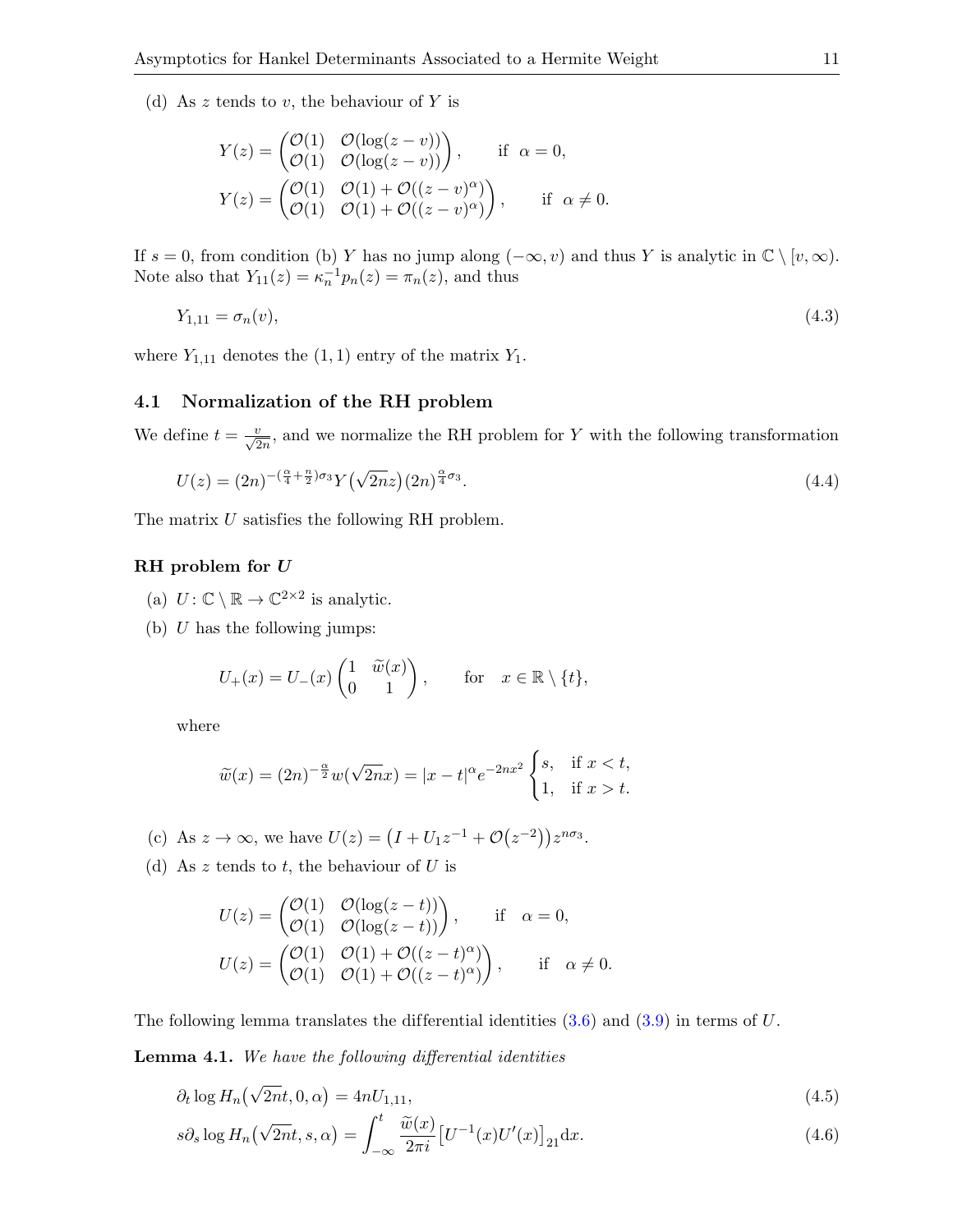(d) As $z$ tends to $v$, the behaviour of $Y$ is

$$Y(z) = \begin{pmatrix} \mathcal{O}(1) & \mathcal{O}(\log(z-v)) \\ \mathcal{O}(1) & \mathcal{O}(\log(z-v)) \end{pmatrix}, \qquad \text{if} \quad \alpha = 0,$$

$$Y(z) = \begin{pmatrix} \mathcal{O}(1) & \mathcal{O}(1) + \mathcal{O}((z-v)^{\alpha}) \\ \mathcal{O}(1) & \mathcal{O}(1) + \mathcal{O}((z-v)^{\alpha}) \end{pmatrix}, \qquad \text{if} \quad \alpha \neq 0.$$

If $s = 0$, from condition (b) $Y$ has no jump along $(-\infty, v)$ and thus $Y$ is analytic in $\mathbb{C} \setminus [v, \infty)$. Note also that $Y_{11}(z) = \kappa_n^{-1} p_n(z) = \pi_n(z)$, and thus

$$Y_{1,11} = \sigma_n(v), \tag{4.3}$$

where $Y_{1,11}$ denotes the $(1,1)$ entry of the matrix $Y_1$.

## 4.1 Normalization of the RH problem

We define $t = \frac{v}{\sqrt{2n}}$, and we normalize the RH problem for $Y$ with the following transformation

$$U(z) = (2n)^{-(\frac{\alpha}{4} + \frac{n}{2})\sigma_3} Y\big(\sqrt{2n} z\big) (2n)^{\frac{\alpha}{4}\sigma_3}. \tag{4.4}$$

The matrix $U$ satisfies the following RH problem.

**RH problem for $U$**

(a) $U : \mathbb{C} \setminus \mathbb{R} \to \mathbb{C}^{2\times 2}$ is analytic.

(b) $U$ has the following jumps:

$$U_+(x) = U_-(x) \begin{pmatrix} 1 & \widetilde{w}(x) \\ 0 & 1 \end{pmatrix}, \qquad \text{for} \quad x \in \mathbb{R} \setminus \{t\},$$

where

$$\widetilde{w}(x) = (2n)^{-\frac{\alpha}{2}} w(\sqrt{2n} x) = |x-t|^{\alpha} e^{-2nx^2} \begin{cases} s, & \text{if } x < t, \\ 1, & \text{if } x > t. \end{cases}$$

(c) As $z \to \infty$, we have $U(z) = \big(I + U_1 z^{-1} + \mathcal{O}\big(z^{-2}\big)\big) z^{n\sigma_3}$.

(d) As $z$ tends to $t$, the behaviour of $U$ is

$$U(z) = \begin{pmatrix} \mathcal{O}(1) & \mathcal{O}(\log(z-t)) \\ \mathcal{O}(1) & \mathcal{O}(\log(z-t)) \end{pmatrix}, \qquad \text{if} \quad \alpha = 0,$$

$$U(z) = \begin{pmatrix} \mathcal{O}(1) & \mathcal{O}(1) + \mathcal{O}((z-t)^{\alpha}) \\ \mathcal{O}(1) & \mathcal{O}(1) + \mathcal{O}((z-t)^{\alpha}) \end{pmatrix}, \qquad \text{if} \quad \alpha \neq 0.$$

The following lemma translates the differential identities (3.6) and (3.9) in terms of $U$.

**Lemma 4.1.** *We have the following differential identities*

$$\partial_t \log H_n\big(\sqrt{2n} t, 0, \alpha\big) = 4n U_{1,11}, \tag{4.5}$$

$$s \partial_s \log H_n\big(\sqrt{2n} t, s, \alpha\big) = \int_{-\infty}^{t} \frac{\widetilde{w}(x)}{2\pi i} \big[U^{-1}(x) U'(x)\big]_{21} \mathrm{d}x. \tag{4.6}$$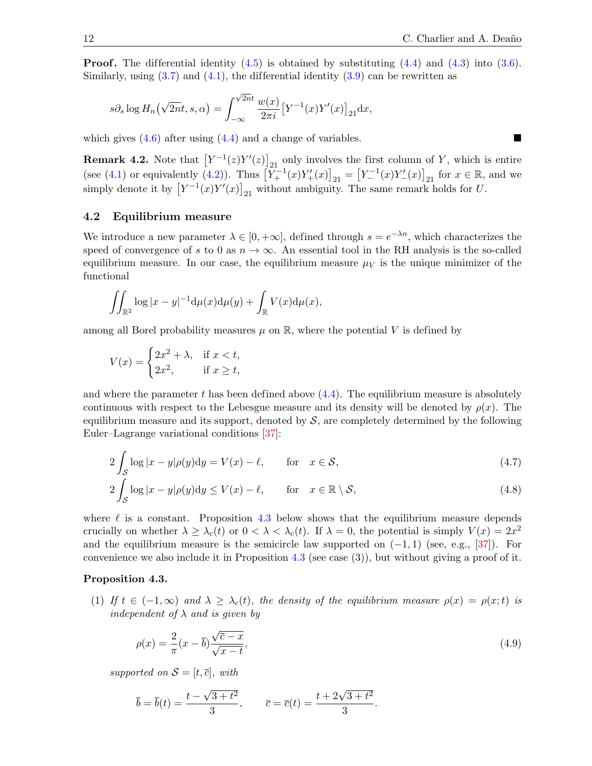**Proof.** The differential identity (4.5) is obtained by substituting (4.4) and (4.3) into (3.6). Similarly, using (3.7) and (4.1), the differential identity (3.9) can be rewritten as

$$s\partial_s \log H_n\big(\sqrt{2n}t, s, \alpha\big) = \int_{-\infty}^{\sqrt{2n}t} \frac{w(x)}{2\pi i}\left[Y^{-1}(x)Y'(x)\right]_{21}\mathrm{d}x,$$

which gives (4.6) after using (4.4) and a change of variables. ∎

**Remark 4.2.** Note that $\left[Y^{-1}(z)Y'(z)\right]_{21}$ only involves the first column of $Y$, which is entire (see (4.1) or equivalently (4.2)). Thus $\left[Y_+^{-1}(x)Y_+'(x)\right]_{21} = \left[Y_-^{-1}(x)Y_-'(x)\right]_{21}$ for $x \in \mathbb{R}$, and we simply denote it by $\left[Y^{-1}(x)Y'(x)\right]_{21}$ without ambiguity. The same remark holds for $U$.

### 4.2 Equilibrium measure

We introduce a new parameter $\lambda \in [0, +\infty]$, defined through $s = e^{-\lambda n}$, which characterizes the speed of convergence of $s$ to 0 as $n \to \infty$. An essential tool in the RH analysis is the so-called equilibrium measure. In our case, the equilibrium measure $\mu_V$ is the unique minimizer of the functional

$$\iint_{\mathbb{R}^2} \log|x-y|^{-1}\mathrm{d}\mu(x)\mathrm{d}\mu(y) + \int_{\mathbb{R}} V(x)\mathrm{d}\mu(x),$$

among all Borel probability measures $\mu$ on $\mathbb{R}$, where the potential $V$ is defined by

$$V(x) = \begin{cases} 2x^2 + \lambda, & \text{if } x < t, \\ 2x^2, & \text{if } x \geq t, \end{cases}$$

and where the parameter $t$ has been defined above (4.4). The equilibrium measure is absolutely continuous with respect to the Lebesgue measure and its density will be denoted by $\rho(x)$. The equilibrium measure and its support, denoted by $\mathcal{S}$, are completely determined by the following Euler–Lagrange variational conditions [37]:

$$2\int_{\mathcal{S}} \log|x-y|\rho(y)\mathrm{d}y = V(x) - \ell, \qquad \text{for} \quad x \in \mathcal{S}, \tag{4.7}$$

$$2\int_{\mathcal{S}} \log|x-y|\rho(y)\mathrm{d}y \leq V(x) - \ell, \qquad \text{for} \quad x \in \mathbb{R}\setminus\mathcal{S}, \tag{4.8}$$

where $\ell$ is a constant. Proposition 4.3 below shows that the equilibrium measure depends crucially on whether $\lambda \geq \lambda_c(t)$ or $0 < \lambda < \lambda_c(t)$. If $\lambda = 0$, the potential is simply $V(x) = 2x^2$ and the equilibrium measure is the semicircle law supported on $(-1, 1)$ (see, e.g., [37]). For convenience we also include it in Proposition 4.3 (see case (3)), but without giving a proof of it.

**Proposition 4.3.**

(1) *If $t \in (-1, \infty)$ and $\lambda \geq \lambda_c(t)$, the density of the equilibrium measure $\rho(x) = \rho(x; t)$ is independent of $\lambda$ and is given by*

$$\rho(x) = \frac{2}{\pi}(x - \overline{b})\frac{\sqrt{\overline{c} - x}}{\sqrt{x - t}}, \tag{4.9}$$

*supported on $\mathcal{S} = [t, \overline{c}]$, with*

$$\overline{b} = \overline{b}(t) = \frac{t - \sqrt{3 + t^2}}{3}, \qquad \overline{c} = \overline{c}(t) = \frac{t + 2\sqrt{3 + t^2}}{3}.$$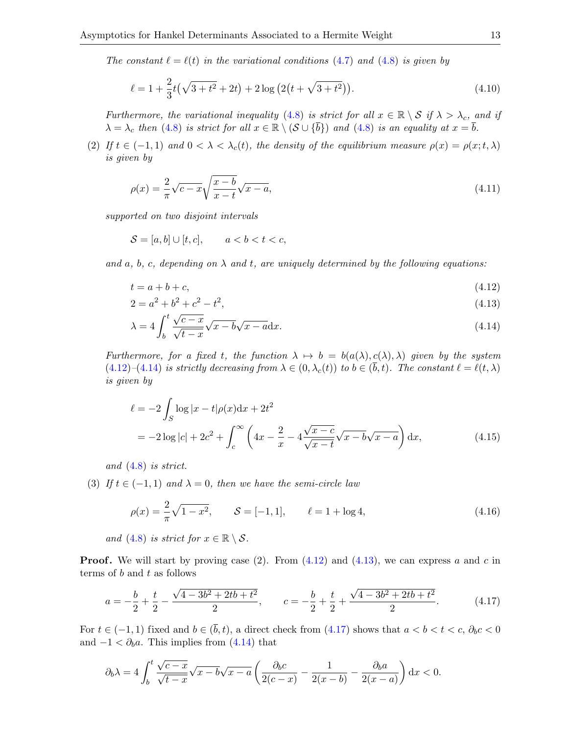*The constant $\ell = \ell(t)$ in the variational conditions (4.7) and (4.8) is given by*

$$\ell = 1 + \frac{2}{3}t\big(\sqrt{3+t^2} + 2t\big) + 2\log\big(2\big(t + \sqrt{3+t^2}\big)\big). \tag{4.10}$$

*Furthermore, the variational inequality (4.8) is strict for all $x \in \mathbb{R} \setminus \mathcal{S}$ if $\lambda > \lambda_c$, and if $\lambda = \lambda_c$ then (4.8) is strict for all $x \in \mathbb{R} \setminus (\mathcal{S} \cup \{\overline{b}\})$ and (4.8) is an equality at $x = \overline{b}$.*

(2) *If $t \in (-1, 1)$ and $0 < \lambda < \lambda_c(t)$, the density of the equilibrium measure $\rho(x) = \rho(x; t, \lambda)$ is given by*

$$\rho(x) = \frac{2}{\pi}\sqrt{c-x}\sqrt{\frac{x-b}{x-t}}\sqrt{x-a}, \tag{4.11}$$

*supported on two disjoint intervals*

$$\mathcal{S} = [a, b] \cup [t, c], \qquad a < b < t < c,$$

*and $a$, $b$, $c$, depending on $\lambda$ and $t$, are uniquely determined by the following equations:*

$$t = a + b + c, \tag{4.12}$$

$$2 = a^2 + b^2 + c^2 - t^2, \tag{4.13}$$

$$\lambda = 4\int_b^t \frac{\sqrt{c-x}}{\sqrt{t-x}}\sqrt{x-b}\sqrt{x-a}\,\mathrm{d}x. \tag{4.14}$$

*Furthermore, for a fixed $t$, the function $\lambda \mapsto b = b(a(\lambda), c(\lambda), \lambda)$ given by the system (4.12)–(4.14) is strictly decreasing from $\lambda \in (0, \lambda_c(t))$ to $b \in (\overline{b}, t)$. The constant $\ell = \ell(t, \lambda)$ is given by*

$$\begin{aligned}\ell &= -2\int_S \log|x-t|\rho(x)\mathrm{d}x + 2t^2 \\ &= -2\log|c| + 2c^2 + \int_c^\infty \left(4x - \frac{2}{x} - 4\frac{\sqrt{x-c}}{\sqrt{x-t}}\sqrt{x-b}\sqrt{x-a}\right)\mathrm{d}x,\end{aligned} \tag{4.15}$$

*and (4.8) is strict.*

(3) *If $t \in (-1, 1)$ and $\lambda = 0$, then we have the semi-circle law*

$$\rho(x) = \frac{2}{\pi}\sqrt{1-x^2}, \qquad \mathcal{S} = [-1, 1], \qquad \ell = 1 + \log 4, \tag{4.16}$$

*and (4.8) is strict for $x \in \mathbb{R} \setminus \mathcal{S}$.*

**Proof.** We will start by proving case (2). From (4.12) and (4.13), we can express $a$ and $c$ in terms of $b$ and $t$ as follows

$$a = -\frac{b}{2} + \frac{t}{2} - \frac{\sqrt{4 - 3b^2 + 2tb + t^2}}{2}, \qquad c = -\frac{b}{2} + \frac{t}{2} + \frac{\sqrt{4 - 3b^2 + 2tb + t^2}}{2}. \tag{4.17}$$

For $t \in (-1, 1)$ fixed and $b \in (\overline{b}, t)$, a direct check from (4.17) shows that $a < b < t < c$, $\partial_b c < 0$ and $-1 < \partial_b a$. This implies from (4.14) that

$$\partial_b \lambda = 4\int_b^t \frac{\sqrt{c-x}}{\sqrt{t-x}}\sqrt{x-b}\sqrt{x-a}\left(\frac{\partial_b c}{2(c-x)} - \frac{1}{2(x-b)} - \frac{\partial_b a}{2(x-a)}\right)\mathrm{d}x < 0.$$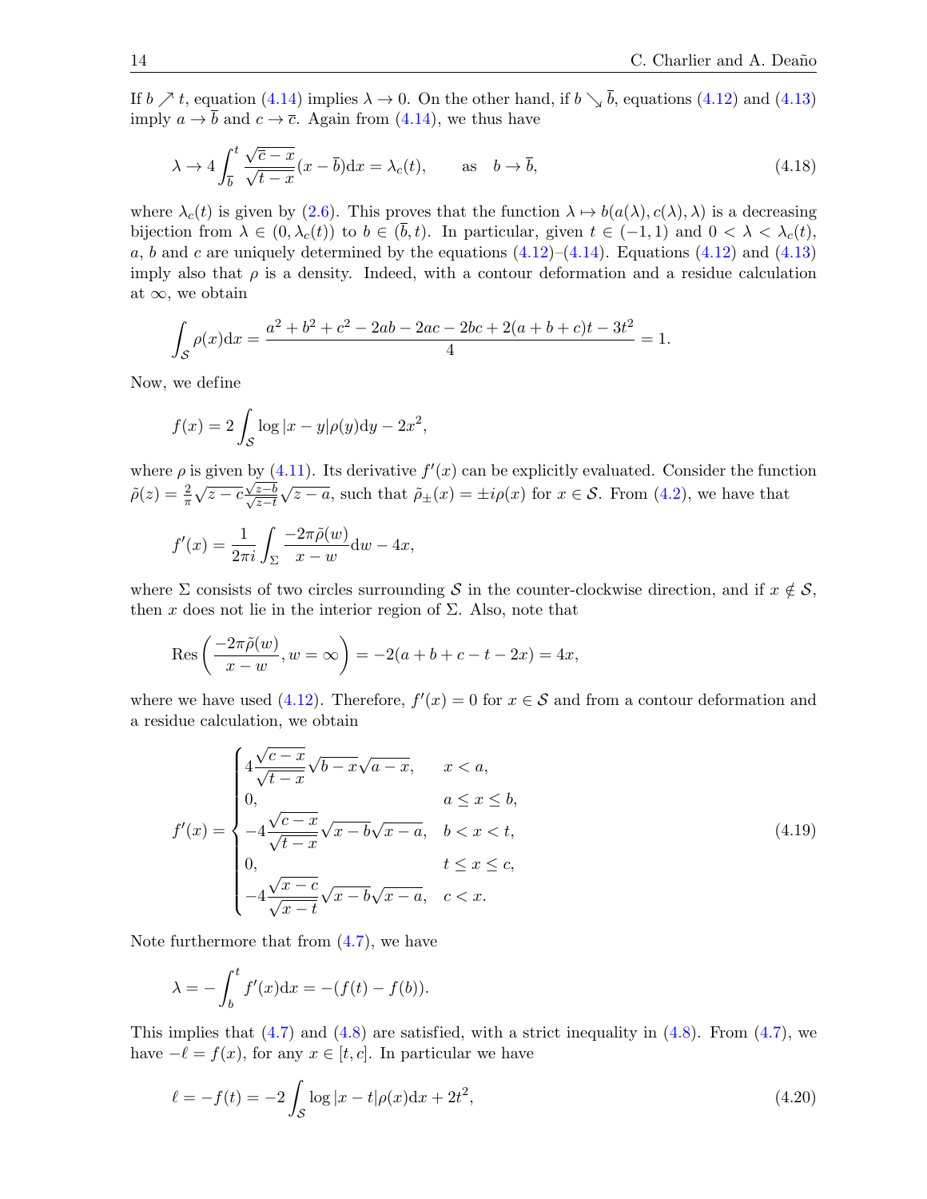If $b \nearrow t$, equation (4.14) implies $\lambda \to 0$. On the other hand, if $b \searrow \overline{b}$, equations (4.12) and (4.13) imply $a \to \overline{b}$ and $c \to \overline{c}$. Again from (4.14), we thus have

$$\lambda \to 4 \int_{\overline{b}}^{t} \frac{\sqrt{\overline{c} - x}}{\sqrt{t - x}} (x - \overline{b}) \mathrm{d}x = \lambda_c(t), \qquad \text{as} \quad b \to \overline{b}, \tag{4.18}$$

where $\lambda_c(t)$ is given by (2.6). This proves that the function $\lambda \mapsto b(a(\lambda), c(\lambda), \lambda)$ is a decreasing bijection from $\lambda \in (0, \lambda_c(t))$ to $b \in (\overline{b}, t)$. In particular, given $t \in (-1, 1)$ and $0 < \lambda < \lambda_c(t)$, $a$, $b$ and $c$ are uniquely determined by the equations (4.12)–(4.14). Equations (4.12) and (4.13) imply also that $\rho$ is a density. Indeed, with a contour deformation and a residue calculation at $\infty$, we obtain

$$\int_{\mathcal{S}} \rho(x) \mathrm{d}x = \frac{a^2 + b^2 + c^2 - 2ab - 2ac - 2bc + 2(a + b + c)t - 3t^2}{4} = 1.$$

Now, we define

$$f(x) = 2 \int_{\mathcal{S}} \log |x - y| \rho(y) \mathrm{d}y - 2x^2,$$

where $\rho$ is given by (4.11). Its derivative $f'(x)$ can be explicitly evaluated. Consider the function $\tilde{\rho}(z) = \frac{2}{\pi} \sqrt{z - c} \frac{\sqrt{z - b}}{\sqrt{z - t}} \sqrt{z - a}$, such that $\tilde{\rho}_\pm(x) = \pm i \rho(x)$ for $x \in \mathcal{S}$. From (4.2), we have that

$$f'(x) = \frac{1}{2\pi i} \int_{\Sigma} \frac{-2\pi \tilde{\rho}(w)}{x - w} \mathrm{d}w - 4x,$$

where $\Sigma$ consists of two circles surrounding $\mathcal{S}$ in the counter-clockwise direction, and if $x \notin \mathcal{S}$, then $x$ does not lie in the interior region of $\Sigma$. Also, note that

$$\operatorname{Res}\left( \frac{-2\pi \tilde{\rho}(w)}{x - w}, w = \infty \right) = -2(a + b + c - t - 2x) = 4x,$$

where we have used (4.12). Therefore, $f'(x) = 0$ for $x \in \mathcal{S}$ and from a contour deformation and a residue calculation, we obtain

$$f'(x) = \begin{cases} 4 \dfrac{\sqrt{c - x}}{\sqrt{t - x}} \sqrt{b - x} \sqrt{a - x}, & x < a, \\ 0, & a \leq x \leq b, \\ -4 \dfrac{\sqrt{c - x}}{\sqrt{t - x}} \sqrt{x - b} \sqrt{x - a}, & b < x < t, \\ 0, & t \leq x \leq c, \\ -4 \dfrac{\sqrt{x - c}}{\sqrt{x - t}} \sqrt{x - b} \sqrt{x - a}, & c < x. \end{cases} \tag{4.19}$$

Note furthermore that from (4.7), we have

$$\lambda = -\int_b^t f'(x) \mathrm{d}x = -(f(t) - f(b)).$$

This implies that (4.7) and (4.8) are satisfied, with a strict inequality in (4.8). From (4.7), we have $-\ell = f(x)$, for any $x \in [t, c]$. In particular we have

$$\ell = -f(t) = -2 \int_{\mathcal{S}} \log |x - t| \rho(x) \mathrm{d}x + 2t^2, \tag{4.20}$$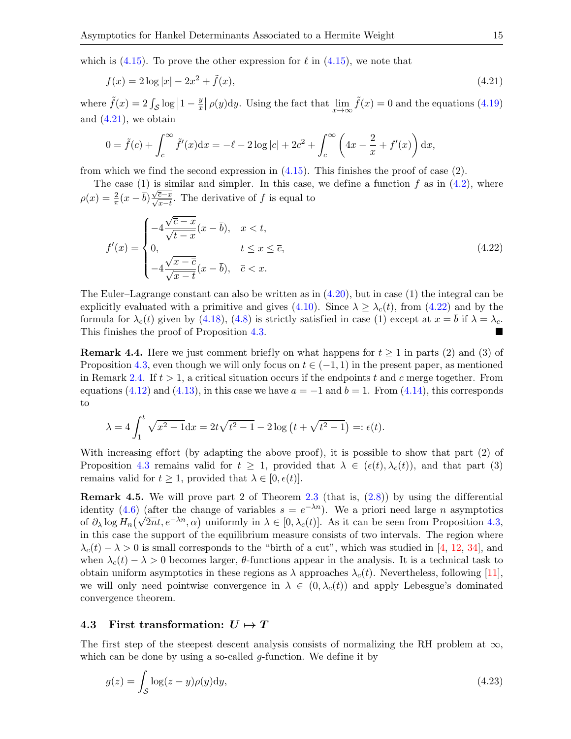which is (4.15). To prove the other expression for $\ell$ in (4.15), we note that

$$f(x) = 2\log|x| - 2x^2 + \tilde{f}(x), \tag{4.21}$$

where $\tilde{f}(x) = 2\int_{\mathcal{S}} \log\left|1 - \frac{y}{x}\right| \rho(y)\mathrm{d}y$. Using the fact that $\lim_{x\to\infty} \tilde{f}(x) = 0$ and the equations (4.19) and (4.21), we obtain

$$0 = \tilde{f}(c) + \int_c^\infty \tilde{f}'(x)\mathrm{d}x = -\ell - 2\log|c| + 2c^2 + \int_c^\infty \left(4x - \frac{2}{x} + f'(x)\right)\mathrm{d}x,$$

from which we find the second expression in (4.15). This finishes the proof of case (2).

The case (1) is similar and simpler. In this case, we define a function $f$ as in (4.2), where $\rho(x) = \frac{2}{\pi}(x - \overline{b})\frac{\sqrt{\overline{c}-x}}{\sqrt{x-t}}$. The derivative of $f$ is equal to

$$f'(x) = \begin{cases} -4\dfrac{\sqrt{\overline{c}-x}}{\sqrt{t-x}}(x-\overline{b}), & x < t, \\ 0, & t \le x \le \overline{c}, \\ -4\dfrac{\sqrt{x-\overline{c}}}{\sqrt{x-t}}(x-\overline{b}), & \overline{c} < x. \end{cases} \tag{4.22}$$

The Euler–Lagrange constant can also be written as in (4.20), but in case (1) the integral can be explicitly evaluated with a primitive and gives (4.10). Since $\lambda \ge \lambda_c(t)$, from (4.22) and by the formula for $\lambda_c(t)$ given by (4.18), (4.8) is strictly satisfied in case (1) except at $x = \overline{b}$ if $\lambda = \lambda_c$. This finishes the proof of Proposition 4.3. ■

**Remark 4.4.** Here we just comment briefly on what happens for $t \ge 1$ in parts (2) and (3) of Proposition 4.3, even though we will only focus on $t \in (-1, 1)$ in the present paper, as mentioned in Remark 2.4. If $t > 1$, a critical situation occurs if the endpoints $t$ and $c$ merge together. From equations (4.12) and (4.13), in this case we have $a = -1$ and $b = 1$. From (4.14), this corresponds to

$$\lambda = 4\int_1^t \sqrt{x^2-1}\mathrm{d}x = 2t\sqrt{t^2-1} - 2\log\left(t + \sqrt{t^2-1}\right) =: \epsilon(t).$$

With increasing effort (by adapting the above proof), it is possible to show that part (2) of Proposition 4.3 remains valid for $t \ge 1$, provided that $\lambda \in (\epsilon(t), \lambda_c(t))$, and that part (3) remains valid for $t \ge 1$, provided that $\lambda \in [0, \epsilon(t)]$.

**Remark 4.5.** We will prove part 2 of Theorem 2.3 (that is, (2.8)) by using the differential identity (4.6) (after the change of variables $s = e^{-\lambda n}$). We a priori need large $n$ asymptotics of $\partial_\lambda \log H_n\left(\sqrt{2n}t, e^{-\lambda n}, \alpha\right)$ uniformly in $\lambda \in [0, \lambda_c(t)]$. As it can be seen from Proposition 4.3, in this case the support of the equilibrium measure consists of two intervals. The region where $\lambda_c(t) - \lambda > 0$ is small corresponds to the "birth of a cut", which was studied in [4, 12, 34], and when $\lambda_c(t) - \lambda > 0$ becomes larger, $\theta$-functions appear in the analysis. It is a technical task to obtain uniform asymptotics in these regions as $\lambda$ approaches $\lambda_c(t)$. Nevertheless, following [11], we will only need pointwise convergence in $\lambda \in (0, \lambda_c(t))$ and apply Lebesgue's dominated convergence theorem.

### 4.3 First transformation: $U \mapsto T$

The first step of the steepest descent analysis consists of normalizing the RH problem at $\infty$, which can be done by using a so-called $g$-function. We define it by

$$g(z) = \int_{\mathcal{S}} \log(z - y)\rho(y)\mathrm{d}y, \tag{4.23}$$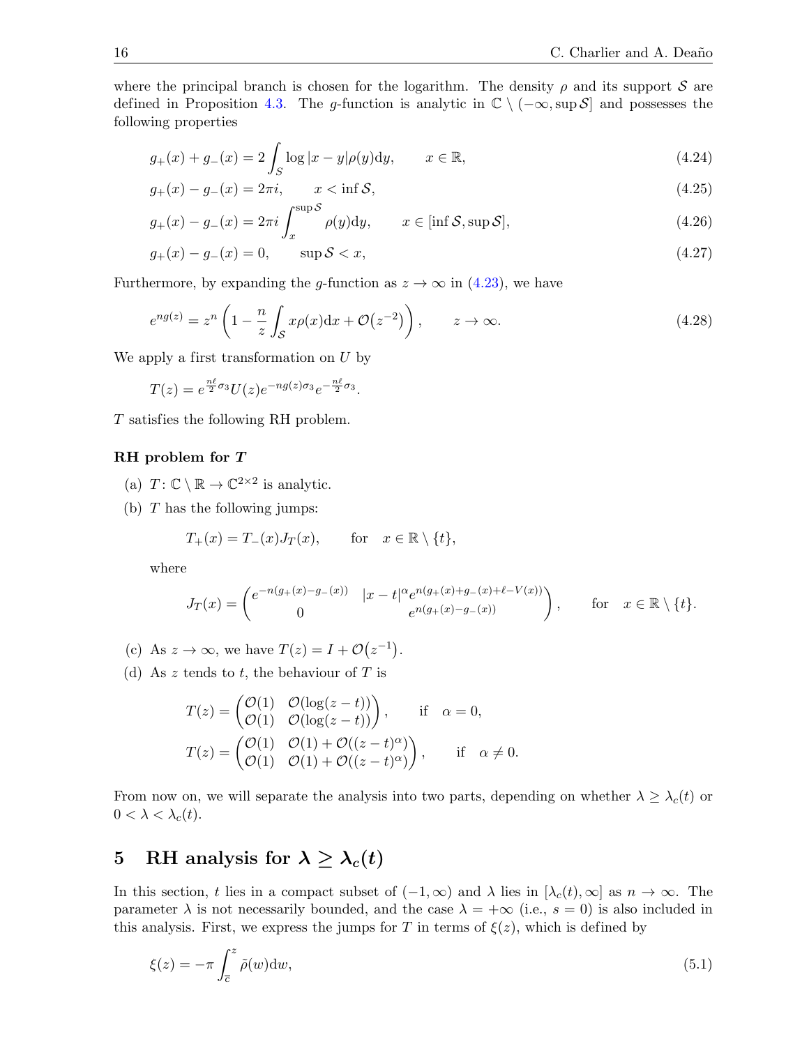where the principal branch is chosen for the logarithm. The density $\rho$ and its support $\mathcal{S}$ are defined in Proposition 4.3. The $g$-function is analytic in $\mathbb{C} \setminus (-\infty, \sup \mathcal{S}]$ and possesses the following properties

$$g_+(x) + g_-(x) = 2\int_S \log|x-y|\rho(y)\mathrm{d}y, \qquad x \in \mathbb{R}, \tag{4.24}$$

$$g_+(x) - g_-(x) = 2\pi i, \qquad x < \inf \mathcal{S}, \tag{4.25}$$

$$g_+(x) - g_-(x) = 2\pi i \int_x^{\sup \mathcal{S}} \rho(y)\mathrm{d}y, \qquad x \in [\inf \mathcal{S}, \sup \mathcal{S}], \tag{4.26}$$

$$g_+(x) - g_-(x) = 0, \qquad \sup \mathcal{S} < x, \tag{4.27}$$

Furthermore, by expanding the $g$-function as $z \to \infty$ in (4.23), we have

$$e^{ng(z)} = z^n \left(1 - \frac{n}{z}\int_{\mathcal{S}} x\rho(x)\mathrm{d}x + \mathcal{O}\big(z^{-2}\big)\right), \qquad z \to \infty. \tag{4.28}$$

We apply a first transformation on $U$ by

$$T(z) = e^{\frac{n\ell}{2}\sigma_3} U(z) e^{-ng(z)\sigma_3} e^{-\frac{n\ell}{2}\sigma_3}.$$

$T$ satisfies the following RH problem.

**RH problem for $T$**

(a) $T\colon \mathbb{C} \setminus \mathbb{R} \to \mathbb{C}^{2\times 2}$ is analytic.

(b) $T$ has the following jumps:

$$T_+(x) = T_-(x)J_T(x), \qquad \text{for} \quad x \in \mathbb{R} \setminus \{t\},$$

where

$$J_T(x) = \begin{pmatrix} e^{-n(g_+(x)-g_-(x))} & |x-t|^\alpha e^{n(g_+(x)+g_-(x)+\ell-V(x))} \\ 0 & e^{n(g_+(x)-g_-(x))} \end{pmatrix}, \qquad \text{for} \quad x \in \mathbb{R} \setminus \{t\}.$$

(c) As $z \to \infty$, we have $T(z) = I + \mathcal{O}\big(z^{-1}\big)$.

(d) As $z$ tends to $t$, the behaviour of $T$ is

$$T(z) = \begin{pmatrix} \mathcal{O}(1) & \mathcal{O}(\log(z-t)) \\ \mathcal{O}(1) & \mathcal{O}(\log(z-t)) \end{pmatrix}, \qquad \text{if} \quad \alpha = 0,$$

$$T(z) = \begin{pmatrix} \mathcal{O}(1) & \mathcal{O}(1) + \mathcal{O}((z-t)^\alpha) \\ \mathcal{O}(1) & \mathcal{O}(1) + \mathcal{O}((z-t)^\alpha) \end{pmatrix}, \qquad \text{if} \quad \alpha \neq 0.$$

From now on, we will separate the analysis into two parts, depending on whether $\lambda \geq \lambda_c(t)$ or $0 < \lambda < \lambda_c(t)$.

## 5 RH analysis for $\lambda \geq \lambda_c(t)$

In this section, $t$ lies in a compact subset of $(-1, \infty)$ and $\lambda$ lies in $[\lambda_c(t), \infty]$ as $n \to \infty$. The parameter $\lambda$ is not necessarily bounded, and the case $\lambda = +\infty$ (i.e., $s = 0$) is also included in this analysis. First, we express the jumps for $T$ in terms of $\xi(z)$, which is defined by

$$\xi(z) = -\pi \int_{\overline{c}}^{z} \tilde{\rho}(w)\mathrm{d}w, \tag{5.1}$$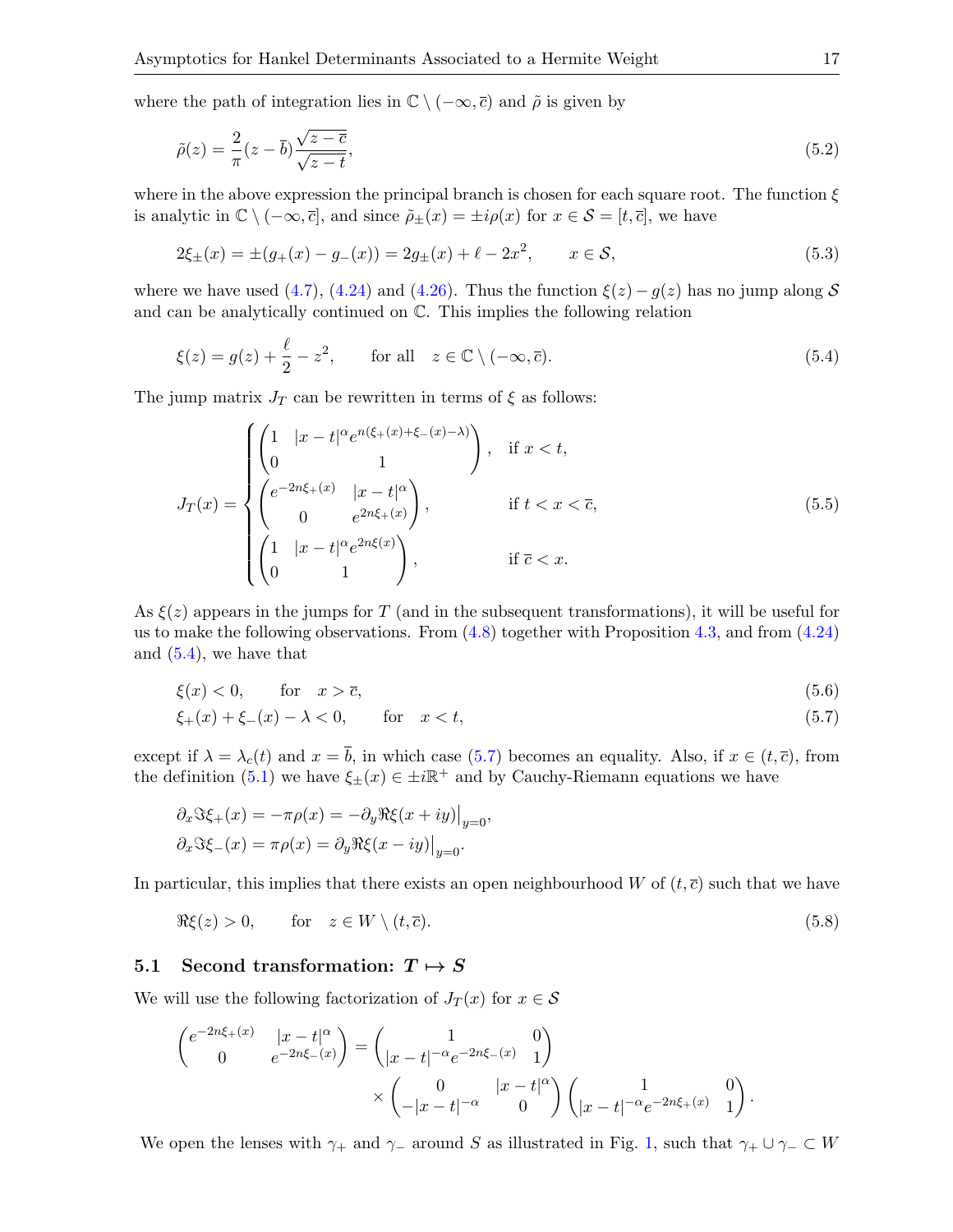where the path of integration lies in $\mathbb{C} \setminus (-\infty, \bar{c})$ and $\tilde{\rho}$ is given by

$$\tilde{\rho}(z) = \frac{2}{\pi}(z - \bar{b})\frac{\sqrt{z - \bar{c}}}{\sqrt{z - t}}, \tag{5.2}$$

where in the above expression the principal branch is chosen for each square root. The function $\xi$ is analytic in $\mathbb{C} \setminus (-\infty, \bar{c}]$, and since $\tilde{\rho}_\pm(x) = \pm i\rho(x)$ for $x \in \mathcal{S} = [t, \bar{c}]$, we have

$$2\xi_\pm(x) = \pm(g_+(x) - g_-(x)) = 2g_\pm(x) + \ell - 2x^2, \qquad x \in \mathcal{S}, \tag{5.3}$$

where we have used (4.7), (4.24) and (4.26). Thus the function $\xi(z) - g(z)$ has no jump along $\mathcal{S}$ and can be analytically continued on $\mathbb{C}$. This implies the following relation

$$\xi(z) = g(z) + \frac{\ell}{2} - z^2, \qquad \text{for all} \quad z \in \mathbb{C} \setminus (-\infty, \bar{c}). \tag{5.4}$$

The jump matrix $J_T$ can be rewritten in terms of $\xi$ as follows:

$$J_T(x) = \begin{cases} \begin{pmatrix} 1 & |x - t|^\alpha e^{n(\xi_+(x) + \xi_-(x) - \lambda)} \\ 0 & 1 \end{pmatrix}, & \text{if } x < t, \\ \begin{pmatrix} e^{-2n\xi_+(x)} & |x - t|^\alpha \\ 0 & e^{2n\xi_+(x)} \end{pmatrix}, & \text{if } t < x < \bar{c}, \\ \begin{pmatrix} 1 & |x - t|^\alpha e^{2n\xi(x)} \\ 0 & 1 \end{pmatrix}, & \text{if } \bar{c} < x. \end{cases} \tag{5.5}$$

As $\xi(z)$ appears in the jumps for $T$ (and in the subsequent transformations), it will be useful for us to make the following observations. From (4.8) together with Proposition 4.3, and from (4.24) and (5.4), we have that

$$\xi(x) < 0, \qquad \text{for} \quad x > \bar{c}, \tag{5.6}$$

$$\xi_+(x) + \xi_-(x) - \lambda < 0, \qquad \text{for} \quad x < t, \tag{5.7}$$

except if $\lambda = \lambda_c(t)$ and $x = \bar{b}$, in which case (5.7) becomes an equality. Also, if $x \in (t, \bar{c})$, from the definition (5.1) we have $\xi_\pm(x) \in \pm i\mathbb{R}^+$ and by Cauchy-Riemann equations we have

$$\partial_x \Im \xi_+(x) = -\pi\rho(x) = -\partial_y \Re \xi(x + iy)\big|_{y=0},$$
$$\partial_x \Im \xi_-(x) = \pi\rho(x) = \partial_y \Re \xi(x - iy)\big|_{y=0}.$$

In particular, this implies that there exists an open neighbourhood $W$ of $(t, \bar{c})$ such that we have

$$\Re \xi(z) > 0, \qquad \text{for} \quad z \in W \setminus (t, \bar{c}). \tag{5.8}$$

### 5.1 Second transformation: $T \mapsto S$

We will use the following factorization of $J_T(x)$ for $x \in \mathcal{S}$

$$\begin{pmatrix} e^{-2n\xi_+(x)} & |x - t|^\alpha \\ 0 & e^{-2n\xi_-(x)} \end{pmatrix} = \begin{pmatrix} 1 & 0 \\ |x - t|^{-\alpha} e^{-2n\xi_-(x)} & 1 \end{pmatrix} \times \begin{pmatrix} 0 & |x - t|^\alpha \\ -|x - t|^{-\alpha} & 0 \end{pmatrix} \begin{pmatrix} 1 & 0 \\ |x - t|^{-\alpha} e^{-2n\xi_+(x)} & 1 \end{pmatrix}.$$

We open the lenses with $\gamma_+$ and $\gamma_-$ around $S$ as illustrated in Fig. 1, such that $\gamma_+ \cup \gamma_- \subset W$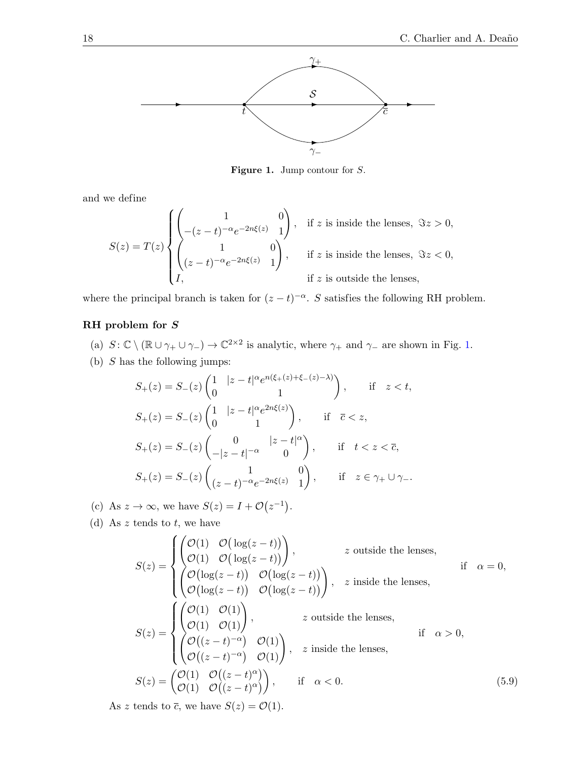**Figure 1.** Jump contour for $S$.

and we define

$$
S(z) = T(z) \begin{cases} \begin{pmatrix} 1 & 0 \\ -(z-t)^{-\alpha} e^{-2n\xi(z)} & 1 \end{pmatrix}, & \text{if } z \text{ is inside the lenses, } \Im z > 0, \\ \begin{pmatrix} 1 & 0 \\ (z-t)^{-\alpha} e^{-2n\xi(z)} & 1 \end{pmatrix}, & \text{if } z \text{ is inside the lenses, } \Im z < 0, \\ I, & \text{if } z \text{ is outside the lenses,} \end{cases}
$$

where the principal branch is taken for $(z-t)^{-\alpha}$. $S$ satisfies the following RH problem.

### RH problem for $S$

(a) $S\colon \mathbb{C} \setminus (\mathbb{R} \cup \gamma_+ \cup \gamma_-) \to \mathbb{C}^{2\times 2}$ is analytic, where $\gamma_+$ and $\gamma_-$ are shown in Fig. 1.

(b) $S$ has the following jumps:

$$
S_+(z) = S_-(z) \begin{pmatrix} 1 & |z-t|^{\alpha} e^{n(\xi_+(z) + \xi_-(z) - \lambda)} \\ 0 & 1 \end{pmatrix}, \qquad \text{if} \quad z < t,
$$

$$
S_+(z) = S_-(z) \begin{pmatrix} 1 & |z-t|^{\alpha} e^{2n\xi(z)} \\ 0 & 1 \end{pmatrix}, \qquad \text{if} \quad \overline{c} < z,
$$

$$
S_+(z) = S_-(z) \begin{pmatrix} 0 & |z-t|^{\alpha} \\ -|z-t|^{-\alpha} & 0 \end{pmatrix}, \qquad \text{if} \quad t < z < \overline{c},
$$

$$
S_+(z) = S_-(z) \begin{pmatrix} 1 & 0 \\ (z-t)^{-\alpha} e^{-2n\xi(z)} & 1 \end{pmatrix}, \qquad \text{if} \quad z \in \gamma_+ \cup \gamma_-.
$$

(c) As $z \to \infty$, we have $S(z) = I + \mathcal{O}(z^{-1})$.

(d) As $z$ tends to $t$, we have

$$
S(z) = \begin{cases} \begin{pmatrix} \mathcal{O}(1) & \mathcal{O}(\log(z-t)) \\ \mathcal{O}(1) & \mathcal{O}(\log(z-t)) \end{pmatrix}, & z \text{ outside the lenses,} \\ \begin{pmatrix} \mathcal{O}(\log(z-t)) & \mathcal{O}(\log(z-t)) \\ \mathcal{O}(\log(z-t)) & \mathcal{O}(\log(z-t)) \end{pmatrix}, & z \text{ inside the lenses,} \end{cases} \qquad \text{if} \quad \alpha = 0,
$$

$$
S(z) = \begin{cases} \begin{pmatrix} \mathcal{O}(1) & \mathcal{O}(1) \\ \mathcal{O}(1) & \mathcal{O}(1) \end{pmatrix}, & z \text{ outside the lenses,} \\ \begin{pmatrix} \mathcal{O}((z-t)^{-\alpha}) & \mathcal{O}(1) \\ \mathcal{O}((z-t)^{-\alpha}) & \mathcal{O}(1) \end{pmatrix}, & z \text{ inside the lenses,} \end{cases} \qquad \text{if} \quad \alpha > 0,
$$

$$
S(z) = \begin{pmatrix} \mathcal{O}(1) & \mathcal{O}((z-t)^{\alpha}) \\ \mathcal{O}(1) & \mathcal{O}((z-t)^{\alpha}) \end{pmatrix}, \qquad \text{if} \quad \alpha < 0. \tag{5.9}
$$

As $z$ tends to $\overline{c}$, we have $S(z) = \mathcal{O}(1)$.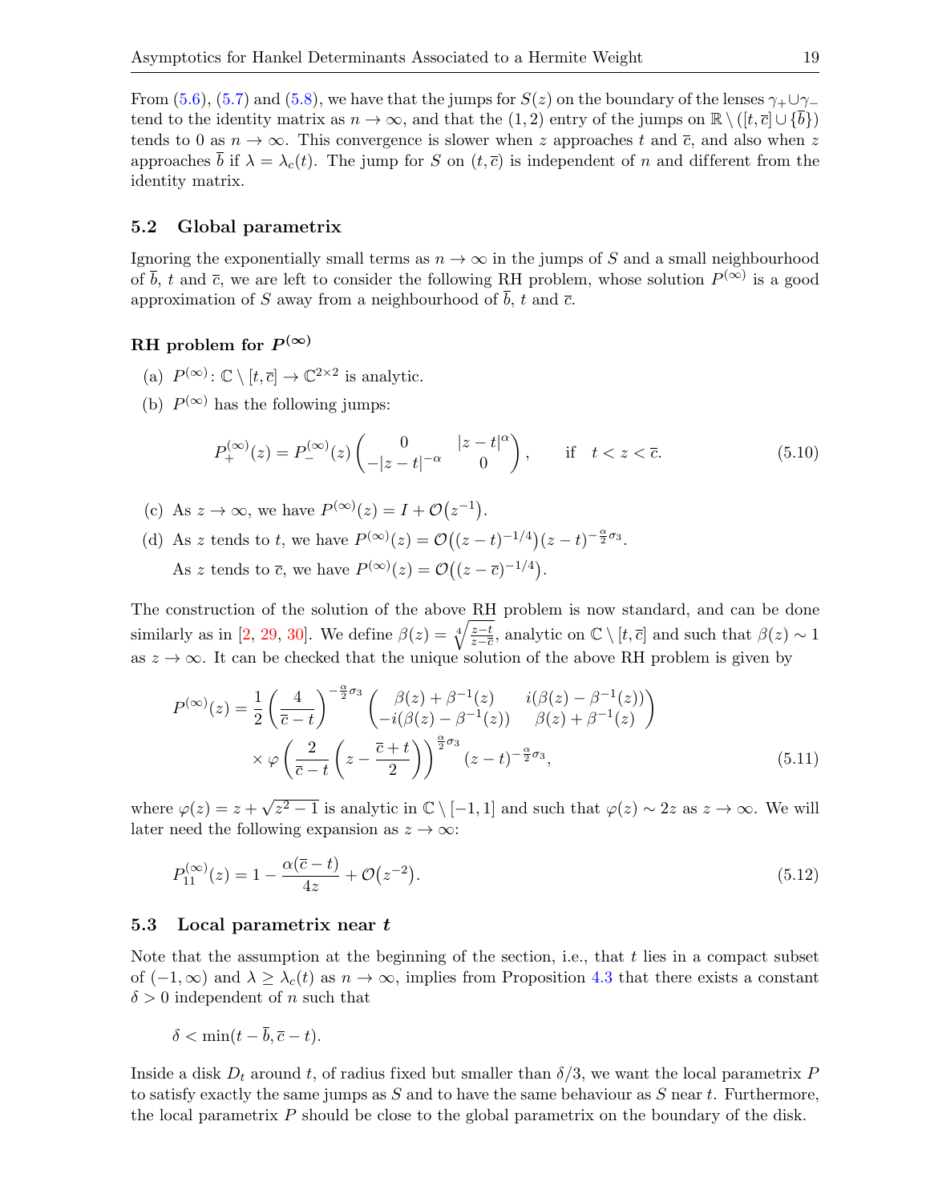From (5.6), (5.7) and (5.8), we have that the jumps for $S(z)$ on the boundary of the lenses $\gamma_+ \cup \gamma_-$ tend to the identity matrix as $n \to \infty$, and that the $(1,2)$ entry of the jumps on $\mathbb{R} \setminus ([t, \overline{c}] \cup \{\overline{b}\})$ tends to 0 as $n \to \infty$. This convergence is slower when $z$ approaches $t$ and $\overline{c}$, and also when $z$ approaches $\overline{b}$ if $\lambda = \lambda_c(t)$. The jump for $S$ on $(t, \overline{c})$ is independent of $n$ and different from the identity matrix.

### 5.2 Global parametrix

Ignoring the exponentially small terms as $n \to \infty$ in the jumps of $S$ and a small neighbourhood of $\overline{b}$, $t$ and $\overline{c}$, we are left to consider the following RH problem, whose solution $P^{(\infty)}$ is a good approximation of $S$ away from a neighbourhood of $\overline{b}$, $t$ and $\overline{c}$.

#### RH problem for $P^{(\infty)}$

(a) $P^{(\infty)} \colon \mathbb{C} \setminus [t, \overline{c}] \to \mathbb{C}^{2\times 2}$ is analytic.

(b) $P^{(\infty)}$ has the following jumps:

$$P_+^{(\infty)}(z) = P_-^{(\infty)}(z) \begin{pmatrix} 0 & |z-t|^{\alpha} \\ -|z-t|^{-\alpha} & 0 \end{pmatrix}, \qquad \text{if} \quad t < z < \overline{c}. \tag{5.10}$$

(c) As $z \to \infty$, we have $P^{(\infty)}(z) = I + \mathcal{O}\big(z^{-1}\big)$.

(d) As $z$ tends to $t$, we have $P^{(\infty)}(z) = \mathcal{O}\big((z-t)^{-1/4}\big)(z-t)^{-\frac{\alpha}{2}\sigma_3}$.

As $z$ tends to $\overline{c}$, we have $P^{(\infty)}(z) = \mathcal{O}\big((z-\overline{c})^{-1/4}\big)$.

The construction of the solution of the above RH problem is now standard, and can be done similarly as in [2, 29, 30]. We define $\beta(z) = \sqrt[4]{\frac{z-t}{z-\overline{c}}}$, analytic on $\mathbb{C} \setminus [t, \overline{c}]$ and such that $\beta(z) \sim 1$ as $z \to \infty$. It can be checked that the unique solution of the above RH problem is given by

$$\begin{aligned} P^{(\infty)}(z) = {} & \frac{1}{2} \left(\frac{4}{\overline{c}-t}\right)^{-\frac{\alpha}{2}\sigma_3} \begin{pmatrix} \beta(z) + \beta^{-1}(z) & i(\beta(z) - \beta^{-1}(z)) \\ -i(\beta(z) - \beta^{-1}(z)) & \beta(z) + \beta^{-1}(z) \end{pmatrix} \\ & \times \varphi\left(\frac{2}{\overline{c}-t}\left(z - \frac{\overline{c}+t}{2}\right)\right)^{\frac{\alpha}{2}\sigma_3} (z-t)^{-\frac{\alpha}{2}\sigma_3}, \end{aligned} \tag{5.11}$$

where $\varphi(z) = z + \sqrt{z^2-1}$ is analytic in $\mathbb{C} \setminus [-1,1]$ and such that $\varphi(z) \sim 2z$ as $z \to \infty$. We will later need the following expansion as $z \to \infty$:

$$P_{11}^{(\infty)}(z) = 1 - \frac{\alpha(\overline{c}-t)}{4z} + \mathcal{O}\big(z^{-2}\big). \tag{5.12}$$

### 5.3 Local parametrix near $t$

Note that the assumption at the beginning of the section, i.e., that $t$ lies in a compact subset of $(-1, \infty)$ and $\lambda \geq \lambda_c(t)$ as $n \to \infty$, implies from Proposition 4.3 that there exists a constant $\delta > 0$ independent of $n$ such that

$$\delta < \min(t - \overline{b}, \overline{c} - t).$$

Inside a disk $D_t$ around $t$, of radius fixed but smaller than $\delta/3$, we want the local parametrix $P$ to satisfy exactly the same jumps as $S$ and to have the same behaviour as $S$ near $t$. Furthermore, the local parametrix $P$ should be close to the global parametrix on the boundary of the disk.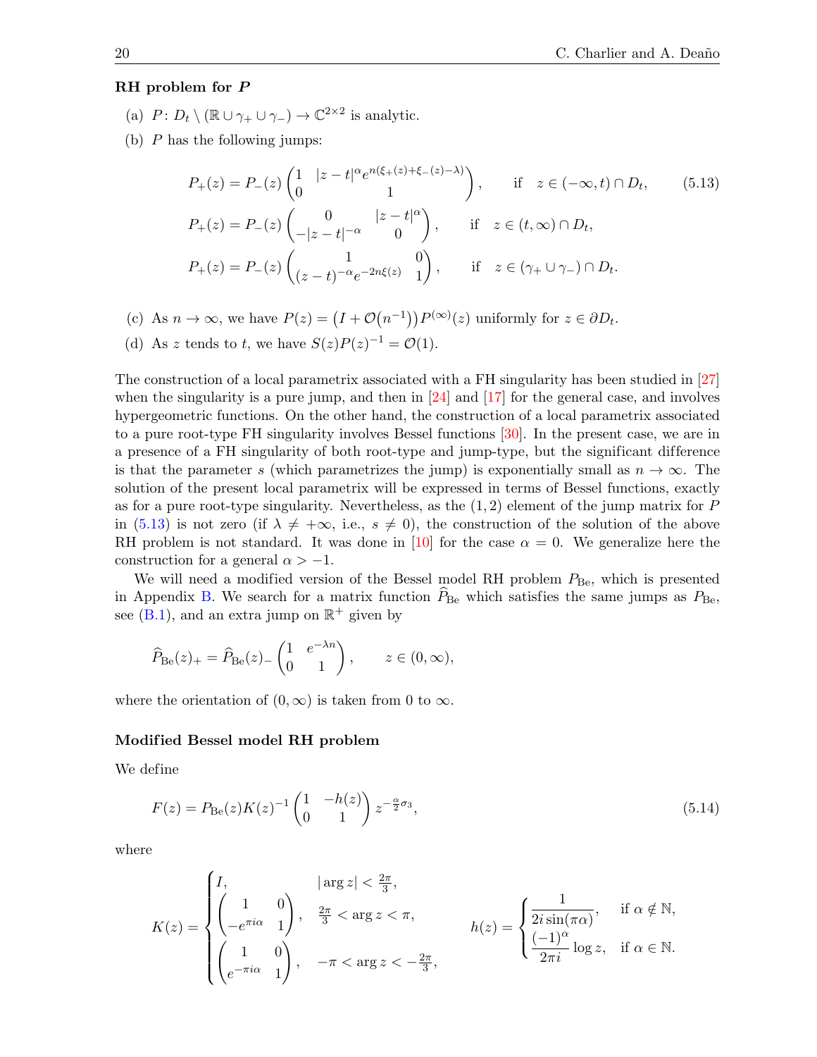**RH problem for $P$**

(a) $P\colon D_t \setminus (\mathbb{R} \cup \gamma_+ \cup \gamma_-) \to \mathbb{C}^{2\times 2}$ is analytic.

(b) $P$ has the following jumps:

$$P_+(z) = P_-(z) \begin{pmatrix} 1 & |z-t|^\alpha e^{n(\xi_+(z)+\xi_-(z)-\lambda)} \\ 0 & 1 \end{pmatrix}, \qquad \text{if} \quad z \in (-\infty, t) \cap D_t, \tag{5.13}$$

$$P_+(z) = P_-(z) \begin{pmatrix} 0 & |z-t|^\alpha \\ -|z-t|^{-\alpha} & 0 \end{pmatrix}, \qquad \text{if} \quad z \in (t, \infty) \cap D_t,$$

$$P_+(z) = P_-(z) \begin{pmatrix} 1 & 0 \\ (z-t)^{-\alpha} e^{-2n\xi(z)} & 1 \end{pmatrix}, \qquad \text{if} \quad z \in (\gamma_+ \cup \gamma_-) \cap D_t.$$

(c) As $n \to \infty$, we have $P(z) = \left(I + \mathcal{O}\left(n^{-1}\right)\right) P^{(\infty)}(z)$ uniformly for $z \in \partial D_t$.

(d) As $z$ tends to $t$, we have $S(z)P(z)^{-1} = \mathcal{O}(1)$.

The construction of a local parametrix associated with a FH singularity has been studied in [27] when the singularity is a pure jump, and then in [24] and [17] for the general case, and involves hypergeometric functions. On the other hand, the construction of a local parametrix associated to a pure root-type FH singularity involves Bessel functions [30]. In the present case, we are in a presence of a FH singularity of both root-type and jump-type, but the significant difference is that the parameter $s$ (which parametrizes the jump) is exponentially small as $n \to \infty$. The solution of the present local parametrix will be expressed in terms of Bessel functions, exactly as for a pure root-type singularity. Nevertheless, as the $(1,2)$ element of the jump matrix for $P$ in (5.13) is not zero (if $\lambda \neq +\infty$, i.e., $s \neq 0$), the construction of the solution of the above RH problem is not standard. It was done in [10] for the case $\alpha = 0$. We generalize here the construction for a general $\alpha > -1$.

We will need a modified version of the Bessel model RH problem $P_{\mathrm{Be}}$, which is presented in Appendix B. We search for a matrix function $\widehat{P}_{\mathrm{Be}}$ which satisfies the same jumps as $P_{\mathrm{Be}}$, see (B.1), and an extra jump on $\mathbb{R}^+$ given by

$$\widehat{P}_{\mathrm{Be}}(z)_+ = \widehat{P}_{\mathrm{Be}}(z)_- \begin{pmatrix} 1 & e^{-\lambda n} \\ 0 & 1 \end{pmatrix}, \qquad z \in (0, \infty),$$

where the orientation of $(0, \infty)$ is taken from $0$ to $\infty$.

**Modified Bessel model RH problem**

We define

$$F(z) = P_{\mathrm{Be}}(z) K(z)^{-1} \begin{pmatrix} 1 & -h(z) \\ 0 & 1 \end{pmatrix} z^{-\frac{\alpha}{2}\sigma_3}, \tag{5.14}$$

where

$$K(z) = \begin{cases} I, & |\arg z| < \frac{2\pi}{3}, \\ \begin{pmatrix} 1 & 0 \\ -e^{\pi i \alpha} & 1 \end{pmatrix}, & \frac{2\pi}{3} < \arg z < \pi, \\ \begin{pmatrix} 1 & 0 \\ e^{-\pi i \alpha} & 1 \end{pmatrix}, & -\pi < \arg z < -\frac{2\pi}{3}, \end{cases} \qquad h(z) = \begin{cases} \dfrac{1}{2i\sin(\pi\alpha)}, & \text{if } \alpha \notin \mathbb{N}, \\ \dfrac{(-1)^\alpha}{2\pi i} \log z, & \text{if } \alpha \in \mathbb{N}. \end{cases}$$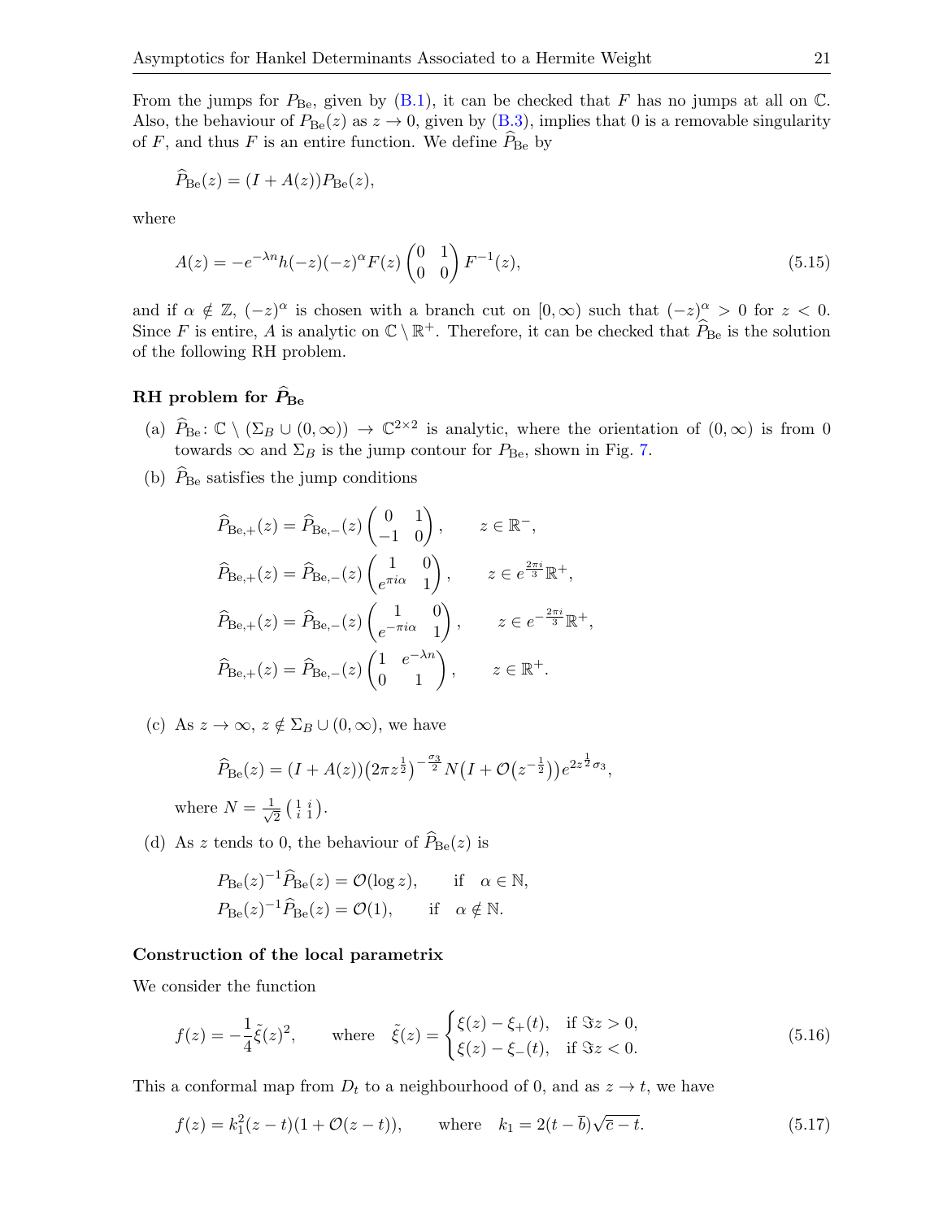From the jumps for $P_{\text{Be}}$, given by (B.1), it can be checked that $F$ has no jumps at all on $\mathbb{C}$. Also, the behaviour of $P_{\text{Be}}(z)$ as $z \to 0$, given by (B.3), implies that 0 is a removable singularity of $F$, and thus $F$ is an entire function. We define $\widehat{P}_{\text{Be}}$ by

$$\widehat{P}_{\text{Be}}(z) = (I + A(z))P_{\text{Be}}(z),$$

where

$$A(z) = -e^{-\lambda n} h(-z)(-z)^{\alpha} F(z) \begin{pmatrix} 0 & 1 \\ 0 & 0 \end{pmatrix} F^{-1}(z), \tag{5.15}$$

and if $\alpha \notin \mathbb{Z}$, $(-z)^{\alpha}$ is chosen with a branch cut on $[0, \infty)$ such that $(-z)^{\alpha} > 0$ for $z < 0$. Since $F$ is entire, $A$ is analytic on $\mathbb{C} \setminus \mathbb{R}^+$. Therefore, it can be checked that $\widehat{P}_{\text{Be}}$ is the solution of the following RH problem.

### RH problem for $\widehat{P}_{\text{Be}}$

(a) $\widehat{P}_{\text{Be}} \colon \mathbb{C} \setminus (\Sigma_B \cup (0, \infty)) \to \mathbb{C}^{2\times 2}$ is analytic, where the orientation of $(0, \infty)$ is from 0 towards $\infty$ and $\Sigma_B$ is the jump contour for $P_{\text{Be}}$, shown in Fig. 7.

(b) $\widehat{P}_{\text{Be}}$ satisfies the jump conditions

$$\widehat{P}_{\text{Be},+}(z) = \widehat{P}_{\text{Be},-}(z) \begin{pmatrix} 0 & 1 \\ -1 & 0 \end{pmatrix}, \qquad z \in \mathbb{R}^-,$$

$$\widehat{P}_{\text{Be},+}(z) = \widehat{P}_{\text{Be},-}(z) \begin{pmatrix} 1 & 0 \\ e^{\pi i \alpha} & 1 \end{pmatrix}, \qquad z \in e^{\frac{2\pi i}{3}} \mathbb{R}^+,$$

$$\widehat{P}_{\text{Be},+}(z) = \widehat{P}_{\text{Be},-}(z) \begin{pmatrix} 1 & 0 \\ e^{-\pi i \alpha} & 1 \end{pmatrix}, \qquad z \in e^{-\frac{2\pi i}{3}} \mathbb{R}^+,$$

$$\widehat{P}_{\text{Be},+}(z) = \widehat{P}_{\text{Be},-}(z) \begin{pmatrix} 1 & e^{-\lambda n} \\ 0 & 1 \end{pmatrix}, \qquad z \in \mathbb{R}^+.$$

(c) As $z \to \infty$, $z \notin \Sigma_B \cup (0, \infty)$, we have

$$\widehat{P}_{\text{Be}}(z) = (I + A(z)) \big(2\pi z^{\frac{1}{2}}\big)^{-\frac{\sigma_3}{2}} N \big(I + \mathcal{O}\big(z^{-\frac{1}{2}}\big)\big) e^{2z^{\frac{1}{2}} \sigma_3},$$

where $N = \frac{1}{\sqrt{2}} \left( \begin{smallmatrix} 1 & i \\ i & 1 \end{smallmatrix} \right)$.

(d) As $z$ tends to 0, the behaviour of $\widehat{P}_{\text{Be}}(z)$ is

$$P_{\text{Be}}(z)^{-1} \widehat{P}_{\text{Be}}(z) = \mathcal{O}(\log z), \qquad \text{if} \quad \alpha \in \mathbb{N},$$

$$P_{\text{Be}}(z)^{-1} \widehat{P}_{\text{Be}}(z) = \mathcal{O}(1), \qquad \text{if} \quad \alpha \notin \mathbb{N}.$$

### Construction of the local parametrix

We consider the function

$$f(z) = -\frac{1}{4} \tilde{\xi}(z)^2, \qquad \text{where} \quad \tilde{\xi}(z) = \begin{cases} \xi(z) - \xi_+(t), & \text{if } \Im z > 0, \\ \xi(z) - \xi_-(t), & \text{if } \Im z < 0. \end{cases} \tag{5.16}$$

This a conformal map from $D_t$ to a neighbourhood of 0, and as $z \to t$, we have

$$f(z) = k_1^2 (z - t)(1 + \mathcal{O}(z - t)), \qquad \text{where} \quad k_1 = 2(t - \overline{b}) \sqrt{\overline{c} - t}. \tag{5.17}$$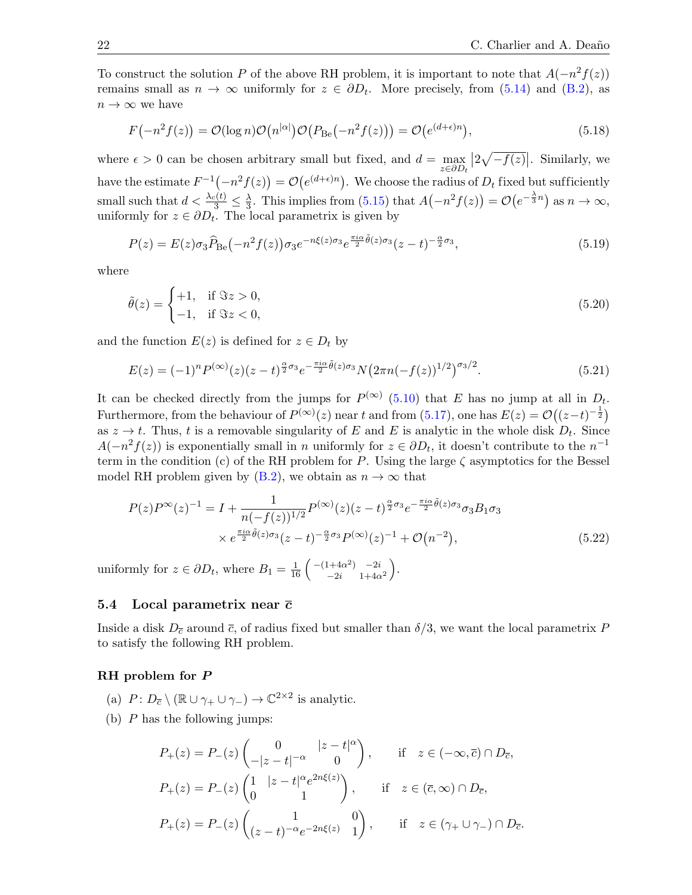To construct the solution $P$ of the above RH problem, it is important to note that $A(-n^2 f(z))$ remains small as $n \to \infty$ uniformly for $z \in \partial D_t$. More precisely, from (5.14) and (B.2), as $n \to \infty$ we have

$$F\big(-n^2 f(z)\big) = \mathcal{O}(\log n)\mathcal{O}\big(n^{|\alpha|}\big)\mathcal{O}\big(P_{\mathrm{Be}}\big(-n^2 f(z)\big)\big) = \mathcal{O}\big(e^{(d+\epsilon)n}\big), \tag{5.18}$$

where $\epsilon > 0$ can be chosen arbitrary small but fixed, and $d = \max_{z \in \partial D_t} \big|2\sqrt{-f(z)}\big|$. Similarly, we have the estimate $F^{-1}\big(-n^2 f(z)\big) = \mathcal{O}\big(e^{(d+\epsilon)n}\big)$. We choose the radius of $D_t$ fixed but sufficiently small such that $d < \frac{\lambda_c(t)}{3} \leq \frac{\lambda}{3}$. This implies from (5.15) that $A\big(-n^2 f(z)\big) = \mathcal{O}\big(e^{-\frac{\lambda}{3}n}\big)$ as $n \to \infty$, uniformly for $z \in \partial D_t$. The local parametrix is given by

$$P(z) = E(z)\sigma_3 \widehat{P}_{\mathrm{Be}}\big(-n^2 f(z)\big)\sigma_3 e^{-n\xi(z)\sigma_3} e^{\frac{\pi i \alpha}{2}\tilde{\theta}(z)\sigma_3}(z-t)^{-\frac{\alpha}{2}\sigma_3}, \tag{5.19}$$

where

$$\tilde{\theta}(z) = \begin{cases} +1, & \text{if } \Im z > 0, \\ -1, & \text{if } \Im z < 0, \end{cases} \tag{5.20}$$

and the function $E(z)$ is defined for $z \in D_t$ by

$$E(z) = (-1)^n P^{(\infty)}(z)(z-t)^{\frac{\alpha}{2}\sigma_3} e^{-\frac{\pi i \alpha}{2}\tilde{\theta}(z)\sigma_3} N\big(2\pi n(-f(z))^{1/2}\big)^{\sigma_3/2}. \tag{5.21}$$

It can be checked directly from the jumps for $P^{(\infty)}$ (5.10) that $E$ has no jump at all in $D_t$. Furthermore, from the behaviour of $P^{(\infty)}(z)$ near $t$ and from (5.17), one has $E(z) = \mathcal{O}\big((z-t)^{-\frac{1}{2}}\big)$ as $z \to t$. Thus, $t$ is a removable singularity of $E$ and $E$ is analytic in the whole disk $D_t$. Since $A(-n^2 f(z))$ is exponentially small in $n$ uniformly for $z \in \partial D_t$, it doesn't contribute to the $n^{-1}$ term in the condition (c) of the RH problem for $P$. Using the large $\zeta$ asymptotics for the Bessel model RH problem given by (B.2), we obtain as $n \to \infty$ that

$$\begin{aligned} P(z)P^{\infty}(z)^{-1} = I &+ \frac{1}{n(-f(z))^{1/2}} P^{(\infty)}(z)(z-t)^{\frac{\alpha}{2}\sigma_3} e^{-\frac{\pi i \alpha}{2}\tilde{\theta}(z)\sigma_3}\sigma_3 B_1 \sigma_3 \\ &\times e^{\frac{\pi i \alpha}{2}\tilde{\theta}(z)\sigma_3}(z-t)^{-\frac{\alpha}{2}\sigma_3} P^{(\infty)}(z)^{-1} + \mathcal{O}\big(n^{-2}\big), \end{aligned} \tag{5.22}$$

uniformly for $z \in \partial D_t$, where $B_1 = \frac{1}{16}\begin{pmatrix} -(1+4\alpha^2) & -2i \\ -2i & 1+4\alpha^2 \end{pmatrix}$.

### 5.4 Local parametrix near $\overline{c}$

Inside a disk $D_{\overline{c}}$ around $\overline{c}$, of radius fixed but smaller than $\delta/3$, we want the local parametrix $P$ to satisfy the following RH problem.

#### RH problem for $P$

(a) $P\colon D_{\overline{c}} \setminus (\mathbb{R} \cup \gamma_+ \cup \gamma_-) \to \mathbb{C}^{2\times 2}$ is analytic.

(b) $P$ has the following jumps:

$$P_+(z) = P_-(z)\begin{pmatrix} 0 & |z-t|^{\alpha} \\ -|z-t|^{-\alpha} & 0 \end{pmatrix}, \qquad \text{if} \quad z \in (-\infty, \overline{c}) \cap D_{\overline{c}},$$

$$P_+(z) = P_-(z)\begin{pmatrix} 1 & |z-t|^{\alpha} e^{2n\xi(z)} \\ 0 & 1 \end{pmatrix}, \qquad \text{if} \quad z \in (\overline{c}, \infty) \cap D_{\overline{c}},$$

$$P_+(z) = P_-(z)\begin{pmatrix} 1 & 0 \\ (z-t)^{-\alpha} e^{-2n\xi(z)} & 1 \end{pmatrix}, \qquad \text{if} \quad z \in (\gamma_+ \cup \gamma_-) \cap D_{\overline{c}}.$$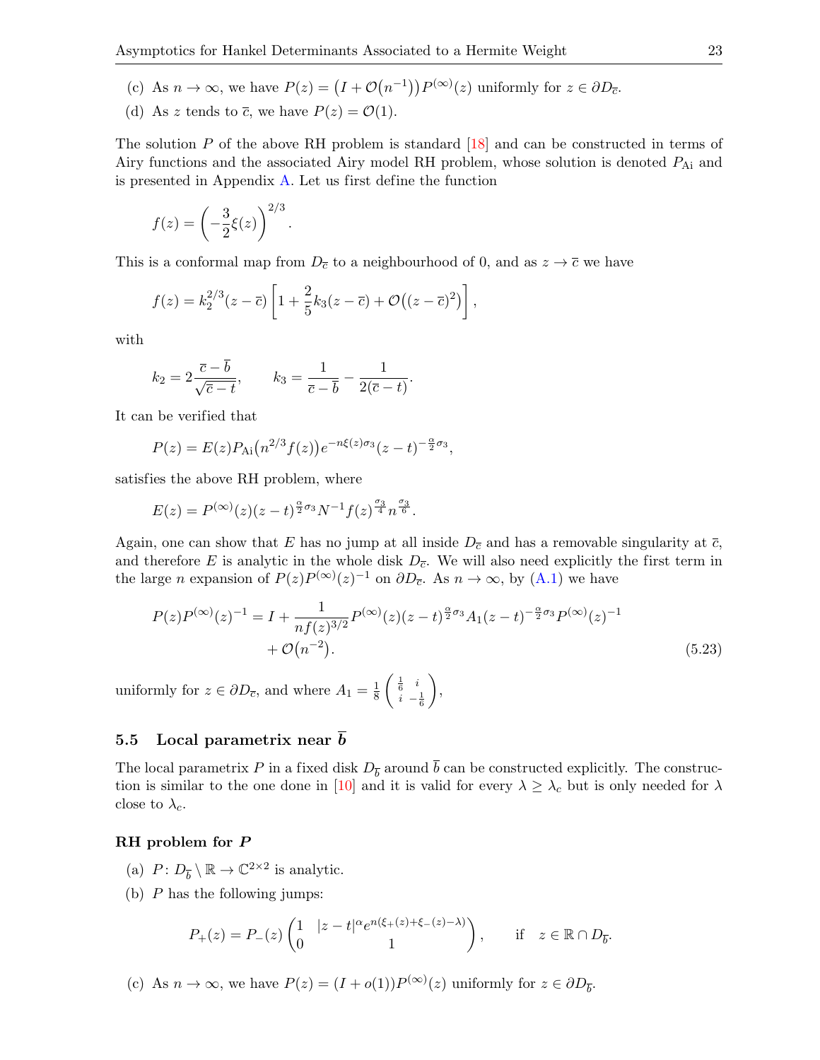(c) As $n \to \infty$, we have $P(z) = \big(I + \mathcal{O}\big(n^{-1}\big)\big) P^{(\infty)}(z)$ uniformly for $z \in \partial D_{\overline{c}}$.

(d) As $z$ tends to $\overline{c}$, we have $P(z) = \mathcal{O}(1)$.

The solution $P$ of the above RH problem is standard [18] and can be constructed in terms of Airy functions and the associated Airy model RH problem, whose solution is denoted $P_{\mathrm{Ai}}$ and is presented in Appendix A. Let us first define the function

$$f(z) = \left(-\frac{3}{2}\xi(z)\right)^{2/3}.$$

This is a conformal map from $D_{\overline{c}}$ to a neighbourhood of 0, and as $z \to \overline{c}$ we have

$$f(z) = k_2^{2/3}(z - \overline{c})\left[1 + \frac{2}{5}k_3(z - \overline{c}) + \mathcal{O}\big((z - \overline{c})^2\big)\right],$$

with

$$k_2 = 2\frac{\overline{c} - \overline{b}}{\sqrt{\overline{c} - t}}, \qquad k_3 = \frac{1}{\overline{c} - \overline{b}} - \frac{1}{2(\overline{c} - t)}.$$

It can be verified that

$$P(z) = E(z) P_{\mathrm{Ai}}\big(n^{2/3} f(z)\big) e^{-n\xi(z)\sigma_3}(z - t)^{-\frac{\alpha}{2}\sigma_3},$$

satisfies the above RH problem, where

$$E(z) = P^{(\infty)}(z)(z - t)^{\frac{\alpha}{2}\sigma_3} N^{-1} f(z)^{\frac{\sigma_3}{4}} n^{\frac{\sigma_3}{6}}.$$

Again, one can show that $E$ has no jump at all inside $D_{\overline{c}}$ and has a removable singularity at $\overline{c}$, and therefore $E$ is analytic in the whole disk $D_{\overline{c}}$. We will also need explicitly the first term in the large $n$ expansion of $P(z)P^{(\infty)}(z)^{-1}$ on $\partial D_{\overline{c}}$. As $n \to \infty$, by (A.1) we have

$$\begin{aligned} P(z)P^{(\infty)}(z)^{-1} = I &+ \frac{1}{n f(z)^{3/2}} P^{(\infty)}(z)(z - t)^{\frac{\alpha}{2}\sigma_3} A_1 (z - t)^{-\frac{\alpha}{2}\sigma_3} P^{(\infty)}(z)^{-1} \\ &+ \mathcal{O}\big(n^{-2}\big). \end{aligned} \tag{5.23}$$

uniformly for $z \in \partial D_{\overline{c}}$, and where $A_1 = \frac{1}{8}\begin{pmatrix} \frac{1}{6} & i \\ i & -\frac{1}{6} \end{pmatrix}$,

## 5.5 Local parametrix near $\overline{b}$

The local parametrix $P$ in a fixed disk $D_{\overline{b}}$ around $\overline{b}$ can be constructed explicitly. The construction is similar to the one done in [10] and it is valid for every $\lambda \geq \lambda_c$ but is only needed for $\lambda$ close to $\lambda_c$.

### RH problem for $P$

(a) $P \colon D_{\overline{b}} \setminus \mathbb{R} \to \mathbb{C}^{2\times 2}$ is analytic.

(b) $P$ has the following jumps:

$$P_+(z) = P_-(z)\begin{pmatrix} 1 & |z - t|^{\alpha} e^{n(\xi_+(z) + \xi_-(z) - \lambda)} \\ 0 & 1 \end{pmatrix}, \qquad \text{if} \quad z \in \mathbb{R} \cap D_{\overline{b}}.$$

(c) As $n \to \infty$, we have $P(z) = (I + o(1))P^{(\infty)}(z)$ uniformly for $z \in \partial D_{\overline{b}}$.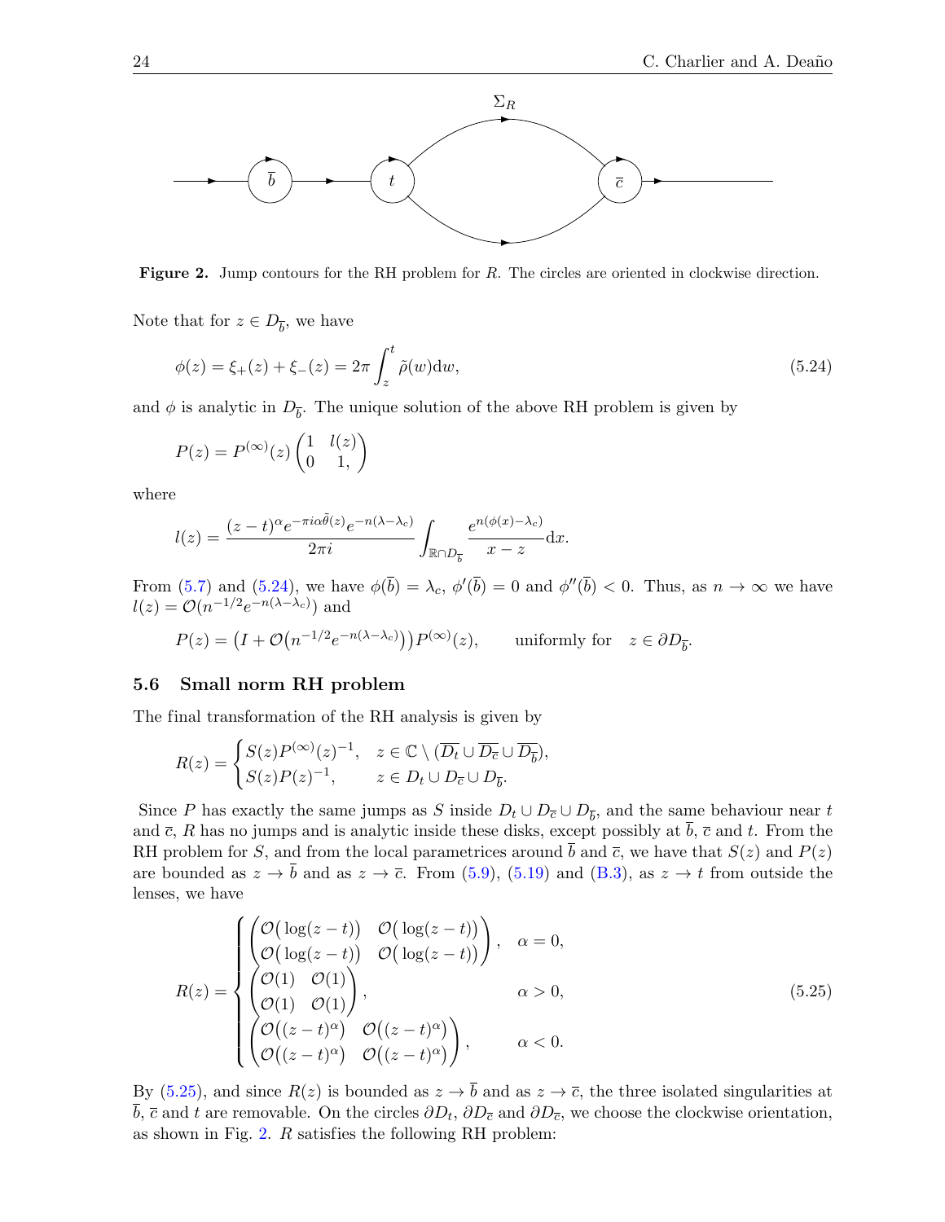**Figure 2.** Jump contours for the RH problem for $R$. The circles are oriented in clockwise direction.

Note that for $z \in D_{\overline{b}}$, we have

$$\phi(z) = \xi_+(z) + \xi_-(z) = 2\pi \int_z^t \tilde{\rho}(w) \mathrm{d}w, \tag{5.24}$$

and $\phi$ is analytic in $D_{\overline{b}}$. The unique solution of the above RH problem is given by

$$P(z) = P^{(\infty)}(z) \begin{pmatrix} 1 & l(z) \\ 0 & 1, \end{pmatrix}$$

where

$$l(z) = \frac{(z-t)^{\alpha} e^{-\pi i \alpha \tilde{\theta}(z)} e^{-n(\lambda - \lambda_c)}}{2\pi i} \int_{\mathbb{R} \cap D_{\overline{b}}} \frac{e^{n(\phi(x) - \lambda_c)}}{x - z} \mathrm{d}x.$$

From (5.7) and (5.24), we have $\phi(\overline{b}) = \lambda_c$, $\phi'(\overline{b}) = 0$ and $\phi''(\overline{b}) < 0$. Thus, as $n \to \infty$ we have $l(z) = \mathcal{O}(n^{-1/2} e^{-n(\lambda - \lambda_c)})$ and

$$P(z) = \big(I + \mathcal{O}\big(n^{-1/2} e^{-n(\lambda - \lambda_c)}\big)\big) P^{(\infty)}(z), \qquad \text{uniformly for} \quad z \in \partial D_{\overline{b}}.$$

## 5.6 Small norm RH problem

The final transformation of the RH analysis is given by

$$R(z) = \begin{cases} S(z) P^{(\infty)}(z)^{-1}, & z \in \mathbb{C} \setminus (\overline{D_t} \cup \overline{D_{\overline{c}}} \cup \overline{D_{\overline{b}}}), \\ S(z) P(z)^{-1}, & z \in D_t \cup D_{\overline{c}} \cup D_{\overline{b}}. \end{cases}$$

Since $P$ has exactly the same jumps as $S$ inside $D_t \cup D_{\overline{c}} \cup D_{\overline{b}}$, and the same behaviour near $t$ and $\overline{c}$, $R$ has no jumps and is analytic inside these disks, except possibly at $\overline{b}$, $\overline{c}$ and $t$. From the RH problem for $S$, and from the local parametrices around $\overline{b}$ and $\overline{c}$, we have that $S(z)$ and $P(z)$ are bounded as $z \to \overline{b}$ and as $z \to \overline{c}$. From (5.9), (5.19) and (B.3), as $z \to t$ from outside the lenses, we have

$$R(z) = \begin{cases} \begin{pmatrix} \mathcal{O}\big(\log(z-t)\big) & \mathcal{O}\big(\log(z-t)\big) \\ \mathcal{O}\big(\log(z-t)\big) & \mathcal{O}\big(\log(z-t)\big) \end{pmatrix}, & \alpha = 0, \\ \begin{pmatrix} \mathcal{O}(1) & \mathcal{O}(1) \\ \mathcal{O}(1) & \mathcal{O}(1) \end{pmatrix}, & \alpha > 0, \\ \begin{pmatrix} \mathcal{O}\big((z-t)^{\alpha}\big) & \mathcal{O}\big((z-t)^{\alpha}\big) \\ \mathcal{O}\big((z-t)^{\alpha}\big) & \mathcal{O}\big((z-t)^{\alpha}\big) \end{pmatrix}, & \alpha < 0. \end{cases} \tag{5.25}$$

By (5.25), and since $R(z)$ is bounded as $z \to \overline{b}$ and as $z \to \overline{c}$, the three isolated singularities at $\overline{b}$, $\overline{c}$ and $t$ are removable. On the circles $\partial D_t$, $\partial D_{\overline{c}}$ and $\partial D_{\overline{c}}$, we choose the clockwise orientation, as shown in Fig. 2. $R$ satisfies the following RH problem: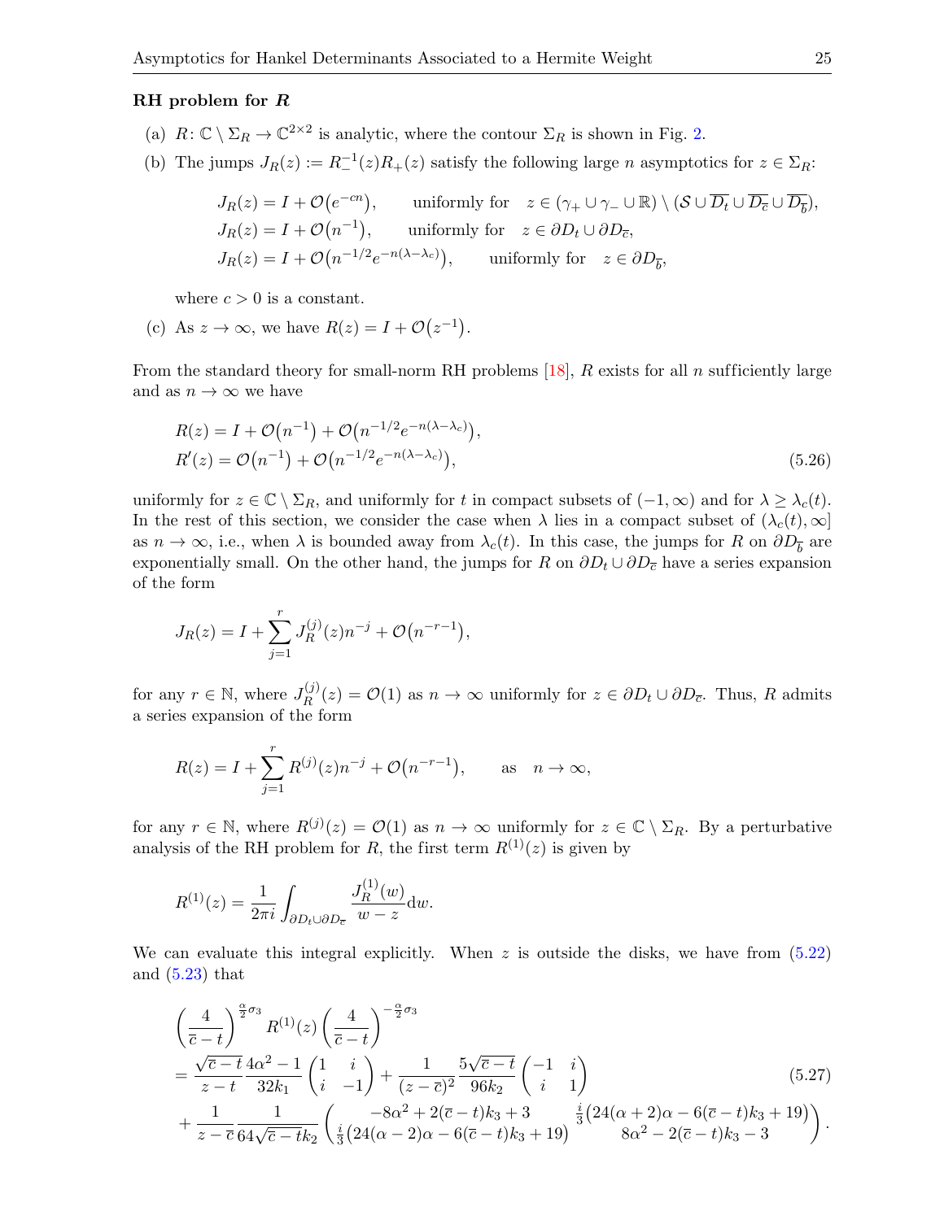**RH problem for $R$**

(a) $R\colon \mathbb{C}\setminus\Sigma_R \to \mathbb{C}^{2\times 2}$ is analytic, where the contour $\Sigma_R$ is shown in Fig. 2.

(b) The jumps $J_R(z) := R_-^{-1}(z)R_+(z)$ satisfy the following large $n$ asymptotics for $z\in\Sigma_R$:

$$
\begin{aligned}
&J_R(z) = I + \mathcal{O}\big(e^{-cn}\big), \qquad \text{uniformly for} \quad z\in(\gamma_+\cup\gamma_-\cup\mathbb{R})\setminus(\mathcal{S}\cup\overline{D_t}\cup\overline{D_{\overline{c}}}\cup\overline{D_{\overline{b}}}),\\
&J_R(z) = I + \mathcal{O}\big(n^{-1}\big), \qquad \text{uniformly for} \quad z\in\partial D_t\cup\partial D_{\overline{c}},\\
&J_R(z) = I + \mathcal{O}\big(n^{-1/2}e^{-n(\lambda-\lambda_c)}\big), \qquad \text{uniformly for} \quad z\in\partial D_{\overline{b}},
\end{aligned}
$$

where $c>0$ is a constant.

(c) As $z\to\infty$, we have $R(z) = I + \mathcal{O}\big(z^{-1}\big)$.

From the standard theory for small-norm RH problems [18], $R$ exists for all $n$ sufficiently large and as $n\to\infty$ we have

$$
\begin{aligned}
&R(z) = I + \mathcal{O}\big(n^{-1}\big) + \mathcal{O}\big(n^{-1/2}e^{-n(\lambda-\lambda_c)}\big),\\
&R'(z) = \mathcal{O}\big(n^{-1}\big) + \mathcal{O}\big(n^{-1/2}e^{-n(\lambda-\lambda_c)}\big),
\end{aligned}
\tag{5.26}
$$

uniformly for $z\in\mathbb{C}\setminus\Sigma_R$, and uniformly for $t$ in compact subsets of $(-1,\infty)$ and for $\lambda\geq\lambda_c(t)$. In the rest of this section, we consider the case when $\lambda$ lies in a compact subset of $(\lambda_c(t),\infty]$ as $n\to\infty$, i.e., when $\lambda$ is bounded away from $\lambda_c(t)$. In this case, the jumps for $R$ on $\partial D_{\overline{b}}$ are exponentially small. On the other hand, the jumps for $R$ on $\partial D_t\cup\partial D_{\overline{c}}$ have a series expansion of the form

$$
J_R(z) = I + \sum_{j=1}^{r} J_R^{(j)}(z)n^{-j} + \mathcal{O}\big(n^{-r-1}\big),
$$

for any $r\in\mathbb{N}$, where $J_R^{(j)}(z) = \mathcal{O}(1)$ as $n\to\infty$ uniformly for $z\in\partial D_t\cup\partial D_{\overline{c}}$. Thus, $R$ admits a series expansion of the form

$$
R(z) = I + \sum_{j=1}^{r} R^{(j)}(z)n^{-j} + \mathcal{O}\big(n^{-r-1}\big), \qquad \text{as} \quad n\to\infty,
$$

for any $r\in\mathbb{N}$, where $R^{(j)}(z) = \mathcal{O}(1)$ as $n\to\infty$ uniformly for $z\in\mathbb{C}\setminus\Sigma_R$. By a perturbative analysis of the RH problem for $R$, the first term $R^{(1)}(z)$ is given by

$$
R^{(1)}(z) = \frac{1}{2\pi i}\int_{\partial D_t\cup\partial D_{\overline{c}}} \frac{J_R^{(1)}(w)}{w-z}\mathrm{d}w.
$$

We can evaluate this integral explicitly. When $z$ is outside the disks, we have from (5.22) and (5.23) that

$$
\begin{aligned}
&\left(\frac{4}{\overline{c}-t}\right)^{\frac{\alpha}{2}\sigma_3} R^{(1)}(z)\left(\frac{4}{\overline{c}-t}\right)^{-\frac{\alpha}{2}\sigma_3}\\
&= \frac{\sqrt{\overline{c}-t}}{z-t}\frac{4\alpha^2-1}{32k_1}\begin{pmatrix}1 & i\\ i & -1\end{pmatrix} + \frac{1}{(z-\overline{c})^2}\frac{5\sqrt{\overline{c}-t}}{96k_2}\begin{pmatrix}-1 & i\\ i & 1\end{pmatrix}\\
&+ \frac{1}{z-\overline{c}}\frac{1}{64\sqrt{\overline{c}-t}k_2}\begin{pmatrix}-8\alpha^2+2(\overline{c}-t)k_3+3 & \frac{i}{3}\big(24(\alpha+2)\alpha-6(\overline{c}-t)k_3+19\big)\\ \frac{i}{3}\big(24(\alpha-2)\alpha-6(\overline{c}-t)k_3+19\big) & 8\alpha^2-2(\overline{c}-t)k_3-3\end{pmatrix}.
\end{aligned}
\tag{5.27}
$$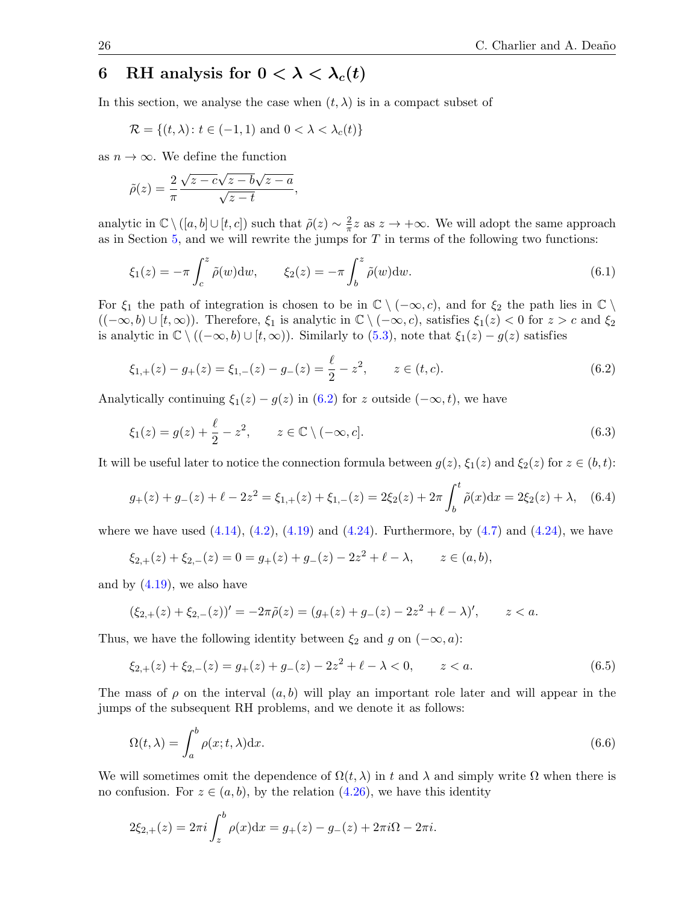## 6 RH analysis for $0 < \lambda < \lambda_c(t)$

In this section, we analyse the case when $(t, \lambda)$ is in a compact subset of

$$\mathcal{R} = \{(t,\lambda) \colon t \in (-1,1) \text{ and } 0 < \lambda < \lambda_c(t)\}$$

as $n \to \infty$. We define the function

$$\tilde{\rho}(z) = \frac{2}{\pi} \frac{\sqrt{z-c}\sqrt{z-b}\sqrt{z-a}}{\sqrt{z-t}},$$

analytic in $\mathbb{C} \setminus ([a,b] \cup [t,c])$ such that $\tilde{\rho}(z) \sim \frac{2}{\pi} z$ as $z \to +\infty$. We will adopt the same approach as in Section 5, and we will rewrite the jumps for $T$ in terms of the following two functions:

$$\xi_1(z) = -\pi \int_c^z \tilde{\rho}(w)\mathrm{d}w, \qquad \xi_2(z) = -\pi \int_b^z \tilde{\rho}(w)\mathrm{d}w. \tag{6.1}$$

For $\xi_1$ the path of integration is chosen to be in $\mathbb{C} \setminus (-\infty, c)$, and for $\xi_2$ the path lies in $\mathbb{C} \setminus ((-\infty, b) \cup [t, \infty))$. Therefore, $\xi_1$ is analytic in $\mathbb{C} \setminus (-\infty, c)$, satisfies $\xi_1(z) < 0$ for $z > c$ and $\xi_2$ is analytic in $\mathbb{C} \setminus ((-\infty, b) \cup [t, \infty))$. Similarly to (5.3), note that $\xi_1(z) - g(z)$ satisfies

$$\xi_{1,+}(z) - g_+(z) = \xi_{1,-}(z) - g_-(z) = \frac{\ell}{2} - z^2, \qquad z \in (t,c). \tag{6.2}$$

Analytically continuing $\xi_1(z) - g(z)$ in (6.2) for $z$ outside $(-\infty, t)$, we have

$$\xi_1(z) = g(z) + \frac{\ell}{2} - z^2, \qquad z \in \mathbb{C} \setminus (-\infty, c]. \tag{6.3}$$

It will be useful later to notice the connection formula between $g(z)$, $\xi_1(z)$ and $\xi_2(z)$ for $z \in (b,t)$:

$$g_+(z) + g_-(z) + \ell - 2z^2 = \xi_{1,+}(z) + \xi_{1,-}(z) = 2\xi_2(z) + 2\pi \int_b^t \tilde{\rho}(x)\mathrm{d}x = 2\xi_2(z) + \lambda, \tag{6.4}$$

where we have used (4.14), (4.2), (4.19) and (4.24). Furthermore, by (4.7) and (4.24), we have

$$\xi_{2,+}(z) + \xi_{2,-}(z) = 0 = g_+(z) + g_-(z) - 2z^2 + \ell - \lambda, \qquad z \in (a,b),$$

and by (4.19), we also have

$$(\xi_{2,+}(z) + \xi_{2,-}(z))' = -2\pi\tilde{\rho}(z) = (g_+(z) + g_-(z) - 2z^2 + \ell - \lambda)', \qquad z < a.$$

Thus, we have the following identity between $\xi_2$ and $g$ on $(-\infty, a)$:

$$\xi_{2,+}(z) + \xi_{2,-}(z) = g_+(z) + g_-(z) - 2z^2 + \ell - \lambda < 0, \qquad z < a. \tag{6.5}$$

The mass of $\rho$ on the interval $(a,b)$ will play an important role later and will appear in the jumps of the subsequent RH problems, and we denote it as follows:

$$\Omega(t,\lambda) = \int_a^b \rho(x;t,\lambda)\mathrm{d}x. \tag{6.6}$$

We will sometimes omit the dependence of $\Omega(t,\lambda)$ in $t$ and $\lambda$ and simply write $\Omega$ when there is no confusion. For $z \in (a,b)$, by the relation (4.26), we have this identity

$$2\xi_{2,+}(z) = 2\pi i \int_z^b \rho(x)\mathrm{d}x = g_+(z) - g_-(z) + 2\pi i\Omega - 2\pi i.$$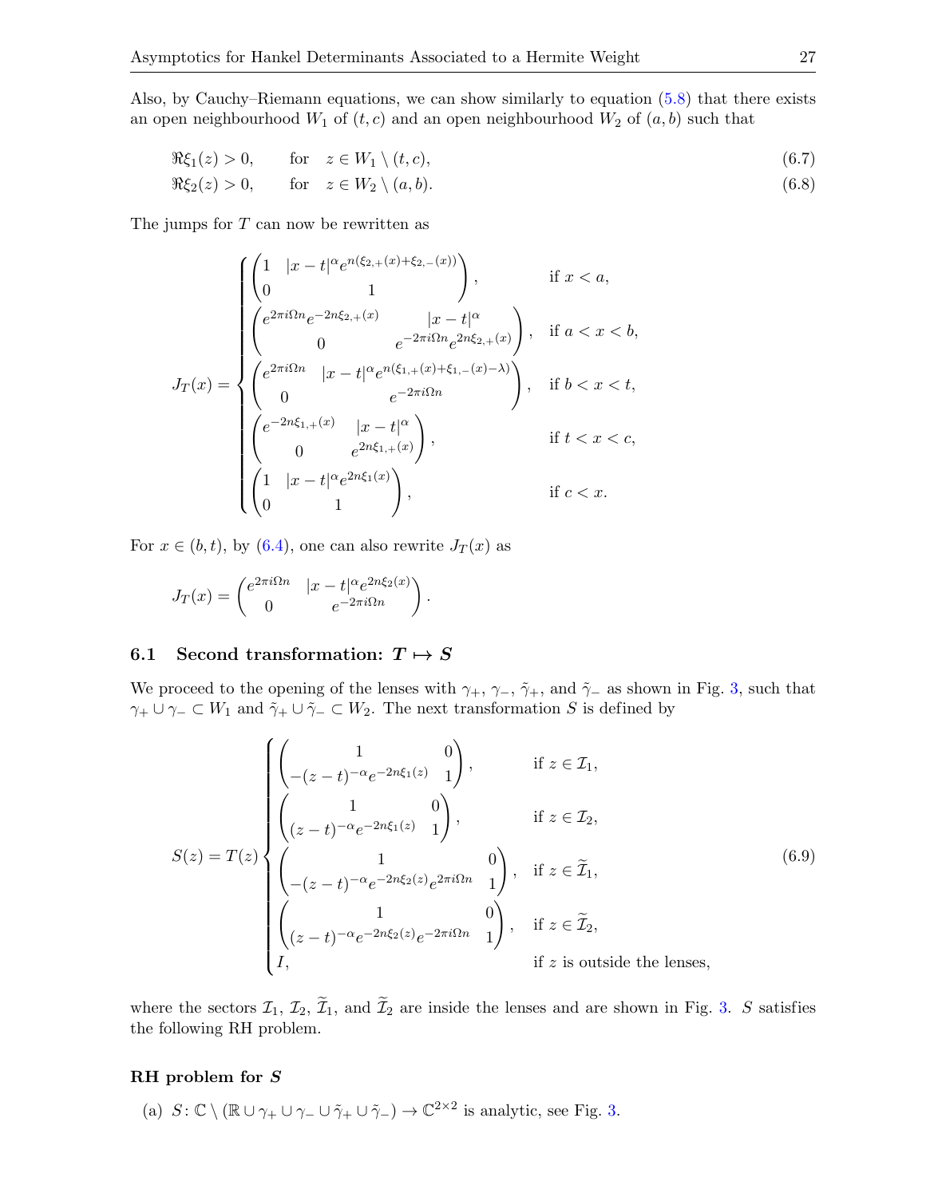Also, by Cauchy–Riemann equations, we can show similarly to equation (5.8) that there exists an open neighbourhood $W_1$ of $(t,c)$ and an open neighbourhood $W_2$ of $(a,b)$ such that

$$\Re\xi_1(z) > 0, \qquad \text{for} \quad z \in W_1 \setminus (t,c), \tag{6.7}$$

$$\Re\xi_2(z) > 0, \qquad \text{for} \quad z \in W_2 \setminus (a,b). \tag{6.8}$$

The jumps for $T$ can now be rewritten as

$$J_T(x) = \begin{cases} \begin{pmatrix} 1 & |x-t|^{\alpha} e^{n(\xi_{2,+}(x)+\xi_{2,-}(x))} \\ 0 & 1 \end{pmatrix}, & \text{if } x < a, \\ \begin{pmatrix} e^{2\pi i \Omega n} e^{-2n\xi_{2,+}(x)} & |x-t|^{\alpha} \\ 0 & e^{-2\pi i \Omega n} e^{2n\xi_{2,+}(x)} \end{pmatrix}, & \text{if } a < x < b, \\ \begin{pmatrix} e^{2\pi i \Omega n} & |x-t|^{\alpha} e^{n(\xi_{1,+}(x)+\xi_{1,-}(x)-\lambda)} \\ 0 & e^{-2\pi i \Omega n} \end{pmatrix}, & \text{if } b < x < t, \\ \begin{pmatrix} e^{-2n\xi_{1,+}(x)} & |x-t|^{\alpha} \\ 0 & e^{2n\xi_{1,+}(x)} \end{pmatrix}, & \text{if } t < x < c, \\ \begin{pmatrix} 1 & |x-t|^{\alpha} e^{2n\xi_1(x)} \\ 0 & 1 \end{pmatrix}, & \text{if } c < x. \end{cases}$$

For $x \in (b,t)$, by (6.4), one can also rewrite $J_T(x)$ as

$$J_T(x) = \begin{pmatrix} e^{2\pi i \Omega n} & |x-t|^{\alpha} e^{2n\xi_2(x)} \\ 0 & e^{-2\pi i \Omega n} \end{pmatrix}.$$

## 6.1 Second transformation: $T \mapsto S$

We proceed to the opening of the lenses with $\gamma_+$, $\gamma_-$, $\tilde{\gamma}_+$, and $\tilde{\gamma}_-$ as shown in Fig. 3, such that $\gamma_+ \cup \gamma_- \subset W_1$ and $\tilde{\gamma}_+ \cup \tilde{\gamma}_- \subset W_2$. The next transformation $S$ is defined by

$$S(z) = T(z) \begin{cases} \begin{pmatrix} 1 & 0 \\ -(z-t)^{-\alpha} e^{-2n\xi_1(z)} & 1 \end{pmatrix}, & \text{if } z \in \mathcal{I}_1, \\ \begin{pmatrix} 1 & 0 \\ (z-t)^{-\alpha} e^{-2n\xi_1(z)} & 1 \end{pmatrix}, & \text{if } z \in \mathcal{I}_2, \\ \begin{pmatrix} 1 & 0 \\ -(z-t)^{-\alpha} e^{-2n\xi_2(z)} e^{2\pi i \Omega n} & 1 \end{pmatrix}, & \text{if } z \in \widetilde{\mathcal{I}}_1, \\ \begin{pmatrix} 1 & 0 \\ (z-t)^{-\alpha} e^{-2n\xi_2(z)} e^{-2\pi i \Omega n} & 1 \end{pmatrix}, & \text{if } z \in \widetilde{\mathcal{I}}_2, \\ I, & \text{if } z \text{ is outside the lenses,} \end{cases} \tag{6.9}$$

where the sectors $\mathcal{I}_1$, $\mathcal{I}_2$, $\widetilde{\mathcal{I}}_1$, and $\widetilde{\mathcal{I}}_2$ are inside the lenses and are shown in Fig. 3. $S$ satisfies the following RH problem.

### RH problem for $S$

(a) $S\colon \mathbb{C} \setminus (\mathbb{R} \cup \gamma_+ \cup \gamma_- \cup \tilde{\gamma}_+ \cup \tilde{\gamma}_-) \to \mathbb{C}^{2\times 2}$ is analytic, see Fig. 3.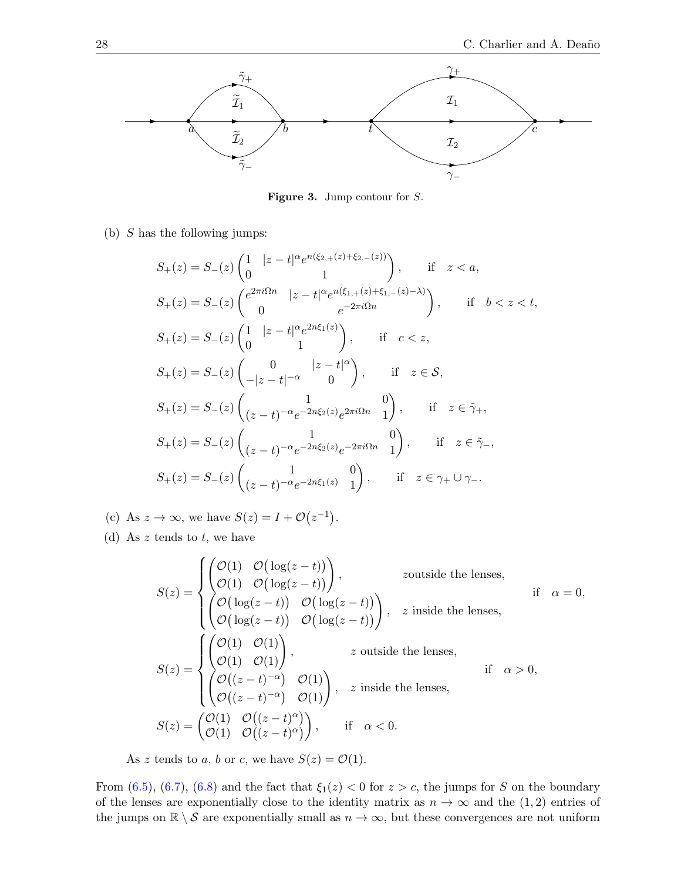**Figure 3.** Jump contour for $S$.

(b) $S$ has the following jumps:

$$S_+(z) = S_-(z)\begin{pmatrix} 1 & |z-t|^\alpha e^{n(\xi_{2,+}(z)+\xi_{2,-}(z))} \\ 0 & 1 \end{pmatrix}, \qquad \text{if} \quad z<a,$$

$$S_+(z) = S_-(z)\begin{pmatrix} e^{2\pi i \Omega n} & |z-t|^\alpha e^{n(\xi_{1,+}(z)+\xi_{1,-}(z)-\lambda)} \\ 0 & e^{-2\pi i \Omega n} \end{pmatrix}, \qquad \text{if} \quad b<z<t,$$

$$S_+(z) = S_-(z)\begin{pmatrix} 1 & |z-t|^\alpha e^{2n\xi_1(z)} \\ 0 & 1 \end{pmatrix}, \qquad \text{if} \quad c<z,$$

$$S_+(z) = S_-(z)\begin{pmatrix} 0 & |z-t|^\alpha \\ -|z-t|^{-\alpha} & 0 \end{pmatrix}, \qquad \text{if} \quad z\in\mathcal{S},$$

$$S_+(z) = S_-(z)\begin{pmatrix} 1 & 0 \\ (z-t)^{-\alpha}e^{-2n\xi_2(z)}e^{2\pi i\Omega n} & 1 \end{pmatrix}, \qquad \text{if} \quad z\in\tilde{\gamma}_+,$$

$$S_+(z) = S_-(z)\begin{pmatrix} 1 & 0 \\ (z-t)^{-\alpha}e^{-2n\xi_2(z)}e^{-2\pi i\Omega n} & 1 \end{pmatrix}, \qquad \text{if} \quad z\in\tilde{\gamma}_-,$$

$$S_+(z) = S_-(z)\begin{pmatrix} 1 & 0 \\ (z-t)^{-\alpha}e^{-2n\xi_1(z)} & 1 \end{pmatrix}, \qquad \text{if} \quad z\in\gamma_+\cup\gamma_-.$$

(c) As $z\to\infty$, we have $S(z) = I + \mathcal{O}(z^{-1})$.

(d) As $z$ tends to $t$, we have

$$S(z) = \begin{cases} \begin{pmatrix} \mathcal{O}(1) & \mathcal{O}(\log(z-t)) \\ \mathcal{O}(1) & \mathcal{O}(\log(z-t)) \end{pmatrix}, & z \text{outside the lenses}, \\ \begin{pmatrix} \mathcal{O}(\log(z-t)) & \mathcal{O}(\log(z-t)) \\ \mathcal{O}(\log(z-t)) & \mathcal{O}(\log(z-t)) \end{pmatrix}, & z \text{ inside the lenses}, \end{cases} \qquad \text{if} \quad \alpha=0,$$

$$S(z) = \begin{cases} \begin{pmatrix} \mathcal{O}(1) & \mathcal{O}(1) \\ \mathcal{O}(1) & \mathcal{O}(1) \end{pmatrix}, & z \text{ outside the lenses}, \\ \begin{pmatrix} \mathcal{O}((z-t)^{-\alpha}) & \mathcal{O}(1) \\ \mathcal{O}((z-t)^{-\alpha}) & \mathcal{O}(1) \end{pmatrix}, & z \text{ inside the lenses}, \end{cases} \qquad \text{if} \quad \alpha>0,$$

$$S(z) = \begin{pmatrix} \mathcal{O}(1) & \mathcal{O}((z-t)^\alpha) \\ \mathcal{O}(1) & \mathcal{O}((z-t)^\alpha) \end{pmatrix}, \qquad \text{if} \quad \alpha<0.$$

As $z$ tends to $a$, $b$ or $c$, we have $S(z) = \mathcal{O}(1)$.

From (6.5), (6.7), (6.8) and the fact that $\xi_1(z)<0$ for $z>c$, the jumps for $S$ on the boundary of the lenses are exponentially close to the identity matrix as $n\to\infty$ and the $(1,2)$ entries of the jumps on $\mathbb{R}\setminus\mathcal{S}$ are exponentially small as $n\to\infty$, but these convergences are not uniform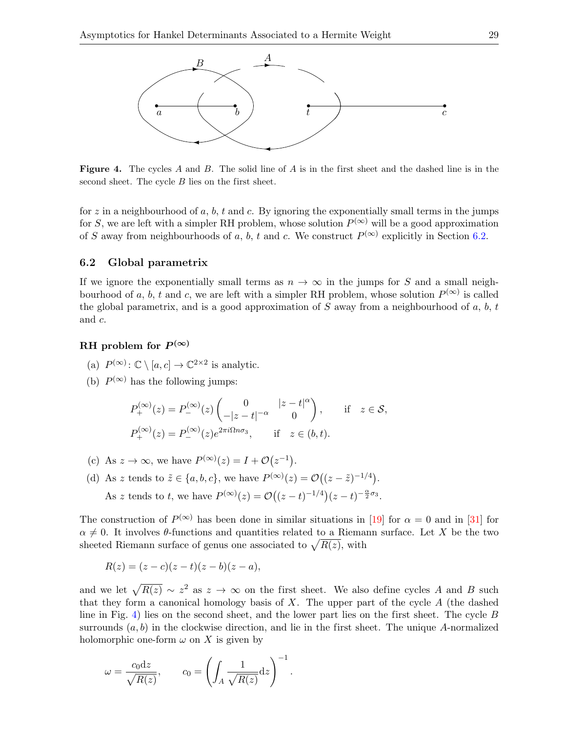**Figure 4.** The cycles $A$ and $B$. The solid line of $A$ is in the first sheet and the dashed line is in the second sheet. The cycle $B$ lies on the first sheet.

for $z$ in a neighbourhood of $a$, $b$, $t$ and $c$. By ignoring the exponentially small terms in the jumps for $S$, we are left with a simpler RH problem, whose solution $P^{(\infty)}$ will be a good approximation of $S$ away from neighbourhoods of $a$, $b$, $t$ and $c$. We construct $P^{(\infty)}$ explicitly in Section 6.2.

### 6.2 Global parametrix

If we ignore the exponentially small terms as $n \to \infty$ in the jumps for $S$ and a small neighbourhood of $a$, $b$, $t$ and $c$, we are left with a simpler RH problem, whose solution $P^{(\infty)}$ is called the global parametrix, and is a good approximation of $S$ away from a neighbourhood of $a$, $b$, $t$ and $c$.

**RH problem for $P^{(\infty)}$**

(a) $P^{(\infty)}\colon \mathbb{C} \setminus [a,c] \to \mathbb{C}^{2\times 2}$ is analytic.

(b) $P^{(\infty)}$ has the following jumps:

$$P^{(\infty)}_+(z) = P^{(\infty)}_-(z)\begin{pmatrix} 0 & |z-t|^{\alpha} \\ -|z-t|^{-\alpha} & 0 \end{pmatrix}, \qquad \text{if} \quad z \in \mathcal{S},$$

$$P^{(\infty)}_+(z) = P^{(\infty)}_-(z) e^{2\pi i \Omega n \sigma_3}, \qquad \text{if} \quad z \in (b,t).$$

(c) As $z \to \infty$, we have $P^{(\infty)}(z) = I + \mathcal{O}\big(z^{-1}\big)$.

(d) As $z$ tends to $\tilde{z} \in \{a,b,c\}$, we have $P^{(\infty)}(z) = \mathcal{O}\big((z-\tilde{z})^{-1/4}\big)$.

As $z$ tends to $t$, we have $P^{(\infty)}(z) = \mathcal{O}\big((z-t)^{-1/4}\big)(z-t)^{-\frac{\alpha}{2}\sigma_3}$.

The construction of $P^{(\infty)}$ has been done in similar situations in [19] for $\alpha = 0$ and in [31] for $\alpha \neq 0$. It involves $\theta$-functions and quantities related to a Riemann surface. Let $X$ be the two sheeted Riemann surface of genus one associated to $\sqrt{R(z)}$, with

$$R(z) = (z-c)(z-t)(z-b)(z-a),$$

and we let $\sqrt{R(z)} \sim z^2$ as $z \to \infty$ on the first sheet. We also define cycles $A$ and $B$ such that they form a canonical homology basis of $X$. The upper part of the cycle $A$ (the dashed line in Fig. 4) lies on the second sheet, and the lower part lies on the first sheet. The cycle $B$ surrounds $(a,b)$ in the clockwise direction, and lie in the first sheet. The unique $A$-normalized holomorphic one-form $\omega$ on $X$ is given by

$$\omega = \frac{c_0 \mathrm{d}z}{\sqrt{R(z)}}, \qquad c_0 = \left(\int_A \frac{1}{\sqrt{R(z)}}\mathrm{d}z\right)^{-1}.$$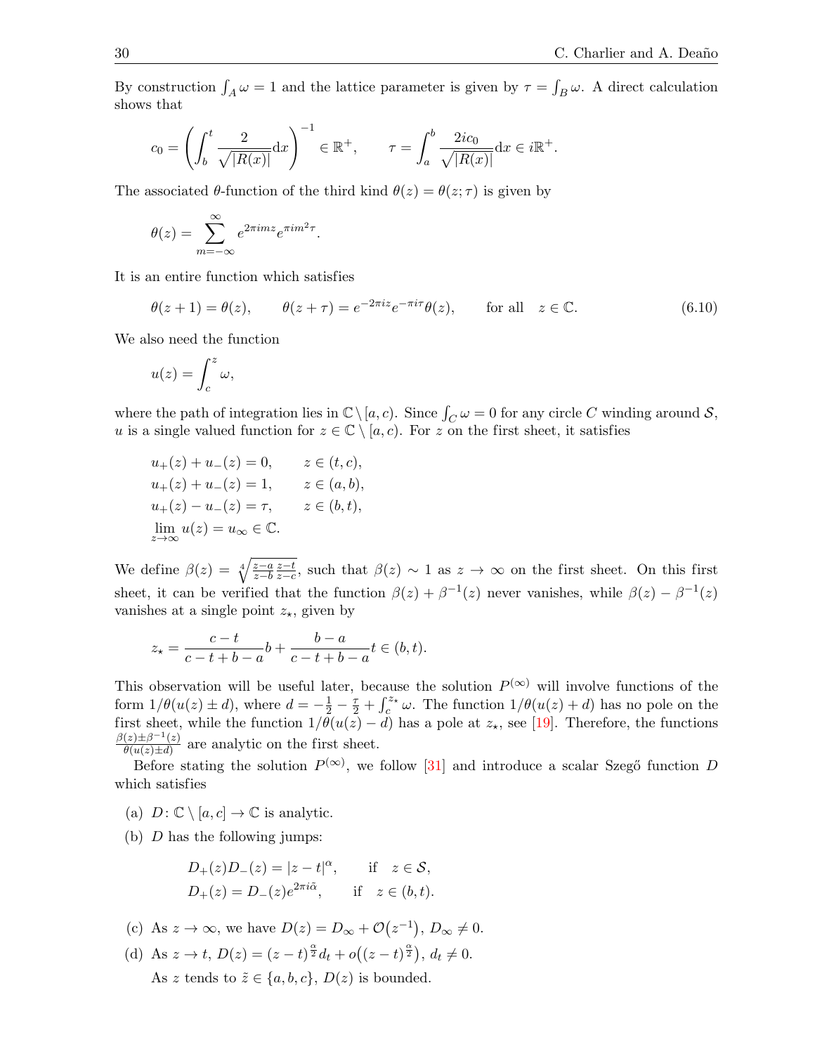By construction $\int_A \omega = 1$ and the lattice parameter is given by $\tau = \int_B \omega$. A direct calculation shows that

$$c_0 = \left( \int_b^t \frac{2}{\sqrt{|R(x)|}} \mathrm{d}x \right)^{-1} \in \mathbb{R}^+, \qquad \tau = \int_a^b \frac{2ic_0}{\sqrt{|R(x)|}} \mathrm{d}x \in i\mathbb{R}^+.$$

The associated $\theta$-function of the third kind $\theta(z) = \theta(z;\tau)$ is given by

$$\theta(z) = \sum_{m=-\infty}^{\infty} e^{2\pi i m z} e^{\pi i m^2 \tau}.$$

It is an entire function which satisfies

$$\theta(z+1) = \theta(z), \qquad \theta(z+\tau) = e^{-2\pi i z} e^{-\pi i \tau} \theta(z), \qquad \text{for all} \quad z \in \mathbb{C}. \tag{6.10}$$

We also need the function

$$u(z) = \int_c^z \omega,$$

where the path of integration lies in $\mathbb{C} \setminus [a,c)$. Since $\int_C \omega = 0$ for any circle $C$ winding around $\mathcal{S}$, $u$ is a single valued function for $z \in \mathbb{C} \setminus [a,c)$. For $z$ on the first sheet, it satisfies

$$\begin{aligned}
&u_+(z) + u_-(z) = 0, && z \in (t,c), \\
&u_+(z) + u_-(z) = 1, && z \in (a,b), \\
&u_+(z) - u_-(z) = \tau, && z \in (b,t), \\
&\lim_{z\to\infty} u(z) = u_\infty \in \mathbb{C}.
\end{aligned}$$

We define $\beta(z) = \sqrt[4]{\frac{z-a}{z-b}\frac{z-t}{z-c}}$, such that $\beta(z) \sim 1$ as $z \to \infty$ on the first sheet. On this first sheet, it can be verified that the function $\beta(z) + \beta^{-1}(z)$ never vanishes, while $\beta(z) - \beta^{-1}(z)$ vanishes at a single point $z_\star$, given by

$$z_\star = \frac{c-t}{c-t+b-a} b + \frac{b-a}{c-t+b-a} t \in (b,t).$$

This observation will be useful later, because the solution $P^{(\infty)}$ will involve functions of the form $1/\theta(u(z) \pm d)$, where $d = -\frac{1}{2} - \frac{\tau}{2} + \int_c^{z_\star} \omega$. The function $1/\theta(u(z)+d)$ has no pole on the first sheet, while the function $1/\theta(u(z)-d)$ has a pole at $z_\star$, see [19]. Therefore, the functions $\frac{\beta(z)\pm\beta^{-1}(z)}{\theta(u(z)\pm d)}$ are analytic on the first sheet.

Before stating the solution $P^{(\infty)}$, we follow [31] and introduce a scalar Szegő function $D$ which satisfies

(a) $D\colon \mathbb{C} \setminus [a,c] \to \mathbb{C}$ is analytic.

(b) $D$ has the following jumps:

$$\begin{aligned}
&D_+(z) D_-(z) = |z-t|^\alpha, && \text{if} \quad z \in \mathcal{S}, \\
&D_+(z) = D_-(z) e^{2\pi i \tilde{\alpha}}, && \text{if} \quad z \in (b,t).
\end{aligned}$$

(c) As $z \to \infty$, we have $D(z) = D_\infty + \mathcal{O}(z^{-1})$, $D_\infty \neq 0$.

(d) As $z \to t$, $D(z) = (z-t)^{\frac{\alpha}{2}} d_t + o\big((z-t)^{\frac{\alpha}{2}}\big)$, $d_t \neq 0$.

As $z$ tends to $\tilde{z} \in \{a,b,c\}$, $D(z)$ is bounded.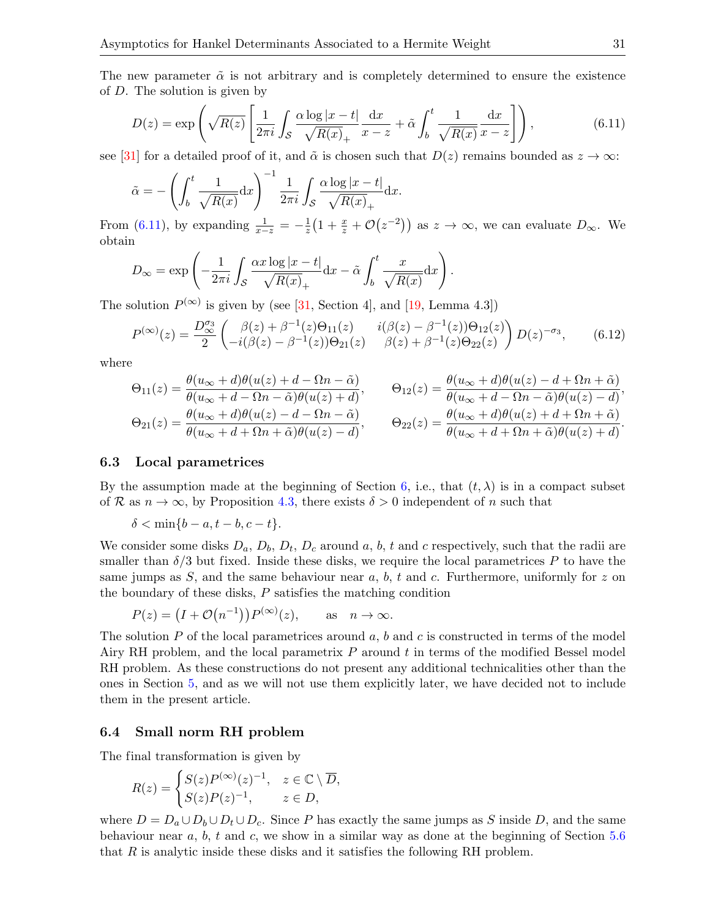The new parameter $\tilde{\alpha}$ is not arbitrary and is completely determined to ensure the existence of $D$. The solution is given by

$$D(z) = \exp\left(\sqrt{R(z)}\left[\frac{1}{2\pi i}\int_{\mathcal{S}} \frac{\alpha \log|x-t|}{\sqrt{R(x)}_+}\frac{\mathrm{d}x}{x-z} + \tilde{\alpha}\int_b^t \frac{1}{\sqrt{R(x)}}\frac{\mathrm{d}x}{x-z}\right]\right), \tag{6.11}$$

see [31] for a detailed proof of it, and $\tilde{\alpha}$ is chosen such that $D(z)$ remains bounded as $z \to \infty$:

$$\tilde{\alpha} = -\left(\int_b^t \frac{1}{\sqrt{R(x)}}\mathrm{d}x\right)^{-1} \frac{1}{2\pi i}\int_{\mathcal{S}} \frac{\alpha \log|x-t|}{\sqrt{R(x)}_+}\mathrm{d}x.$$

From (6.11), by expanding $\frac{1}{x-z} = -\frac{1}{z}\big(1 + \frac{x}{z} + \mathcal{O}(z^{-2})\big)$ as $z \to \infty$, we can evaluate $D_\infty$. We obtain

$$D_\infty = \exp\left(-\frac{1}{2\pi i}\int_{\mathcal{S}} \frac{\alpha x \log|x-t|}{\sqrt{R(x)}_+}\mathrm{d}x - \tilde{\alpha}\int_b^t \frac{x}{\sqrt{R(x)}}\mathrm{d}x\right).$$

The solution $P^{(\infty)}$ is given by (see [31, Section 4], and [19, Lemma 4.3])

$$P^{(\infty)}(z) = \frac{D_\infty^{\sigma_3}}{2}\begin{pmatrix} \beta(z) + \beta^{-1}(z)\Theta_{11}(z) & i(\beta(z) - \beta^{-1}(z))\Theta_{12}(z) \\ -i(\beta(z) - \beta^{-1}(z))\Theta_{21}(z) & \beta(z) + \beta^{-1}(z)\Theta_{22}(z)\end{pmatrix} D(z)^{-\sigma_3}, \tag{6.12}$$

where

$$\Theta_{11}(z) = \frac{\theta(u_\infty + d)\theta(u(z) + d - \Omega n - \tilde{\alpha})}{\theta(u_\infty + d - \Omega n - \tilde{\alpha})\theta(u(z) + d)}, \qquad \Theta_{12}(z) = \frac{\theta(u_\infty + d)\theta(u(z) - d + \Omega n + \tilde{\alpha})}{\theta(u_\infty + d - \Omega n - \tilde{\alpha})\theta(u(z) - d)},$$

$$\Theta_{21}(z) = \frac{\theta(u_\infty + d)\theta(u(z) - d - \Omega n - \tilde{\alpha})}{\theta(u_\infty + d + \Omega n + \tilde{\alpha})\theta(u(z) - d)}, \qquad \Theta_{22}(z) = \frac{\theta(u_\infty + d)\theta(u(z) + d + \Omega n + \tilde{\alpha})}{\theta(u_\infty + d + \Omega n + \tilde{\alpha})\theta(u(z) + d)}.$$

### 6.3 Local parametrices

By the assumption made at the beginning of Section 6, i.e., that $(t, \lambda)$ is in a compact subset of $\mathcal{R}$ as $n \to \infty$, by Proposition 4.3, there exists $\delta > 0$ independent of $n$ such that

$$\delta < \min\{b - a, t - b, c - t\}.$$

We consider some disks $D_a$, $D_b$, $D_t$, $D_c$ around $a$, $b$, $t$ and $c$ respectively, such that the radii are smaller than $\delta/3$ but fixed. Inside these disks, we require the local parametrices $P$ to have the same jumps as $S$, and the same behaviour near $a$, $b$, $t$ and $c$. Furthermore, uniformly for $z$ on the boundary of these disks, $P$ satisfies the matching condition

$$P(z) = \big(I + \mathcal{O}(n^{-1})\big)P^{(\infty)}(z), \qquad \text{as} \quad n \to \infty.$$

The solution $P$ of the local parametrices around $a$, $b$ and $c$ is constructed in terms of the model Airy RH problem, and the local parametrix $P$ around $t$ in terms of the modified Bessel model RH problem. As these constructions do not present any additional technicalities other than the ones in Section 5, and as we will not use them explicitly later, we have decided not to include them in the present article.

### 6.4 Small norm RH problem

The final transformation is given by

$$R(z) = \begin{cases} S(z)P^{(\infty)}(z)^{-1}, & z \in \mathbb{C} \setminus \overline{D}, \\ S(z)P(z)^{-1}, & z \in D, \end{cases}$$

where $D = D_a \cup D_b \cup D_t \cup D_c$. Since $P$ has exactly the same jumps as $S$ inside $D$, and the same behaviour near $a$, $b$, $t$ and $c$, we show in a similar way as done at the beginning of Section 5.6 that $R$ is analytic inside these disks and it satisfies the following RH problem.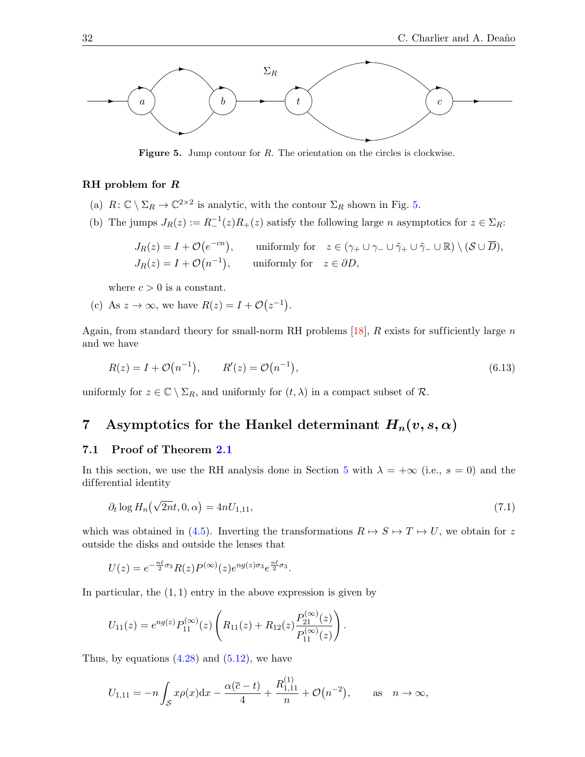**Figure 5.** Jump contour for $R$. The orientation on the circles is clockwise.

**RH problem for $R$**

(a) $R\colon \mathbb{C}\setminus\Sigma_R \to \mathbb{C}^{2\times 2}$ is analytic, with the contour $\Sigma_R$ shown in Fig. 5.

(b) The jumps $J_R(z) := R_-^{-1}(z)R_+(z)$ satisfy the following large $n$ asymptotics for $z \in \Sigma_R$:

$$J_R(z) = I + \mathcal{O}\big(e^{-cn}\big), \qquad \text{uniformly for} \quad z \in (\gamma_+ \cup \gamma_- \cup \tilde{\gamma}_+ \cup \tilde{\gamma}_- \cup \mathbb{R}) \setminus (\mathcal{S} \cup \overline{D}),$$
$$J_R(z) = I + \mathcal{O}\big(n^{-1}\big), \qquad \text{uniformly for} \quad z \in \partial D,$$

where $c > 0$ is a constant.

(c) As $z \to \infty$, we have $R(z) = I + \mathcal{O}\big(z^{-1}\big)$.

Again, from standard theory for small-norm RH problems [18], $R$ exists for sufficiently large $n$ and we have

$$R(z) = I + \mathcal{O}\big(n^{-1}\big), \qquad R'(z) = \mathcal{O}\big(n^{-1}\big), \tag{6.13}$$

uniformly for $z \in \mathbb{C}\setminus\Sigma_R$, and uniformly for $(t, \lambda)$ in a compact subset of $\mathcal{R}$.

## 7 Asymptotics for the Hankel determinant $H_n(v, s, \alpha)$

### 7.1 Proof of Theorem 2.1

In this section, we use the RH analysis done in Section 5 with $\lambda = +\infty$ (i.e., $s = 0$) and the differential identity

$$\partial_t \log H_n\big(\sqrt{2n}t, 0, \alpha\big) = 4nU_{1,11}, \tag{7.1}$$

which was obtained in (4.5). Inverting the transformations $R \mapsto S \mapsto T \mapsto U$, we obtain for $z$ outside the disks and outside the lenses that

$$U(z) = e^{-\frac{n\ell}{2}\sigma_3} R(z) P^{(\infty)}(z) e^{ng(z)\sigma_3} e^{\frac{n\ell}{2}\sigma_3}.$$

In particular, the $(1,1)$ entry in the above expression is given by

$$U_{11}(z) = e^{ng(z)} P^{(\infty)}_{11}(z) \left( R_{11}(z) + R_{12}(z) \frac{P^{(\infty)}_{21}(z)}{P^{(\infty)}_{11}(z)} \right).$$

Thus, by equations (4.28) and (5.12), we have

$$U_{1,11} = -n \int_{\mathcal{S}} x\rho(x)\mathrm{d}x - \frac{\alpha(\overline{c} - t)}{4} + \frac{R^{(1)}_{1,11}}{n} + \mathcal{O}\big(n^{-2}\big), \qquad \text{as} \quad n \to \infty,$$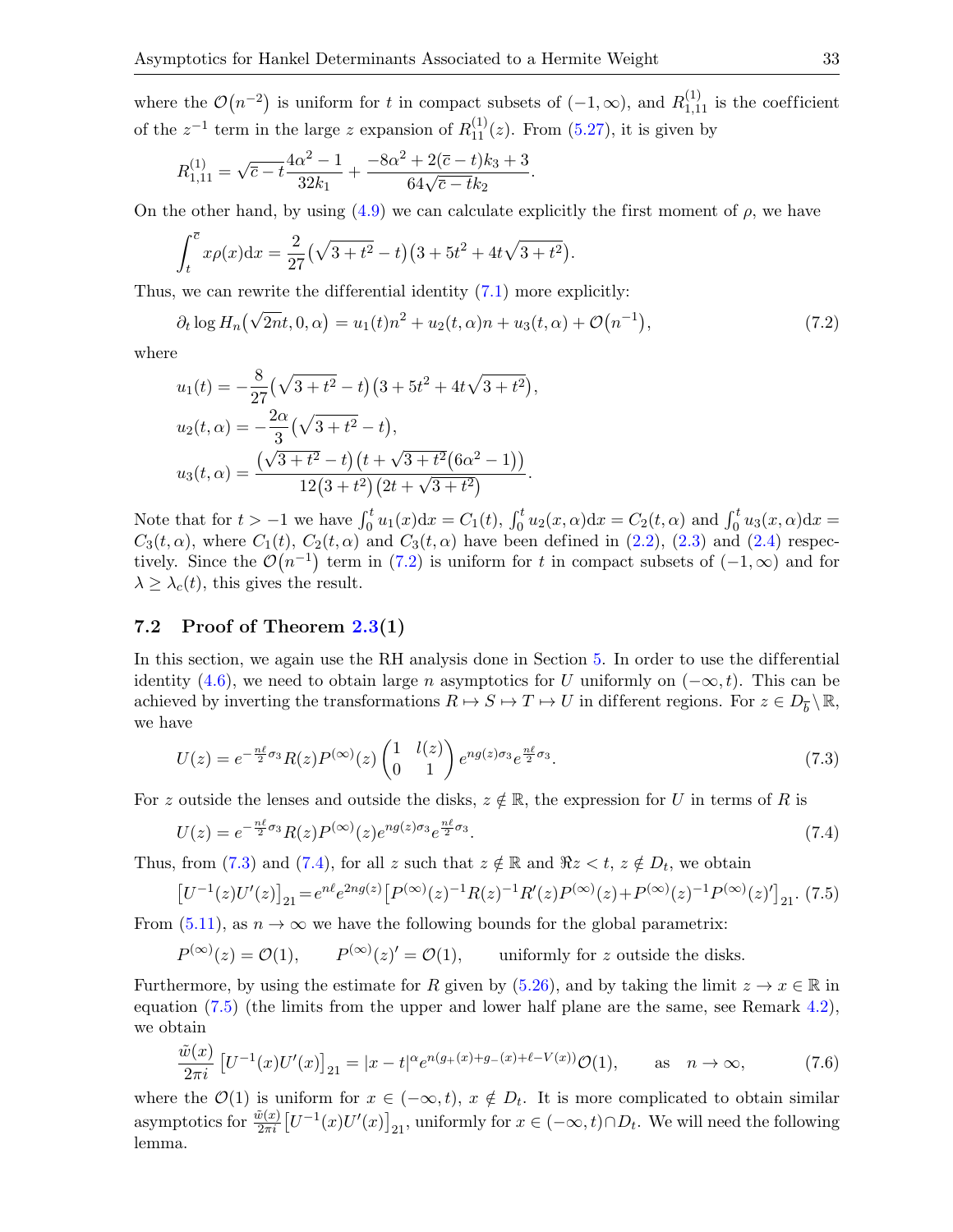where the $\mathcal{O}(n^{-2})$ is uniform for $t$ in compact subsets of $(-1,\infty)$, and $R^{(1)}_{1,11}$ is the coefficient of the $z^{-1}$ term in the large $z$ expansion of $R^{(1)}_{11}(z)$. From (5.27), it is given by

$$R^{(1)}_{1,11} = \sqrt{\overline{c}-t}\,\frac{4\alpha^2-1}{32k_1} + \frac{-8\alpha^2+2(\overline{c}-t)k_3+3}{64\sqrt{\overline{c}-t}k_2}.$$

On the other hand, by using (4.9) we can calculate explicitly the first moment of $\rho$, we have

$$\int_t^{\overline{c}} x\rho(x)\mathrm{d}x = \frac{2}{27}\big(\sqrt{3+t^2}-t\big)\big(3+5t^2+4t\sqrt{3+t^2}\big).$$

Thus, we can rewrite the differential identity (7.1) more explicitly:

$$\partial_t \log H_n\big(\sqrt{2n}t,0,\alpha\big) = u_1(t)n^2 + u_2(t,\alpha)n + u_3(t,\alpha) + \mathcal{O}\big(n^{-1}\big), \tag{7.2}$$

where

$$u_1(t) = -\frac{8}{27}\big(\sqrt{3+t^2}-t\big)\big(3+5t^2+4t\sqrt{3+t^2}\big),$$

$$u_2(t,\alpha) = -\frac{2\alpha}{3}\big(\sqrt{3+t^2}-t\big),$$

$$u_3(t,\alpha) = \frac{\big(\sqrt{3+t^2}-t\big)\big(t+\sqrt{3+t^2}(6\alpha^2-1)\big)}{12\big(3+t^2\big)\big(2t+\sqrt{3+t^2}\big)}.$$

Note that for $t>-1$ we have $\int_0^t u_1(x)\mathrm{d}x = C_1(t)$, $\int_0^t u_2(x,\alpha)\mathrm{d}x = C_2(t,\alpha)$ and $\int_0^t u_3(x,\alpha)\mathrm{d}x = C_3(t,\alpha)$, where $C_1(t)$, $C_2(t,\alpha)$ and $C_3(t,\alpha)$ have been defined in (2.2), (2.3) and (2.4) respectively. Since the $\mathcal{O}\big(n^{-1}\big)$ term in (7.2) is uniform for $t$ in compact subsets of $(-1,\infty)$ and for $\lambda \ge \lambda_c(t)$, this gives the result.

### 7.2 Proof of Theorem 2.3(1)

In this section, we again use the RH analysis done in Section 5. In order to use the differential identity (4.6), we need to obtain large $n$ asymptotics for $U$ uniformly on $(-\infty,t)$. This can be achieved by inverting the transformations $R\mapsto S\mapsto T\mapsto U$ in different regions. For $z\in D_{\overline{b}}\setminus\mathbb{R}$, we have

$$U(z) = e^{-\frac{n\ell}{2}\sigma_3}R(z)P^{(\infty)}(z)\begin{pmatrix}1 & l(z)\\ 0 & 1\end{pmatrix}e^{ng(z)\sigma_3}e^{\frac{n\ell}{2}\sigma_3}. \tag{7.3}$$

For $z$ outside the lenses and outside the disks, $z\notin\mathbb{R}$, the expression for $U$ in terms of $R$ is

$$U(z) = e^{-\frac{n\ell}{2}\sigma_3}R(z)P^{(\infty)}(z)e^{ng(z)\sigma_3}e^{\frac{n\ell}{2}\sigma_3}. \tag{7.4}$$

Thus, from (7.3) and (7.4), for all $z$ such that $z\notin\mathbb{R}$ and $\Re z<t$, $z\notin D_t$, we obtain

$$\big[U^{-1}(z)U'(z)\big]_{21} = e^{n\ell}e^{2ng(z)}\big[P^{(\infty)}(z)^{-1}R(z)^{-1}R'(z)P^{(\infty)}(z) + P^{(\infty)}(z)^{-1}P^{(\infty)}(z)'\big]_{21}. \tag{7.5}$$

From (5.11), as $n\to\infty$ we have the following bounds for the global parametrix:

$$P^{(\infty)}(z)=\mathcal{O}(1), \qquad P^{(\infty)}(z)'=\mathcal{O}(1), \qquad \text{uniformly for } z \text{ outside the disks.}$$

Furthermore, by using the estimate for $R$ given by (5.26), and by taking the limit $z\to x\in\mathbb{R}$ in equation (7.5) (the limits from the upper and lower half plane are the same, see Remark 4.2), we obtain

$$\frac{\tilde{w}(x)}{2\pi i}\big[U^{-1}(x)U'(x)\big]_{21} = |x-t|^{\alpha}e^{n(g_+(x)+g_-(x)+\ell-V(x))}\mathcal{O}(1), \qquad \text{as} \quad n\to\infty, \tag{7.6}$$

where the $\mathcal{O}(1)$ is uniform for $x\in(-\infty,t)$, $x\notin D_t$. It is more complicated to obtain similar asymptotics for $\frac{\tilde{w}(x)}{2\pi i}\big[U^{-1}(x)U'(x)\big]_{21}$, uniformly for $x\in(-\infty,t)\cap D_t$. We will need the following lemma.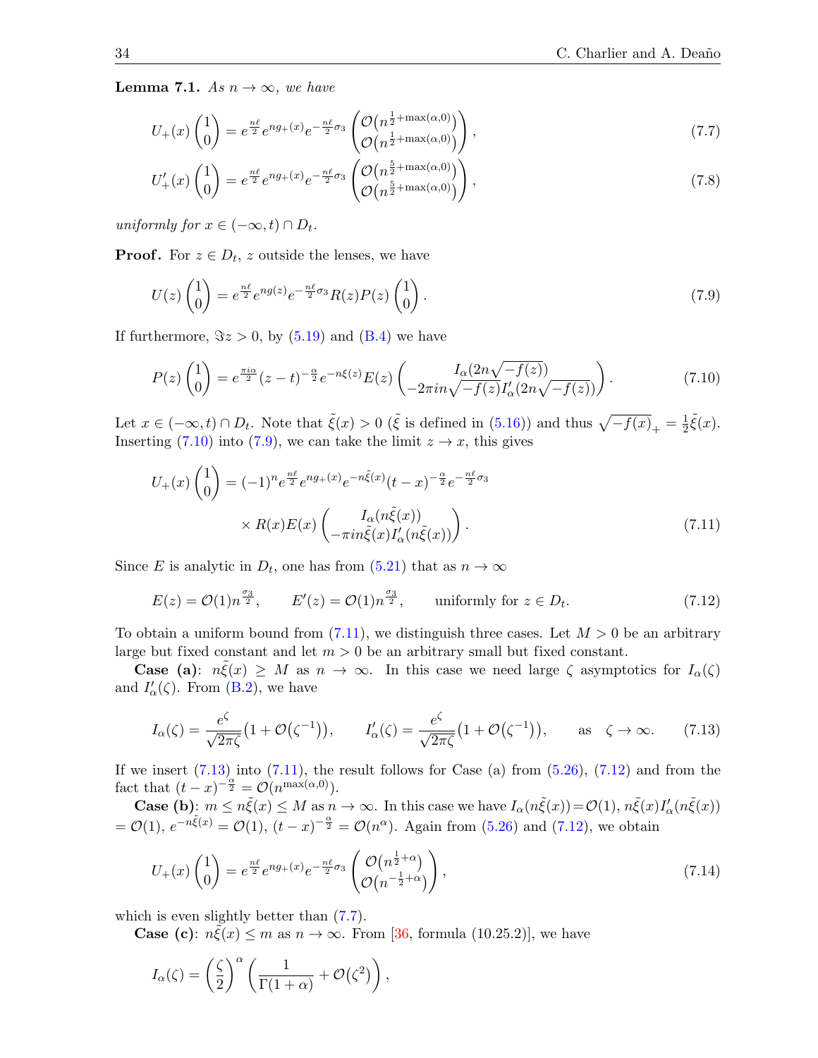**Lemma 7.1.** *As $n \to \infty$, we have*

$$U_+(x)\begin{pmatrix}1\\0\end{pmatrix} = e^{\frac{n\ell}{2}}e^{ng_+(x)}e^{-\frac{n\ell}{2}\sigma_3}\begin{pmatrix}\mathcal{O}\big(n^{\frac{1}{2}+\max(\alpha,0)}\big)\\ \mathcal{O}\big(n^{\frac{1}{2}+\max(\alpha,0)}\big)\end{pmatrix}, \tag{7.7}$$

$$U_+'(x)\begin{pmatrix}1\\0\end{pmatrix} = e^{\frac{n\ell}{2}}e^{ng_+(x)}e^{-\frac{n\ell}{2}\sigma_3}\begin{pmatrix}\mathcal{O}\big(n^{\frac{5}{2}+\max(\alpha,0)}\big)\\ \mathcal{O}\big(n^{\frac{5}{2}+\max(\alpha,0)}\big)\end{pmatrix}, \tag{7.8}$$

*uniformly for $x \in (-\infty, t) \cap D_t$.*

**Proof.** For $z \in D_t$, $z$ outside the lenses, we have

$$U(z)\begin{pmatrix}1\\0\end{pmatrix} = e^{\frac{n\ell}{2}}e^{ng(z)}e^{-\frac{n\ell}{2}\sigma_3}R(z)P(z)\begin{pmatrix}1\\0\end{pmatrix}. \tag{7.9}$$

If furthermore, $\Im z > 0$, by (5.19) and (B.4) we have

$$P(z)\begin{pmatrix}1\\0\end{pmatrix} = e^{\frac{\pi i \alpha}{2}}(z-t)^{-\frac{\alpha}{2}}e^{-n\xi(z)}E(z)\begin{pmatrix}I_\alpha(2n\sqrt{-f(z)})\\ -2\pi i n\sqrt{-f(z)}I_\alpha'(2n\sqrt{-f(z)})\end{pmatrix}. \tag{7.10}$$

Let $x \in (-\infty, t) \cap D_t$. Note that $\tilde{\xi}(x) > 0$ ($\tilde{\xi}$ is defined in (5.16)) and thus $\sqrt{-f(x)}_+ = \frac{1}{2}\tilde{\xi}(x)$. Inserting (7.10) into (7.9), we can take the limit $z \to x$, this gives

$$\begin{aligned} U_+(x)\begin{pmatrix}1\\0\end{pmatrix} = {} & (-1)^n e^{\frac{n\ell}{2}}e^{ng_+(x)}e^{-n\tilde{\xi}(x)}(t-x)^{-\frac{\alpha}{2}}e^{-\frac{n\ell}{2}\sigma_3} \\ & \times R(x)E(x)\begin{pmatrix}I_\alpha(n\tilde{\xi}(x))\\ -\pi i n\tilde{\xi}(x)I_\alpha'(n\tilde{\xi}(x))\end{pmatrix}. \end{aligned} \tag{7.11}$$

Since $E$ is analytic in $D_t$, one has from (5.21) that as $n \to \infty$

$$E(z) = \mathcal{O}(1)n^{\frac{\sigma_3}{2}}, \qquad E'(z) = \mathcal{O}(1)n^{\frac{\sigma_3}{2}}, \qquad \text{uniformly for } z \in D_t. \tag{7.12}$$

To obtain a uniform bound from (7.11), we distinguish three cases. Let $M > 0$ be an arbitrary large but fixed constant and let $m > 0$ be an arbitrary small but fixed constant.

**Case (a)**: $n\tilde{\xi}(x) \geq M$ as $n \to \infty$. In this case we need large $\zeta$ asymptotics for $I_\alpha(\zeta)$ and $I_\alpha'(\zeta)$. From (B.2), we have

$$I_\alpha(\zeta) = \frac{e^\zeta}{\sqrt{2\pi\zeta}}\big(1 + \mathcal{O}\big(\zeta^{-1}\big)\big), \qquad I_\alpha'(\zeta) = \frac{e^\zeta}{\sqrt{2\pi\zeta}}\big(1 + \mathcal{O}\big(\zeta^{-1}\big)\big), \qquad \text{as} \quad \zeta \to \infty. \tag{7.13}$$

If we insert (7.13) into (7.11), the result follows for Case (a) from (5.26), (7.12) and from the fact that $(t-x)^{-\frac{\alpha}{2}} = \mathcal{O}(n^{\max(\alpha,0)})$.

**Case (b)**: $m \leq n\tilde{\xi}(x) \leq M$ as $n \to \infty$. In this case we have $I_\alpha(n\tilde{\xi}(x)) = \mathcal{O}(1)$, $n\tilde{\xi}(x)I_\alpha'(n\tilde{\xi}(x)) = \mathcal{O}(1)$, $e^{-n\tilde{\xi}(x)} = \mathcal{O}(1)$, $(t-x)^{-\frac{\alpha}{2}} = \mathcal{O}(n^\alpha)$. Again from (5.26) and (7.12), we obtain

$$U_+(x)\begin{pmatrix}1\\0\end{pmatrix} = e^{\frac{n\ell}{2}}e^{ng_+(x)}e^{-\frac{n\ell}{2}\sigma_3}\begin{pmatrix}\mathcal{O}\big(n^{\frac{1}{2}+\alpha}\big)\\ \mathcal{O}\big(n^{-\frac{1}{2}+\alpha}\big)\end{pmatrix}, \tag{7.14}$$

which is even slightly better than (7.7).

**Case (c)**: $n\tilde{\xi}(x) \leq m$ as $n \to \infty$. From [36, formula (10.25.2)], we have

$$I_\alpha(\zeta) = \left(\frac{\zeta}{2}\right)^\alpha\left(\frac{1}{\Gamma(1+\alpha)} + \mathcal{O}\big(\zeta^2\big)\right),$$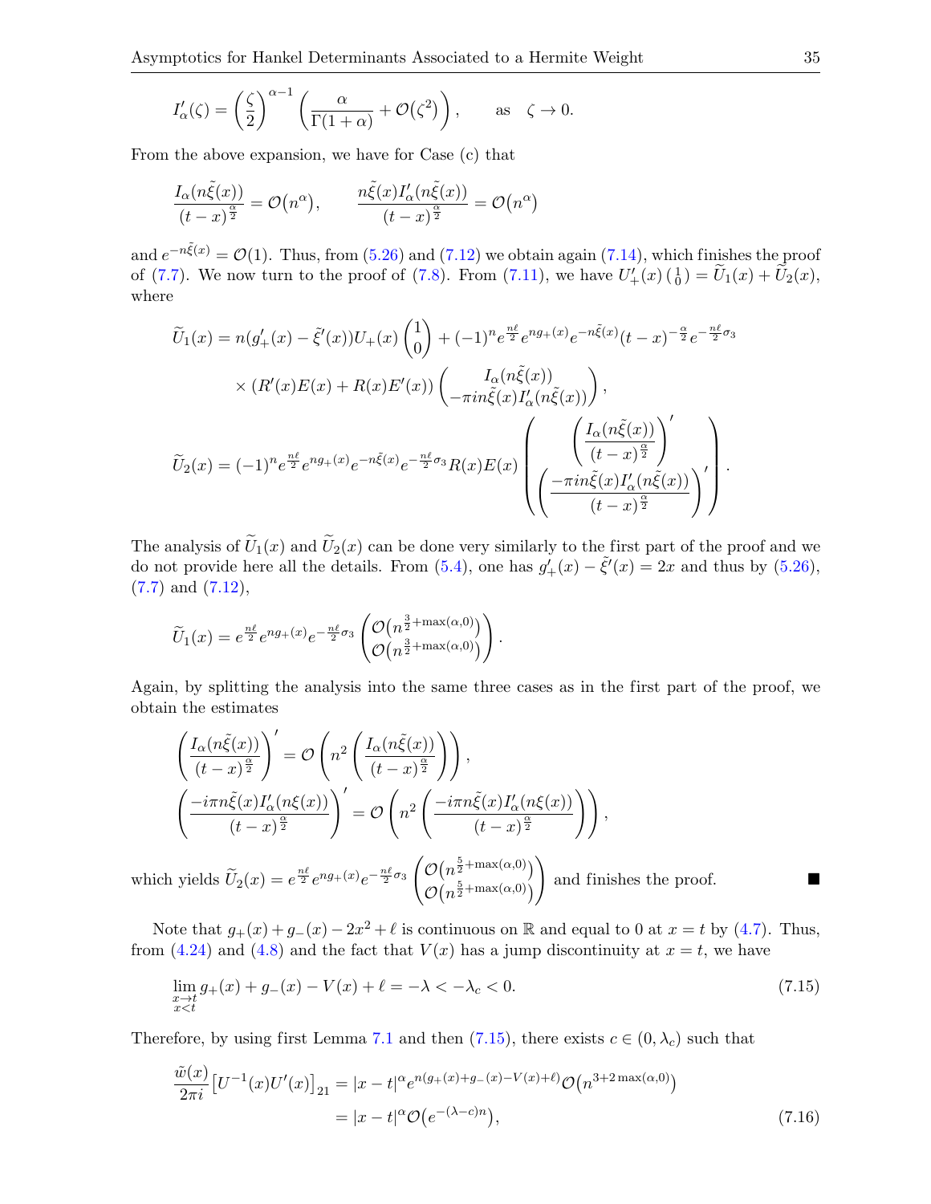$$I'_\alpha(\zeta) = \left(\frac{\zeta}{2}\right)^{\alpha-1}\left(\frac{\alpha}{\Gamma(1+\alpha)} + \mathcal{O}\big(\zeta^2\big)\right), \qquad \text{as} \quad \zeta \to 0.$$

From the above expansion, we have for Case (c) that

$$\frac{I_\alpha(n\tilde{\xi}(x))}{(t-x)^{\frac{\alpha}{2}}} = \mathcal{O}\big(n^\alpha\big), \qquad \frac{n\tilde{\xi}(x)I'_\alpha(n\tilde{\xi}(x))}{(t-x)^{\frac{\alpha}{2}}} = \mathcal{O}\big(n^\alpha\big)$$

and $e^{-n\tilde{\xi}(x)} = \mathcal{O}(1)$. Thus, from (5.26) and (7.12) we obtain again (7.14), which finishes the proof of (7.7). We now turn to the proof of (7.8). From (7.11), we have $U'_+(x)\left(\begin{smallmatrix}1\\0\end{smallmatrix}\right) = \widetilde{U}_1(x) + \widetilde{U}_2(x)$, where

$$\widetilde{U}_1(x) = n(g'_+(x) - \tilde{\xi}'(x))U_+(x)\begin{pmatrix}1\\0\end{pmatrix} + (-1)^n e^{\frac{n\ell}{2}} e^{ng_+(x)} e^{-n\tilde{\xi}(x)}(t-x)^{-\frac{\alpha}{2}} e^{-\frac{n\ell}{2}\sigma_3}$$
$$\times\left(R'(x)E(x) + R(x)E'(x)\right)\begin{pmatrix} I_\alpha(n\tilde{\xi}(x)) \\ -\pi i n\tilde{\xi}(x)I'_\alpha(n\tilde{\xi}(x))\end{pmatrix},$$

$$\widetilde{U}_2(x) = (-1)^n e^{\frac{n\ell}{2}} e^{ng_+(x)} e^{-n\tilde{\xi}(x)} e^{-\frac{n\ell}{2}\sigma_3} R(x)E(x)\begin{pmatrix} \left(\dfrac{I_\alpha(n\tilde{\xi}(x))}{(t-x)^{\frac{\alpha}{2}}}\right)' \\ \left(\dfrac{-\pi i n\tilde{\xi}(x)I'_\alpha(n\tilde{\xi}(x))}{(t-x)^{\frac{\alpha}{2}}}\right)'\end{pmatrix}.$$

The analysis of $\widetilde{U}_1(x)$ and $\widetilde{U}_2(x)$ can be done very similarly to the first part of the proof and we do not provide here all the details. From (5.4), one has $g'_+(x) - \tilde{\xi}'(x) = 2x$ and thus by (5.26), (7.7) and (7.12),

$$\widetilde{U}_1(x) = e^{\frac{n\ell}{2}} e^{ng_+(x)} e^{-\frac{n\ell}{2}\sigma_3}\begin{pmatrix}\mathcal{O}\big(n^{\frac{3}{2}+\max(\alpha,0)}\big) \\ \mathcal{O}\big(n^{\frac{3}{2}+\max(\alpha,0)}\big)\end{pmatrix}.$$

Again, by splitting the analysis into the same three cases as in the first part of the proof, we obtain the estimates

$$\left(\frac{I_\alpha(n\tilde{\xi}(x))}{(t-x)^{\frac{\alpha}{2}}}\right)' = \mathcal{O}\left(n^2\left(\frac{I_\alpha(n\tilde{\xi}(x))}{(t-x)^{\frac{\alpha}{2}}}\right)\right),$$
$$\left(\frac{-i\pi n\tilde{\xi}(x)I'_\alpha(n\xi(x))}{(t-x)^{\frac{\alpha}{2}}}\right)' = \mathcal{O}\left(n^2\left(\frac{-i\pi n\tilde{\xi}(x)I'_\alpha(n\xi(x))}{(t-x)^{\frac{\alpha}{2}}}\right)\right),$$

which yields $\widetilde{U}_2(x) = e^{\frac{n\ell}{2}} e^{ng_+(x)} e^{-\frac{n\ell}{2}\sigma_3}\begin{pmatrix}\mathcal{O}\big(n^{\frac{5}{2}+\max(\alpha,0)}\big) \\ \mathcal{O}\big(n^{\frac{5}{2}+\max(\alpha,0)}\big)\end{pmatrix}$ and finishes the proof. ∎

Note that $g_+(x) + g_-(x) - 2x^2 + \ell$ is continuous on $\mathbb{R}$ and equal to 0 at $x = t$ by (4.7). Thus, from (4.24) and (4.8) and the fact that $V(x)$ has a jump discontinuity at $x = t$, we have

$$\lim_{\substack{x\to t\\ x<t}} g_+(x) + g_-(x) - V(x) + \ell = -\lambda < -\lambda_c < 0. \tag{7.15}$$

Therefore, by using first Lemma 7.1 and then (7.15), there exists $c \in (0, \lambda_c)$ such that

$$\begin{aligned}\frac{\widetilde{w}(x)}{2\pi i}\big[U^{-1}(x)U'(x)\big]_{21} &= |x-t|^\alpha e^{n(g_+(x)+g_-(x)-V(x)+\ell)}\mathcal{O}\big(n^{3+2\max(\alpha,0)}\big) \\ &= |x-t|^\alpha \mathcal{O}\big(e^{-(\lambda-c)n}\big),\end{aligned} \tag{7.16}$$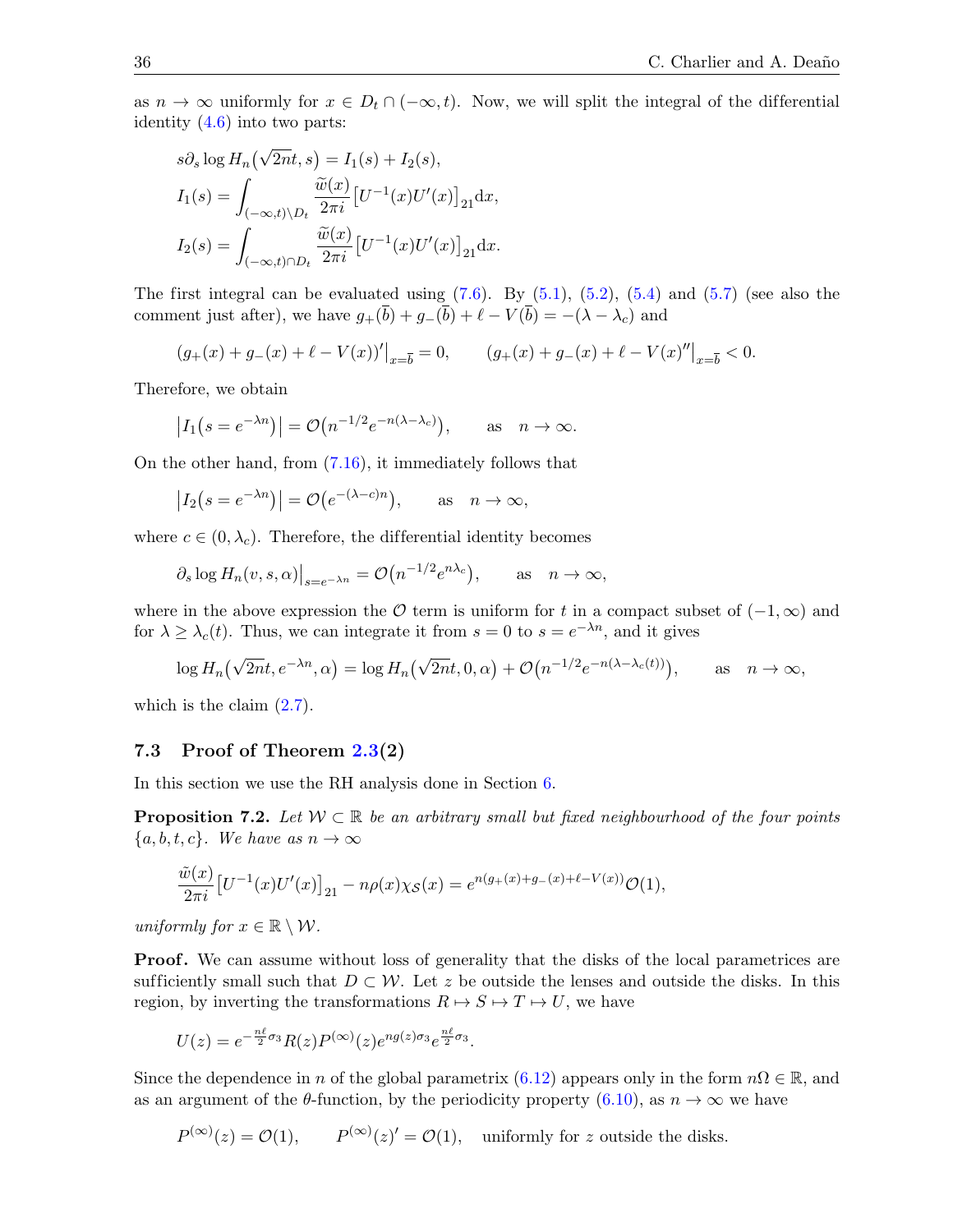as $n \to \infty$ uniformly for $x \in D_t \cap (-\infty, t)$. Now, we will split the integral of the differential identity (4.6) into two parts:

$$
\begin{aligned}
&s\partial_s \log H_n\big(\sqrt{2n}t, s\big) = I_1(s) + I_2(s),\\
&I_1(s) = \int_{(-\infty,t)\setminus D_t} \frac{\widetilde{w}(x)}{2\pi i}\big[U^{-1}(x)U'(x)\big]_{21}\mathrm{d}x,\\
&I_2(s) = \int_{(-\infty,t)\cap D_t} \frac{\widetilde{w}(x)}{2\pi i}\big[U^{-1}(x)U'(x)\big]_{21}\mathrm{d}x.
\end{aligned}
$$

The first integral can be evaluated using (7.6). By (5.1), (5.2), (5.4) and (5.7) (see also the comment just after), we have $g_+(\overline{b}) + g_-(\overline{b}) + \ell - V(\overline{b}) = -(\lambda - \lambda_c)$ and

$$
\left(g_+(x) + g_-(x) + \ell - V(x)\right)'\big|_{x=\overline{b}} = 0, \qquad \left(g_+(x) + g_-(x) + \ell - V(x)\right)''\big|_{x=\overline{b}} < 0.
$$

Therefore, we obtain

$$
\big|I_1\big(s = e^{-\lambda n}\big)\big| = \mathcal{O}\big(n^{-1/2}e^{-n(\lambda-\lambda_c)}\big), \qquad \text{as} \quad n \to \infty.
$$

On the other hand, from (7.16), it immediately follows that

$$
\big|I_2\big(s = e^{-\lambda n}\big)\big| = \mathcal{O}\big(e^{-(\lambda - c)n}\big), \qquad \text{as} \quad n \to \infty,
$$

where $c \in (0, \lambda_c)$. Therefore, the differential identity becomes

$$
\partial_s \log H_n(v, s, \alpha)\big|_{s=e^{-\lambda n}} = \mathcal{O}\big(n^{-1/2}e^{n\lambda_c}\big), \qquad \text{as} \quad n \to \infty,
$$

where in the above expression the $\mathcal{O}$ term is uniform for $t$ in a compact subset of $(-1, \infty)$ and for $\lambda \geq \lambda_c(t)$. Thus, we can integrate it from $s = 0$ to $s = e^{-\lambda n}$, and it gives

$$
\log H_n\big(\sqrt{2n}t, e^{-\lambda n}, \alpha\big) = \log H_n\big(\sqrt{2n}t, 0, \alpha\big) + \mathcal{O}\big(n^{-1/2}e^{-n(\lambda - \lambda_c(t))}\big), \qquad \text{as} \quad n \to \infty,
$$

which is the claim (2.7).

### 7.3 Proof of Theorem 2.3(2)

In this section we use the RH analysis done in Section 6.

**Proposition 7.2.** *Let $\mathcal{W} \subset \mathbb{R}$ be an arbitrary small but fixed neighbourhood of the four points $\{a, b, t, c\}$. We have as $n \to \infty$*

$$
\frac{\tilde{w}(x)}{2\pi i}\big[U^{-1}(x)U'(x)\big]_{21} - n\rho(x)\chi_{\mathcal{S}}(x) = e^{n(g_+(x)+g_-(x)+\ell-V(x))}\mathcal{O}(1),
$$

*uniformly for $x \in \mathbb{R} \setminus \mathcal{W}$.*

**Proof.** We can assume without loss of generality that the disks of the local parametrices are sufficiently small such that $D \subset \mathcal{W}$. Let $z$ be outside the lenses and outside the disks. In this region, by inverting the transformations $R \mapsto S \mapsto T \mapsto U$, we have

$$
U(z) = e^{-\frac{n\ell}{2}\sigma_3}R(z)P^{(\infty)}(z)e^{ng(z)\sigma_3}e^{\frac{n\ell}{2}\sigma_3}.
$$

Since the dependence in $n$ of the global parametrix (6.12) appears only in the form $n\Omega \in \mathbb{R}$, and as an argument of the $\theta$-function, by the periodicity property (6.10), as $n \to \infty$ we have

$$
P^{(\infty)}(z) = \mathcal{O}(1), \qquad P^{(\infty)}(z)' = \mathcal{O}(1), \quad \text{uniformly for } z \text{ outside the disks.}
$$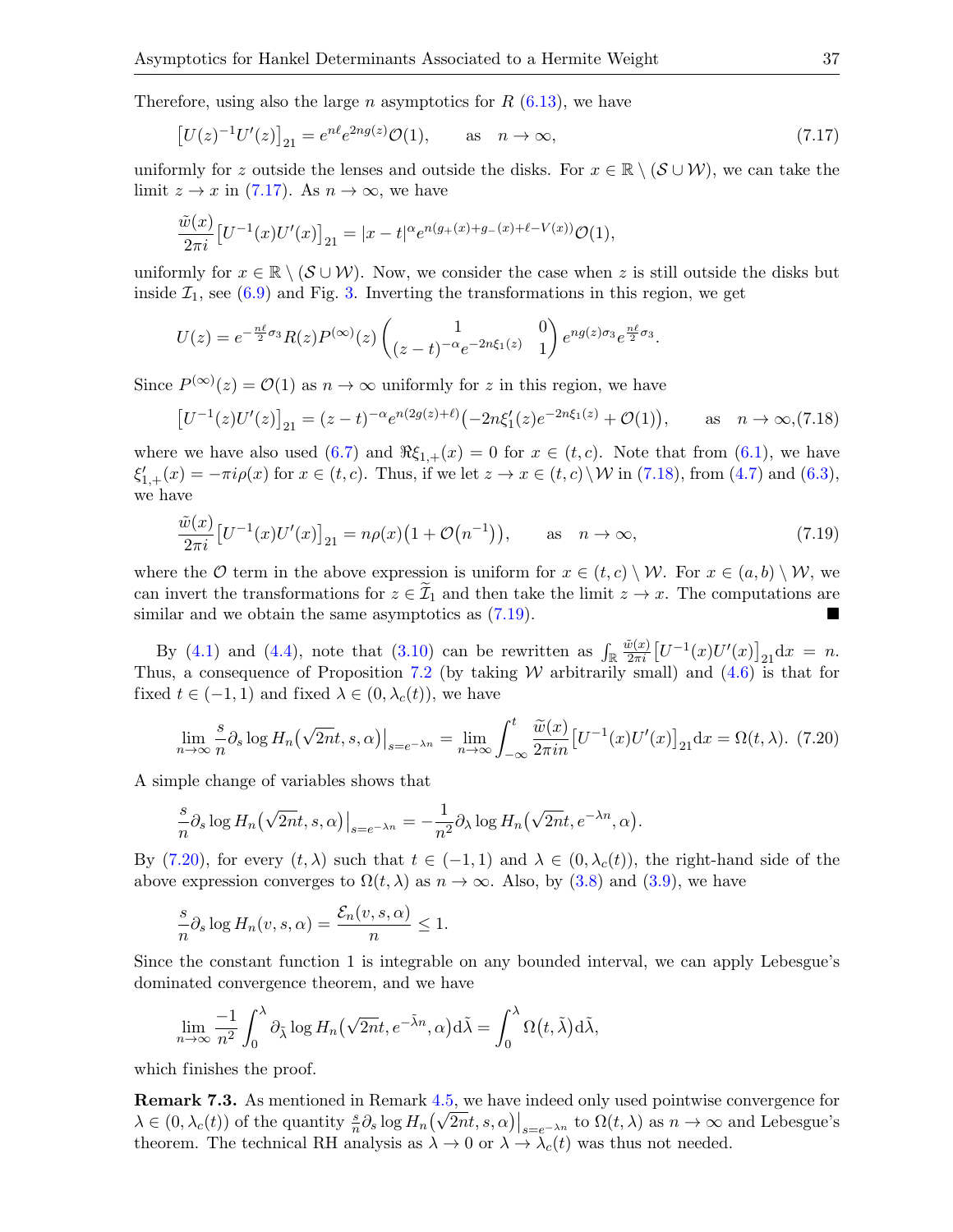Therefore, using also the large $n$ asymptotics for $R$ (6.13), we have

$$\left[U(z)^{-1}U'(z)\right]_{21} = e^{n\ell}e^{2ng(z)}\mathcal{O}(1), \qquad \text{as} \quad n\to\infty, \tag{7.17}$$

uniformly for $z$ outside the lenses and outside the disks. For $x \in \mathbb{R}\setminus(\mathcal{S}\cup\mathcal{W})$, we can take the limit $z\to x$ in (7.17). As $n\to\infty$, we have

$$\frac{\tilde{w}(x)}{2\pi i}\left[U^{-1}(x)U'(x)\right]_{21} = |x-t|^{\alpha}e^{n(g_+(x)+g_-(x)+\ell-V(x))}\mathcal{O}(1),$$

uniformly for $x\in\mathbb{R}\setminus(\mathcal{S}\cup\mathcal{W})$. Now, we consider the case when $z$ is still outside the disks but inside $\mathcal{I}_1$, see (6.9) and Fig. 3. Inverting the transformations in this region, we get

$$U(z) = e^{-\frac{n\ell}{2}\sigma_3}R(z)P^{(\infty)}(z)\begin{pmatrix}1 & 0\\ (z-t)^{-\alpha}e^{-2n\xi_1(z)} & 1\end{pmatrix}e^{ng(z)\sigma_3}e^{\frac{n\ell}{2}\sigma_3}.$$

Since $P^{(\infty)}(z)=\mathcal{O}(1)$ as $n\to\infty$ uniformly for $z$ in this region, we have

$$\left[U^{-1}(z)U'(z)\right]_{21} = (z-t)^{-\alpha}e^{n(2g(z)+\ell)}\left(-2n\xi_1'(z)e^{-2n\xi_1(z)}+\mathcal{O}(1)\right), \qquad \text{as} \quad n\to\infty, \tag{7.18}$$

where we have also used (6.7) and $\Re\xi_{1,+}(x)=0$ for $x\in(t,c)$. Note that from (6.1), we have $\xi_{1,+}'(x) = -\pi i\rho(x)$ for $x\in(t,c)$. Thus, if we let $z\to x\in(t,c)\setminus\mathcal{W}$ in (7.18), from (4.7) and (6.3), we have

$$\frac{\tilde{w}(x)}{2\pi i}\left[U^{-1}(x)U'(x)\right]_{21} = n\rho(x)\left(1+\mathcal{O}\left(n^{-1}\right)\right), \qquad \text{as} \quad n\to\infty, \tag{7.19}$$

where the $\mathcal{O}$ term in the above expression is uniform for $x\in(t,c)\setminus\mathcal{W}$. For $x\in(a,b)\setminus\mathcal{W}$, we can invert the transformations for $z\in\widetilde{\mathcal{I}}_1$ and then take the limit $z\to x$. The computations are similar and we obtain the same asymptotics as (7.19). ∎

By (4.1) and (4.4), note that (3.10) can be rewritten as $\int_{\mathbb{R}}\frac{\tilde{w}(x)}{2\pi i}\left[U^{-1}(x)U'(x)\right]_{21}\mathrm{d}x = n$. Thus, a consequence of Proposition 7.2 (by taking $\mathcal{W}$ arbitrarily small) and (4.6) is that for fixed $t\in(-1,1)$ and fixed $\lambda\in(0,\lambda_c(t))$, we have

$$\lim_{n\to\infty}\frac{s}{n}\partial_s\log H_n\left(\sqrt{2n}t,s,\alpha\right)\big|_{s=e^{-\lambda n}} = \lim_{n\to\infty}\int_{-\infty}^{t}\frac{\widetilde{w}(x)}{2\pi i n}\left[U^{-1}(x)U'(x)\right]_{21}\mathrm{d}x = \Omega(t,\lambda). \tag{7.20}$$

A simple change of variables shows that

$$\frac{s}{n}\partial_s\log H_n\left(\sqrt{2n}t,s,\alpha\right)\big|_{s=e^{-\lambda n}} = -\frac{1}{n^2}\partial_\lambda\log H_n\left(\sqrt{2n}t,e^{-\lambda n},\alpha\right).$$

By (7.20), for every $(t,\lambda)$ such that $t\in(-1,1)$ and $\lambda\in(0,\lambda_c(t))$, the right-hand side of the above expression converges to $\Omega(t,\lambda)$ as $n\to\infty$. Also, by (3.8) and (3.9), we have

$$\frac{s}{n}\partial_s\log H_n(v,s,\alpha) = \frac{\mathcal{E}_n(v,s,\alpha)}{n}\leq 1.$$

Since the constant function 1 is integrable on any bounded interval, we can apply Lebesgue's dominated convergence theorem, and we have

$$\lim_{n\to\infty}\frac{-1}{n^2}\int_0^{\lambda}\partial_{\tilde{\lambda}}\log H_n\left(\sqrt{2n}t,e^{-\tilde{\lambda}n},\alpha\right)\mathrm{d}\tilde{\lambda} = \int_0^{\lambda}\Omega\left(t,\tilde{\lambda}\right)\mathrm{d}\tilde{\lambda},$$

which finishes the proof.

**Remark 7.3.** As mentioned in Remark 4.5, we have indeed only used pointwise convergence for $\lambda\in(0,\lambda_c(t))$ of the quantity $\frac{s}{n}\partial_s\log H_n\left(\sqrt{2n}t,s,\alpha\right)\big|_{s=e^{-\lambda n}}$ to $\Omega(t,\lambda)$ as $n\to\infty$ and Lebesgue's theorem. The technical RH analysis as $\lambda\to 0$ or $\lambda\to\lambda_c(t)$ was thus not needed.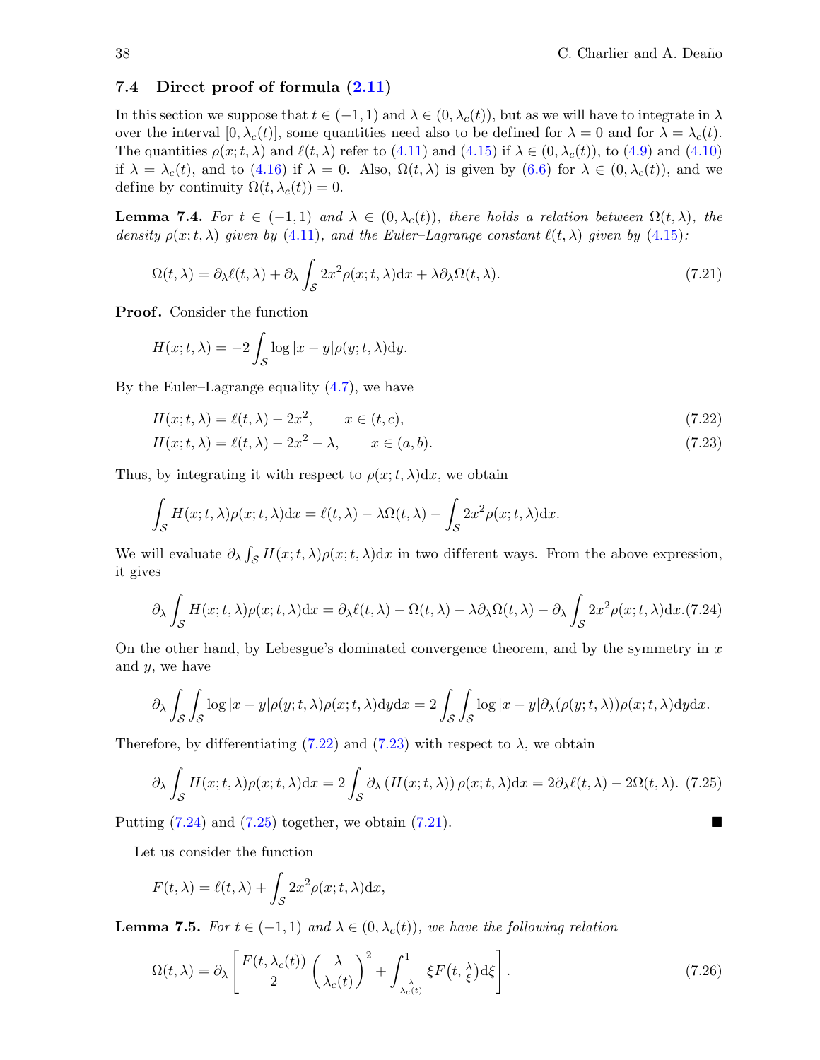### 7.4 Direct proof of formula (2.11)

In this section we suppose that $t \in (-1,1)$ and $\lambda \in (0, \lambda_c(t))$, but as we will have to integrate in $\lambda$ over the interval $[0, \lambda_c(t)]$, some quantities need also to be defined for $\lambda = 0$ and for $\lambda = \lambda_c(t)$. The quantities $\rho(x;t,\lambda)$ and $\ell(t,\lambda)$ refer to (4.11) and (4.15) if $\lambda \in (0,\lambda_c(t))$, to (4.9) and (4.10) if $\lambda = \lambda_c(t)$, and to (4.16) if $\lambda = 0$. Also, $\Omega(t,\lambda)$ is given by (6.6) for $\lambda \in (0, \lambda_c(t))$, and we define by continuity $\Omega(t, \lambda_c(t)) = 0$.

**Lemma 7.4.** *For $t \in (-1,1)$ and $\lambda \in (0,\lambda_c(t))$, there holds a relation between $\Omega(t,\lambda)$, the density $\rho(x;t,\lambda)$ given by (4.11), and the Euler–Lagrange constant $\ell(t,\lambda)$ given by (4.15):*

$$\Omega(t,\lambda) = \partial_\lambda \ell(t,\lambda) + \partial_\lambda \int_{\mathcal{S}} 2x^2 \rho(x;t,\lambda)\mathrm{d}x + \lambda \partial_\lambda \Omega(t,\lambda). \tag{7.21}$$

**Proof.** Consider the function

$$H(x;t,\lambda) = -2\int_{\mathcal{S}} \log|x-y|\rho(y;t,\lambda)\mathrm{d}y.$$

By the Euler–Lagrange equality (4.7), we have

$$H(x;t,\lambda) = \ell(t,\lambda) - 2x^2, \qquad x \in (t,c), \tag{7.22}$$

$$H(x;t,\lambda) = \ell(t,\lambda) - 2x^2 - \lambda, \qquad x \in (a,b). \tag{7.23}$$

Thus, by integrating it with respect to $\rho(x;t,\lambda)\mathrm{d}x$, we obtain

$$\int_{\mathcal{S}} H(x;t,\lambda)\rho(x;t,\lambda)\mathrm{d}x = \ell(t,\lambda) - \lambda\Omega(t,\lambda) - \int_{\mathcal{S}} 2x^2\rho(x;t,\lambda)\mathrm{d}x.$$

We will evaluate $\partial_\lambda \int_{\mathcal{S}} H(x;t,\lambda)\rho(x;t,\lambda)\mathrm{d}x$ in two different ways. From the above expression, it gives

$$\partial_\lambda \int_{\mathcal{S}} H(x;t,\lambda)\rho(x;t,\lambda)\mathrm{d}x = \partial_\lambda \ell(t,\lambda) - \Omega(t,\lambda) - \lambda\partial_\lambda\Omega(t,\lambda) - \partial_\lambda\int_{\mathcal{S}} 2x^2\rho(x;t,\lambda)\mathrm{d}x. \tag{7.24}$$

On the other hand, by Lebesgue's dominated convergence theorem, and by the symmetry in $x$ and $y$, we have

$$\partial_\lambda \int_{\mathcal{S}}\int_{\mathcal{S}} \log|x-y|\rho(y;t,\lambda)\rho(x;t,\lambda)\mathrm{d}y\mathrm{d}x = 2\int_{\mathcal{S}}\int_{\mathcal{S}} \log|x-y|\partial_\lambda(\rho(y;t,\lambda))\rho(x;t,\lambda)\mathrm{d}y\mathrm{d}x.$$

Therefore, by differentiating (7.22) and (7.23) with respect to $\lambda$, we obtain

$$\partial_\lambda \int_{\mathcal{S}} H(x;t,\lambda)\rho(x;t,\lambda)\mathrm{d}x = 2\int_{\mathcal{S}} \partial_\lambda\left(H(x;t,\lambda)\right)\rho(x;t,\lambda)\mathrm{d}x = 2\partial_\lambda\ell(t,\lambda) - 2\Omega(t,\lambda). \tag{7.25}$$

Putting (7.24) and (7.25) together, we obtain (7.21). ■

Let us consider the function

$$F(t,\lambda) = \ell(t,\lambda) + \int_{\mathcal{S}} 2x^2\rho(x;t,\lambda)\mathrm{d}x,$$

**Lemma 7.5.** *For $t \in (-1,1)$ and $\lambda \in (0,\lambda_c(t))$, we have the following relation*

$$\Omega(t,\lambda) = \partial_\lambda\left[\frac{F(t,\lambda_c(t))}{2}\left(\frac{\lambda}{\lambda_c(t)}\right)^2 + \int_{\frac{\lambda}{\lambda_c(t)}}^1 \xi F\big(t,\tfrac{\lambda}{\xi}\big)\mathrm{d}\xi\right]. \tag{7.26}$$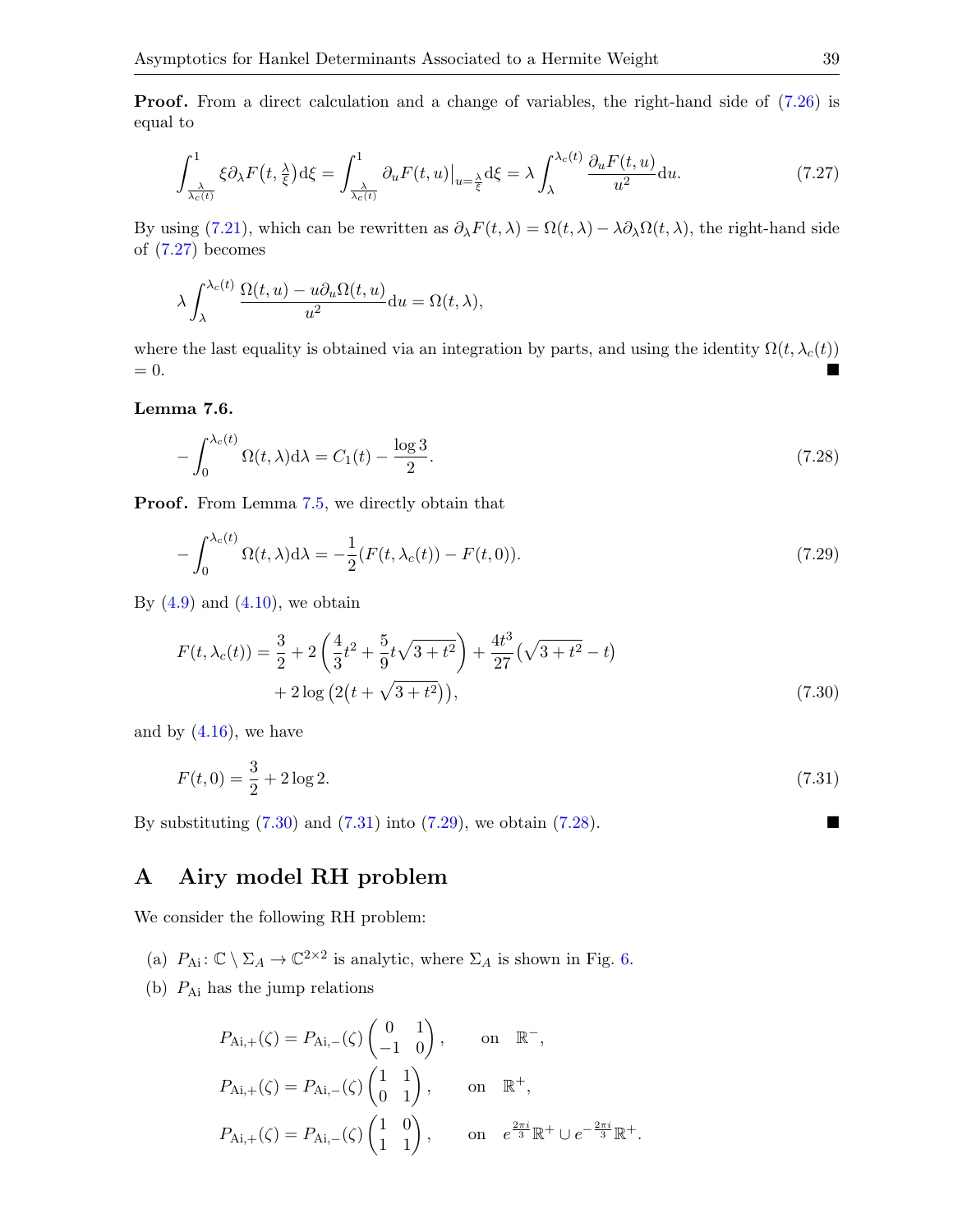**Proof.** From a direct calculation and a change of variables, the right-hand side of (7.26) is equal to

$$\int_{\frac{\lambda}{\lambda_c(t)}}^{1} \xi \partial_\lambda F\big(t, \tfrac{\lambda}{\xi}\big) \mathrm{d}\xi = \int_{\frac{\lambda}{\lambda_c(t)}}^{1} \partial_u F(t,u)\big|_{u=\frac{\lambda}{\xi}} \mathrm{d}\xi = \lambda \int_{\lambda}^{\lambda_c(t)} \frac{\partial_u F(t,u)}{u^2} \mathrm{d}u. \tag{7.27}$$

By using (7.21), which can be rewritten as $\partial_\lambda F(t,\lambda) = \Omega(t,\lambda) - \lambda \partial_\lambda \Omega(t,\lambda)$, the right-hand side of (7.27) becomes

$$\lambda \int_{\lambda}^{\lambda_c(t)} \frac{\Omega(t,u) - u\partial_u \Omega(t,u)}{u^2} \mathrm{d}u = \Omega(t,\lambda),$$

where the last equality is obtained via an integration by parts, and using the identity $\Omega(t,\lambda_c(t)) = 0$. ■

**Lemma 7.6.**

$$-\int_0^{\lambda_c(t)} \Omega(t,\lambda) \mathrm{d}\lambda = C_1(t) - \frac{\log 3}{2}. \tag{7.28}$$

**Proof.** From Lemma 7.5, we directly obtain that

$$-\int_0^{\lambda_c(t)} \Omega(t,\lambda) \mathrm{d}\lambda = -\frac{1}{2}\big(F(t,\lambda_c(t)) - F(t,0)\big). \tag{7.29}$$

By (4.9) and (4.10), we obtain

$$\begin{aligned} F(t,\lambda_c(t)) = {} & \frac{3}{2} + 2\left(\frac{4}{3}t^2 + \frac{5}{9}t\sqrt{3+t^2}\right) + \frac{4t^3}{27}\big(\sqrt{3+t^2} - t\big) \\ & + 2\log\big(2\big(t + \sqrt{3+t^2}\big)\big), \end{aligned} \tag{7.30}$$

and by (4.16), we have

$$F(t,0) = \frac{3}{2} + 2\log 2. \tag{7.31}$$

By substituting (7.30) and (7.31) into (7.29), we obtain (7.28). ■

## A Airy model RH problem

We consider the following RH problem:

(a) $P_{\mathrm{Ai}} \colon \mathbb{C} \setminus \Sigma_A \to \mathbb{C}^{2\times 2}$ is analytic, where $\Sigma_A$ is shown in Fig. 6.

(b) $P_{\mathrm{Ai}}$ has the jump relations

$$P_{\mathrm{Ai},+}(\zeta) = P_{\mathrm{Ai},-}(\zeta) \begin{pmatrix} 0 & 1 \\ -1 & 0 \end{pmatrix}, \qquad \text{on} \quad \mathbb{R}^-,$$

$$P_{\mathrm{Ai},+}(\zeta) = P_{\mathrm{Ai},-}(\zeta) \begin{pmatrix} 1 & 1 \\ 0 & 1 \end{pmatrix}, \qquad \text{on} \quad \mathbb{R}^+,$$

$$P_{\mathrm{Ai},+}(\zeta) = P_{\mathrm{Ai},-}(\zeta) \begin{pmatrix} 1 & 0 \\ 1 & 1 \end{pmatrix}, \qquad \text{on} \quad e^{\frac{2\pi i}{3}}\mathbb{R}^+ \cup e^{-\frac{2\pi i}{3}}\mathbb{R}^+.$$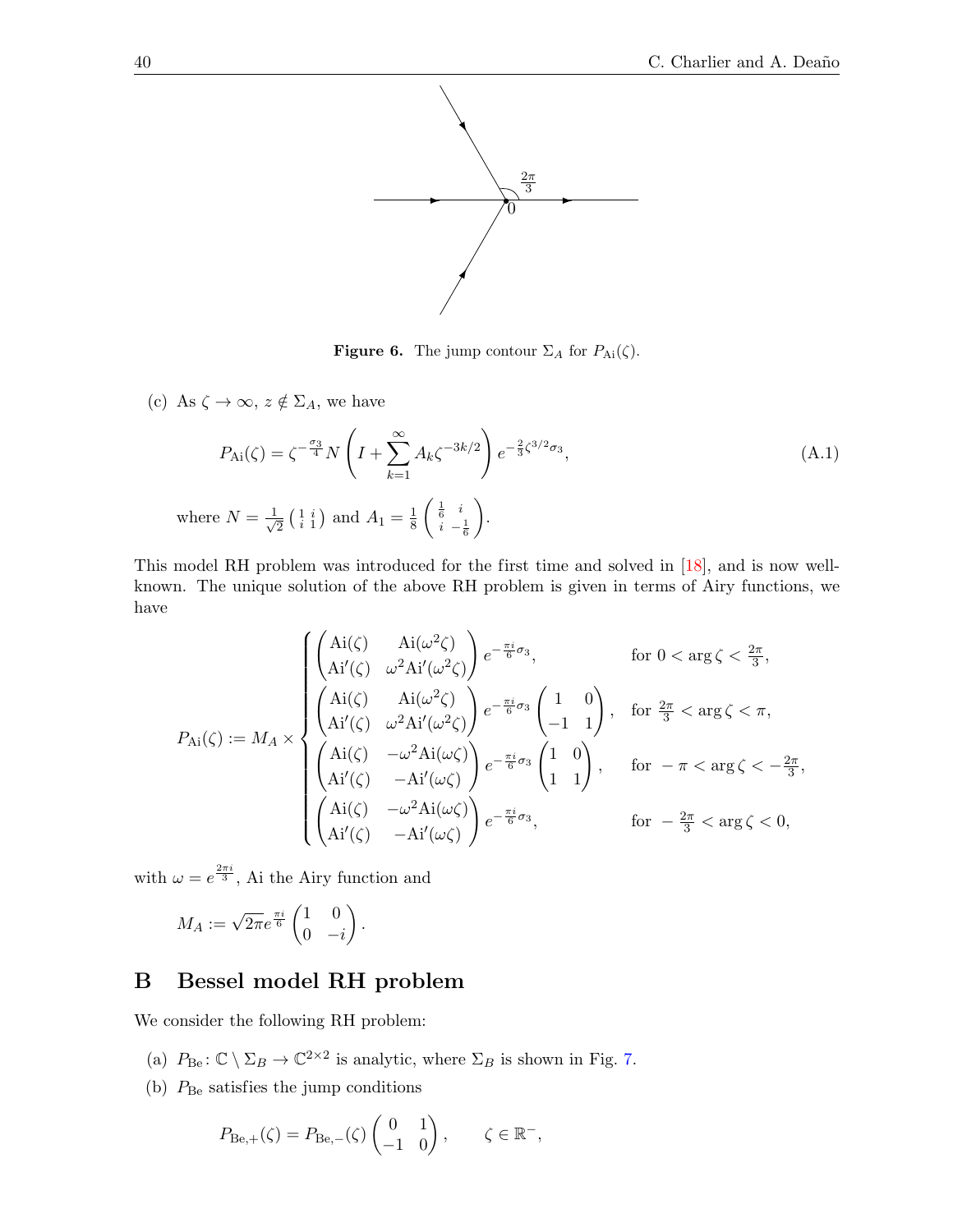Figure 6. The jump contour $\Sigma_A$ for $P_{\mathrm{Ai}}(\zeta)$.

(c) As $\zeta \to \infty$, $z \notin \Sigma_A$, we have

$$P_{\mathrm{Ai}}(\zeta) = \zeta^{-\frac{\sigma_3}{4}} N \left( I + \sum_{k=1}^{\infty} A_k \zeta^{-3k/2} \right) e^{-\frac{2}{3}\zeta^{3/2}\sigma_3}, \tag{A.1}$$

where $N = \frac{1}{\sqrt{2}} \begin{pmatrix} 1 & i \\ i & 1 \end{pmatrix}$ and $A_1 = \frac{1}{8} \begin{pmatrix} \frac{1}{6} & i \\ i & -\frac{1}{6} \end{pmatrix}$.

This model RH problem was introduced for the first time and solved in [18], and is now well-known. The unique solution of the above RH problem is given in terms of Airy functions, we have

$$P_{\mathrm{Ai}}(\zeta) := M_A \times \begin{cases} \begin{pmatrix} \mathrm{Ai}(\zeta) & \mathrm{Ai}(\omega^2\zeta) \\ \mathrm{Ai}'(\zeta) & \omega^2\mathrm{Ai}'(\omega^2\zeta) \end{pmatrix} e^{-\frac{\pi i}{6}\sigma_3}, & \text{for } 0 < \arg\zeta < \frac{2\pi}{3}, \\ \begin{pmatrix} \mathrm{Ai}(\zeta) & \mathrm{Ai}(\omega^2\zeta) \\ \mathrm{Ai}'(\zeta) & \omega^2\mathrm{Ai}'(\omega^2\zeta) \end{pmatrix} e^{-\frac{\pi i}{6}\sigma_3} \begin{pmatrix} 1 & 0 \\ -1 & 1 \end{pmatrix}, & \text{for } \frac{2\pi}{3} < \arg\zeta < \pi, \\ \begin{pmatrix} \mathrm{Ai}(\zeta) & -\omega^2\mathrm{Ai}(\omega\zeta) \\ \mathrm{Ai}'(\zeta) & -\mathrm{Ai}'(\omega\zeta) \end{pmatrix} e^{-\frac{\pi i}{6}\sigma_3} \begin{pmatrix} 1 & 0 \\ 1 & 1 \end{pmatrix}, & \text{for } -\pi < \arg\zeta < -\frac{2\pi}{3}, \\ \begin{pmatrix} \mathrm{Ai}(\zeta) & -\omega^2\mathrm{Ai}(\omega\zeta) \\ \mathrm{Ai}'(\zeta) & -\mathrm{Ai}'(\omega\zeta) \end{pmatrix} e^{-\frac{\pi i}{6}\sigma_3}, & \text{for } -\frac{2\pi}{3} < \arg\zeta < 0, \end{cases}$$

with $\omega = e^{\frac{2\pi i}{3}}$, Ai the Airy function and

$$M_A := \sqrt{2\pi} e^{\frac{\pi i}{6}} \begin{pmatrix} 1 & 0 \\ 0 & -i \end{pmatrix}.$$

## B Bessel model RH problem

We consider the following RH problem:

(a) $P_{\mathrm{Be}} \colon \mathbb{C} \setminus \Sigma_B \to \mathbb{C}^{2\times 2}$ is analytic, where $\Sigma_B$ is shown in Fig. 7.

(b) $P_{\mathrm{Be}}$ satisfies the jump conditions

$$P_{\mathrm{Be},+}(\zeta) = P_{\mathrm{Be},-}(\zeta) \begin{pmatrix} 0 & 1 \\ -1 & 0 \end{pmatrix}, \qquad \zeta \in \mathbb{R}^-,$$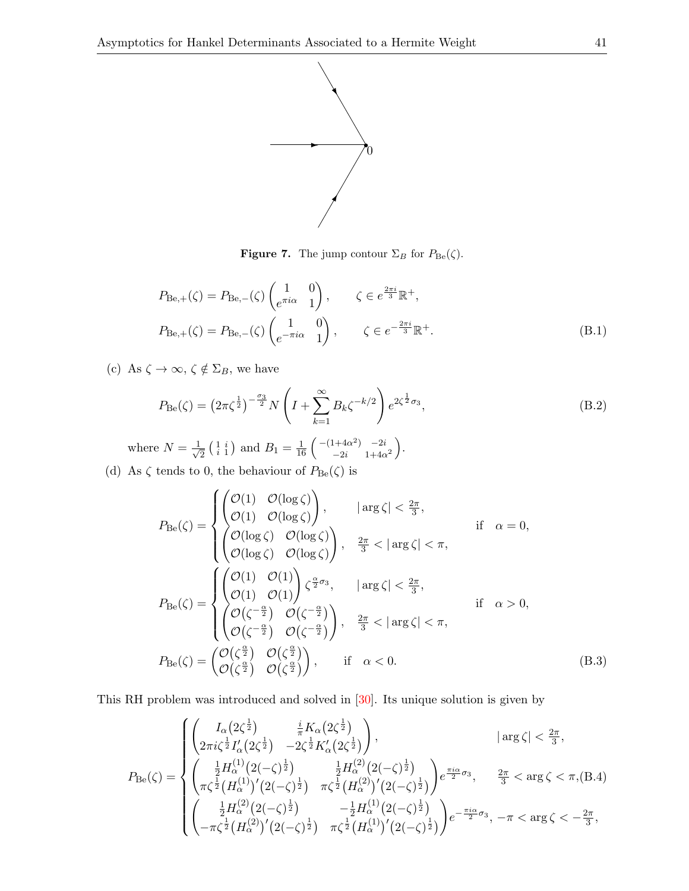Figure 7. The jump contour $\Sigma_B$ for $P_{\mathrm{Be}}(\zeta)$.

$$
\begin{aligned}
&P_{\mathrm{Be},+}(\zeta) = P_{\mathrm{Be},-}(\zeta)\begin{pmatrix} 1 & 0 \\ e^{\pi i\alpha} & 1\end{pmatrix}, \qquad \zeta \in e^{\frac{2\pi i}{3}}\mathbb{R}^+, \\
&P_{\mathrm{Be},+}(\zeta) = P_{\mathrm{Be},-}(\zeta)\begin{pmatrix} 1 & 0 \\ e^{-\pi i\alpha} & 1\end{pmatrix}, \qquad \zeta \in e^{-\frac{2\pi i}{3}}\mathbb{R}^+.
\end{aligned} \tag{B.1}
$$

(c) As $\zeta \to \infty$, $\zeta \notin \Sigma_B$, we have

$$
P_{\mathrm{Be}}(\zeta) = \left(2\pi\zeta^{\frac{1}{2}}\right)^{-\frac{\sigma_3}{2}} N\left(I + \sum_{k=1}^{\infty} B_k \zeta^{-k/2}\right) e^{2\zeta^{\frac{1}{2}}\sigma_3}, \tag{B.2}
$$

where $N = \frac{1}{\sqrt{2}}\begin{pmatrix} 1 & i \\ i & 1\end{pmatrix}$ and $B_1 = \frac{1}{16}\begin{pmatrix} -(1+4\alpha^2) & -2i \\ -2i & 1+4\alpha^2\end{pmatrix}$.

(d) As $\zeta$ tends to 0, the behaviour of $P_{\mathrm{Be}}(\zeta)$ is

$$
\begin{aligned}
&P_{\mathrm{Be}}(\zeta) = \begin{cases} \begin{pmatrix} \mathcal{O}(1) & \mathcal{O}(\log\zeta) \\ \mathcal{O}(1) & \mathcal{O}(\log\zeta)\end{pmatrix}, & |\arg\zeta| < \frac{2\pi}{3}, \\ \begin{pmatrix} \mathcal{O}(\log\zeta) & \mathcal{O}(\log\zeta) \\ \mathcal{O}(\log\zeta) & \mathcal{O}(\log\zeta)\end{pmatrix}, & \frac{2\pi}{3} < |\arg\zeta| < \pi, \end{cases} \qquad \text{if} \quad \alpha = 0, \\
&P_{\mathrm{Be}}(\zeta) = \begin{cases} \begin{pmatrix} \mathcal{O}(1) & \mathcal{O}(1) \\ \mathcal{O}(1) & \mathcal{O}(1)\end{pmatrix}\zeta^{\frac{\alpha}{2}\sigma_3}, & |\arg\zeta| < \frac{2\pi}{3}, \\ \begin{pmatrix} \mathcal{O}(\zeta^{-\frac{\alpha}{2}}) & \mathcal{O}(\zeta^{-\frac{\alpha}{2}}) \\ \mathcal{O}(\zeta^{-\frac{\alpha}{2}}) & \mathcal{O}(\zeta^{-\frac{\alpha}{2}})\end{pmatrix}, & \frac{2\pi}{3} < |\arg\zeta| < \pi, \end{cases} \qquad \text{if} \quad \alpha > 0, \\
&P_{\mathrm{Be}}(\zeta) = \begin{pmatrix} \mathcal{O}(\zeta^{\frac{\alpha}{2}}) & \mathcal{O}(\zeta^{\frac{\alpha}{2}}) \\ \mathcal{O}(\zeta^{\frac{\alpha}{2}}) & \mathcal{O}(\zeta^{\frac{\alpha}{2}})\end{pmatrix}, \qquad \text{if} \quad \alpha < 0.
\end{aligned} \tag{B.3}
$$

This RH problem was introduced and solved in [30]. Its unique solution is given by

$$
P_{\mathrm{Be}}(\zeta) = \begin{cases} \begin{pmatrix} I_\alpha(2\zeta^{\frac{1}{2}}) & \frac{i}{\pi}K_\alpha(2\zeta^{\frac{1}{2}}) \\ 2\pi i\zeta^{\frac{1}{2}}I_\alpha'(2\zeta^{\frac{1}{2}}) & -2\zeta^{\frac{1}{2}}K_\alpha'(2\zeta^{\frac{1}{2}})\end{pmatrix}, & |\arg\zeta| < \frac{2\pi}{3}, \\ \begin{pmatrix} \frac{1}{2}H_\alpha^{(1)}(2(-\zeta)^{\frac{1}{2}}) & \frac{1}{2}H_\alpha^{(2)}(2(-\zeta)^{\frac{1}{2}}) \\ \pi\zeta^{\frac{1}{2}}(H_\alpha^{(1)})'(2(-\zeta)^{\frac{1}{2}}) & \pi\zeta^{\frac{1}{2}}(H_\alpha^{(2)})'(2(-\zeta)^{\frac{1}{2}})\end{pmatrix}e^{\frac{\pi i\alpha}{2}\sigma_3}, & \frac{2\pi}{3} < \arg\zeta < \pi, \\ \begin{pmatrix} \frac{1}{2}H_\alpha^{(2)}(2(-\zeta)^{\frac{1}{2}}) & -\frac{1}{2}H_\alpha^{(1)}(2(-\zeta)^{\frac{1}{2}}) \\ -\pi\zeta^{\frac{1}{2}}(H_\alpha^{(2)})'(2(-\zeta)^{\frac{1}{2}}) & \pi\zeta^{\frac{1}{2}}(H_\alpha^{(1)})'(2(-\zeta)^{\frac{1}{2}})\end{pmatrix}e^{-\frac{\pi i\alpha}{2}\sigma_3}, & -\pi < \arg\zeta < -\frac{2\pi}{3}, \end{cases} \tag{B.4}
$$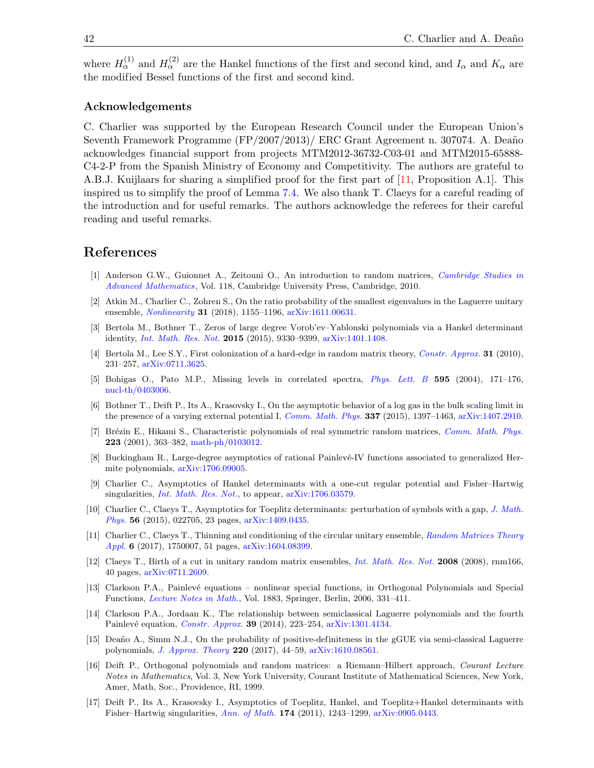where $H_\alpha^{(1)}$ and $H_\alpha^{(2)}$ are the Hankel functions of the first and second kind, and $I_\alpha$ and $K_\alpha$ are the modified Bessel functions of the first and second kind.

### Acknowledgements

C. Charlier was supported by the European Research Council under the European Union's Seventh Framework Programme (FP/2007/2013)/ ERC Grant Agreement n. 307074. A. Deaño acknowledges financial support from projects MTM2012-36732-C03-01 and MTM2015-65888-C4-2-P from the Spanish Ministry of Economy and Competitivity. The authors are grateful to A.B.J. Kuijlaars for sharing a simplified proof for the first part of [11, Proposition A.1]. This inspired us to simplify the proof of Lemma 7.4. We also thank T. Claeys for a careful reading of the introduction and for useful remarks. The authors acknowledge the referees for their careful reading and useful remarks.

## References

[1] Anderson G.W., Guionnet A., Zeitouni O., An introduction to random matrices, *Cambridge Studies in Advanced Mathematics*, Vol. 118, Cambridge University Press, Cambridge, 2010.

[2] Atkin M., Charlier C., Zohren S., On the ratio probability of the smallest eigenvalues in the Laguerre unitary ensemble, *Nonlinearity* **31** (2018), 1155–1196, arXiv:1611.00631.

[3] Bertola M., Bothner T., Zeros of large degree Vorob'ev–Yablonski polynomials via a Hankel determinant identity, *Int. Math. Res. Not.* **2015** (2015), 9330–9399, arXiv:1401.1408.

[4] Bertola M., Lee S.Y., First colonization of a hard-edge in random matrix theory, *Constr. Approx.* **31** (2010), 231–257, arXiv:0711.3625.

[5] Bohigas O., Pato M.P., Missing levels in correlated spectra, *Phys. Lett. B* **595** (2004), 171–176, nucl-th/0403006.

[6] Bothner T., Deift P., Its A., Krasovsky I., On the asymptotic behavior of a log gas in the bulk scaling limit in the presence of a varying external potential I, *Comm. Math. Phys.* **337** (2015), 1397–1463, arXiv:1407.2910.

[7] Brézin E., Hikami S., Characteristic polynomials of real symmetric random matrices, *Comm. Math. Phys.* **223** (2001), 363–382, math-ph/0103012.

[8] Buckingham R., Large-degree asymptotics of rational Painlevé-IV functions associated to generalized Hermite polynomials, arXiv:1706.09005.

[9] Charlier C., Asymptotics of Hankel determinants with a one-cut regular potential and Fisher–Hartwig singularities, *Int. Math. Res. Not.*, to appear, arXiv:1706.03579.

[10] Charlier C., Claeys T., Asymptotics for Toeplitz determinants: perturbation of symbols with a gap, *J. Math. Phys.* **56** (2015), 022705, 23 pages, arXiv:1409.0435.

[11] Charlier C., Claeys T., Thinning and conditioning of the circular unitary ensemble, *Random Matrices Theory Appl.* **6** (2017), 1750007, 51 pages, arXiv:1604.08399.

[12] Claeys T., Birth of a cut in unitary random matrix ensembles, *Int. Math. Res. Not.* **2008** (2008), rnm166, 40 pages, arXiv:0711.2609.

[13] Clarkson P.A., Painlevé equations – nonlinear special functions, in Orthogonal Polynomials and Special Functions, *Lecture Notes in Math.*, Vol. 1883, Springer, Berlin, 2006, 331–411.

[14] Clarkson P.A., Jordaan K., The relationship between semiclassical Laguerre polynomials and the fourth Painlevé equation, *Constr. Approx.* **39** (2014), 223–254, arXiv:1301.4134.

[15] Deaño A., Simm N.J., On the probability of positive-definiteness in the gGUE via semi-classical Laguerre polynomials, *J. Approx. Theory* **220** (2017), 44–59, arXiv:1610.08561.

[16] Deift P., Orthogonal polynomials and random matrices: a Riemann–Hilbert approach, *Courant Lecture Notes in Mathematics*, Vol. 3, New York University, Courant Institute of Mathematical Sciences, New York, Amer, Math, Soc., Providence, RI, 1999.

[17] Deift P., Its A., Krasovsky I., Asymptotics of Toeplitz, Hankel, and Toeplitz+Hankel determinants with Fisher–Hartwig singularities, *Ann. of Math.* **174** (2011), 1243–1299, arXiv:0905.0443.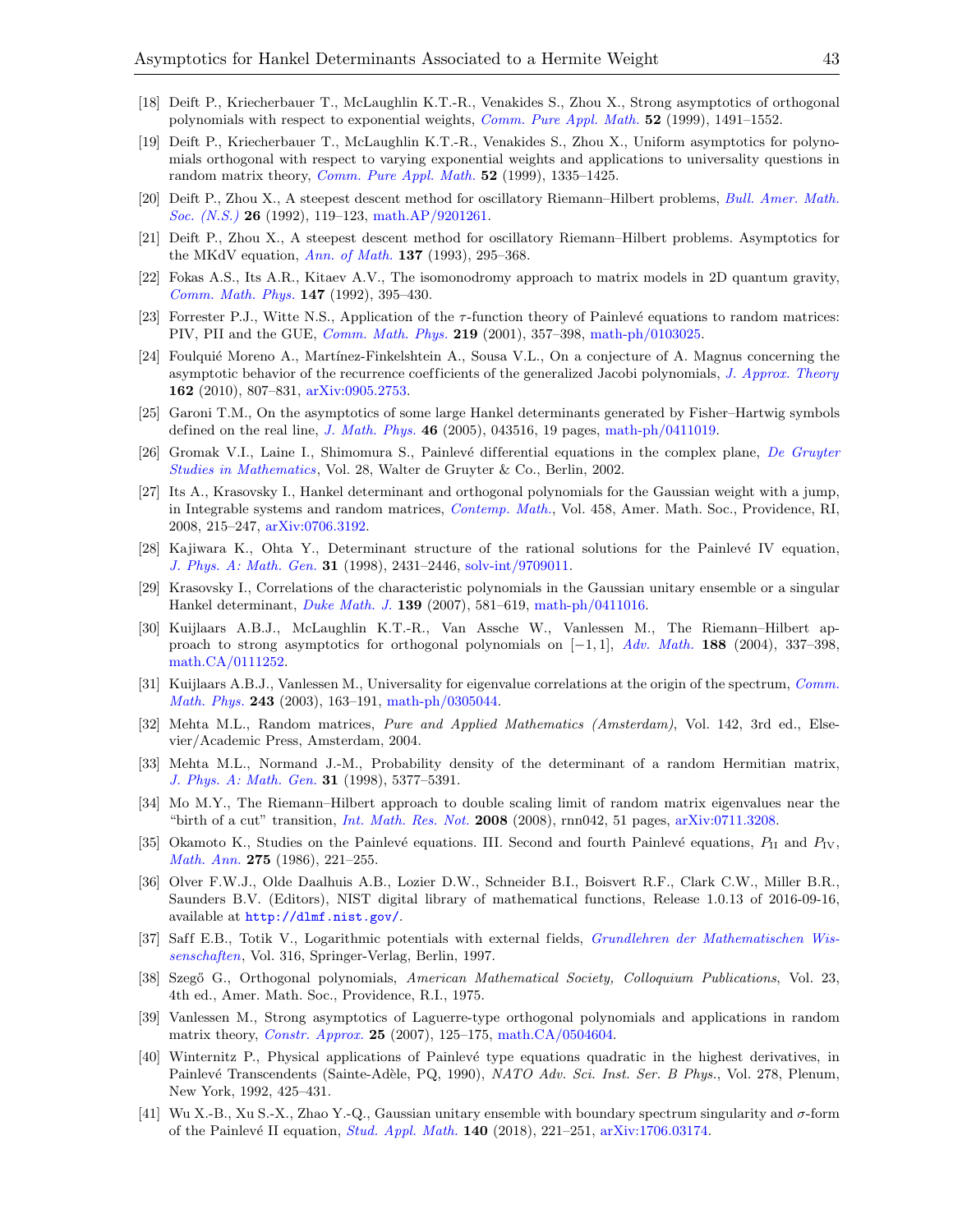[18] Deift P., Kriecherbauer T., McLaughlin K.T.-R., Venakides S., Zhou X., Strong asymptotics of orthogonal polynomials with respect to exponential weights, *Comm. Pure Appl. Math.* **52** (1999), 1491–1552.

[19] Deift P., Kriecherbauer T., McLaughlin K.T.-R., Venakides S., Zhou X., Uniform asymptotics for polynomials orthogonal with respect to varying exponential weights and applications to universality questions in random matrix theory, *Comm. Pure Appl. Math.* **52** (1999), 1335–1425.

[20] Deift P., Zhou X., A steepest descent method for oscillatory Riemann–Hilbert problems, *Bull. Amer. Math. Soc. (N.S.)* **26** (1992), 119–123, math.AP/9201261.

[21] Deift P., Zhou X., A steepest descent method for oscillatory Riemann–Hilbert problems. Asymptotics for the MKdV equation, *Ann. of Math.* **137** (1993), 295–368.

[22] Fokas A.S., Its A.R., Kitaev A.V., The isomonodromy approach to matrix models in 2D quantum gravity, *Comm. Math. Phys.* **147** (1992), 395–430.

[23] Forrester P.J., Witte N.S., Application of the $\tau$-function theory of Painlevé equations to random matrices: PIV, PII and the GUE, *Comm. Math. Phys.* **219** (2001), 357–398, math-ph/0103025.

[24] Foulquié Moreno A., Martínez-Finkelshtein A., Sousa V.L., On a conjecture of A. Magnus concerning the asymptotic behavior of the recurrence coefficients of the generalized Jacobi polynomials, *J. Approx. Theory* **162** (2010), 807–831, arXiv:0905.2753.

[25] Garoni T.M., On the asymptotics of some large Hankel determinants generated by Fisher–Hartwig symbols defined on the real line, *J. Math. Phys.* **46** (2005), 043516, 19 pages, math-ph/0411019.

[26] Gromak V.I., Laine I., Shimomura S., Painlevé differential equations in the complex plane, *De Gruyter Studies in Mathematics*, Vol. 28, Walter de Gruyter & Co., Berlin, 2002.

[27] Its A., Krasovsky I., Hankel determinant and orthogonal polynomials for the Gaussian weight with a jump, in Integrable systems and random matrices, *Contemp. Math.*, Vol. 458, Amer. Math. Soc., Providence, RI, 2008, 215–247, arXiv:0706.3192.

[28] Kajiwara K., Ohta Y., Determinant structure of the rational solutions for the Painlevé IV equation, *J. Phys. A: Math. Gen.* **31** (1998), 2431–2446, solv-int/9709011.

[29] Krasovsky I., Correlations of the characteristic polynomials in the Gaussian unitary ensemble or a singular Hankel determinant, *Duke Math. J.* **139** (2007), 581–619, math-ph/0411016.

[30] Kuijlaars A.B.J., McLaughlin K.T.-R., Van Assche W., Vanlessen M., The Riemann–Hilbert approach to strong asymptotics for orthogonal polynomials on $[-1,1]$, *Adv. Math.* **188** (2004), 337–398, math.CA/0111252.

[31] Kuijlaars A.B.J., Vanlessen M., Universality for eigenvalue correlations at the origin of the spectrum, *Comm. Math. Phys.* **243** (2003), 163–191, math-ph/0305044.

[32] Mehta M.L., Random matrices, *Pure and Applied Mathematics (Amsterdam)*, Vol. 142, 3rd ed., Elsevier/Academic Press, Amsterdam, 2004.

[33] Mehta M.L., Normand J.-M., Probability density of the determinant of a random Hermitian matrix, *J. Phys. A: Math. Gen.* **31** (1998), 5377–5391.

[34] Mo M.Y., The Riemann–Hilbert approach to double scaling limit of random matrix eigenvalues near the "birth of a cut" transition, *Int. Math. Res. Not.* **2008** (2008), rnn042, 51 pages, arXiv:0711.3208.

[35] Okamoto K., Studies on the Painlevé equations. III. Second and fourth Painlevé equations, $P_{\rm II}$ and $P_{\rm IV}$, *Math. Ann.* **275** (1986), 221–255.

[36] Olver F.W.J., Olde Daalhuis A.B., Lozier D.W., Schneider B.I., Boisvert R.F., Clark C.W., Miller B.R., Saunders B.V. (Editors), NIST digital library of mathematical functions, Release 1.0.13 of 2016-09-16, available at http://dlmf.nist.gov/.

[37] Saff E.B., Totik V., Logarithmic potentials with external fields, *Grundlehren der Mathematischen Wissenschaften*, Vol. 316, Springer-Verlag, Berlin, 1997.

[38] Szegő G., Orthogonal polynomials, *American Mathematical Society, Colloquium Publications*, Vol. 23, 4th ed., Amer. Math. Soc., Providence, R.I., 1975.

[39] Vanlessen M., Strong asymptotics of Laguerre-type orthogonal polynomials and applications in random matrix theory, *Constr. Approx.* **25** (2007), 125–175, math.CA/0504604.

[40] Winternitz P., Physical applications of Painlevé type equations quadratic in the highest derivatives, in Painlevé Transcendents (Sainte-Adèle, PQ, 1990), *NATO Adv. Sci. Inst. Ser. B Phys.*, Vol. 278, Plenum, New York, 1992, 425–431.

[41] Wu X.-B., Xu S.-X., Zhao Y.-Q., Gaussian unitary ensemble with boundary spectrum singularity and $\sigma$-form of the Painlevé II equation, *Stud. Appl. Math.* **140** (2018), 221–251, arXiv:1706.03174.